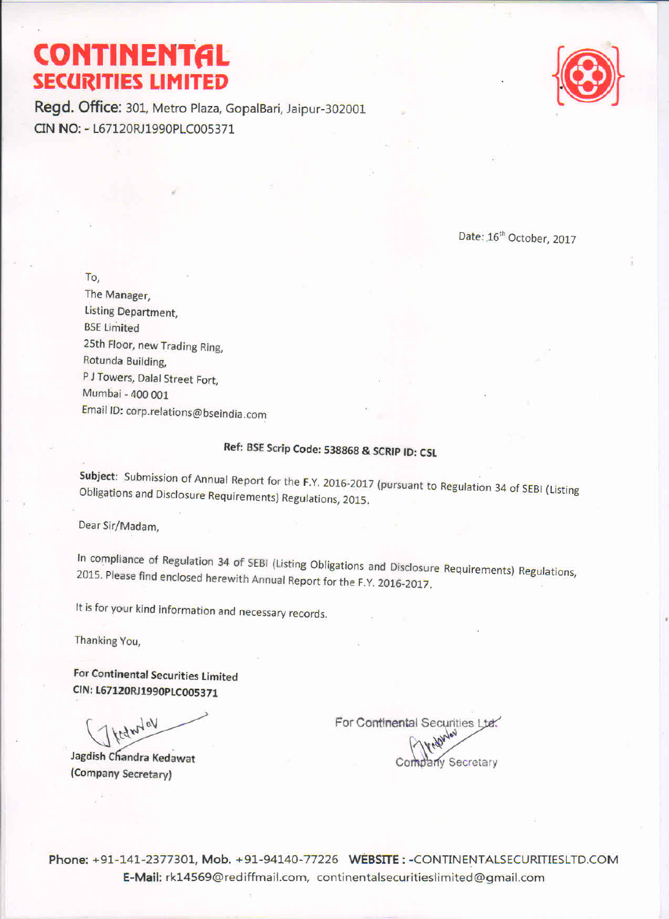# CONTINENTAL SECURITIES LIMITED

**Regd. Office:** 301, Metro Plaza, GopalBari, Jaipur-302001

**CIN NO:** - L67120RJ1990PLC005371

Date: 16th October, 2017

To,
The Manager,
Listing Department,
BSE Limited
25th Floor, new Trading Ring,
Rotunda Building,
P J Towers, Dalal Street Fort,
Mumbai - 400 001
Email ID: corp.relations@bseindia.com

**Ref: BSE Scrip Code: 538868 & SCRIP ID: CSL**

**Subject**: Submission of Annual Report for the F.Y. 2016-2017 (pursuant to Regulation 34 of SEBI (Listing Obligations and Disclosure Requirements) Regulations, 2015.

Dear Sir/Madam,

In compliance of Regulation 34 of SEBI (Listing Obligations and Disclosure Requirements) Regulations, 2015. Please find enclosed herewith Annual Report for the F.Y. 2016-2017.

It is for your kind information and necessary records.

Thanking You,

**For Continental Securities Limited**
**CIN: L67120RJ1990PLC005371**

Jagdish Chandra Kedawat
(Company Secretary)

For Continental Securities Ltd.
Company Secretary

**Phone:** +91-141-2377301, **Mob.** +91-94140-77226 **WEBSITE :** -CONTINENTALSECURITIESLTD.COM
**E-Mail:** rk14569@rediffmail.com, continentalsecuritieslimited@gmail.com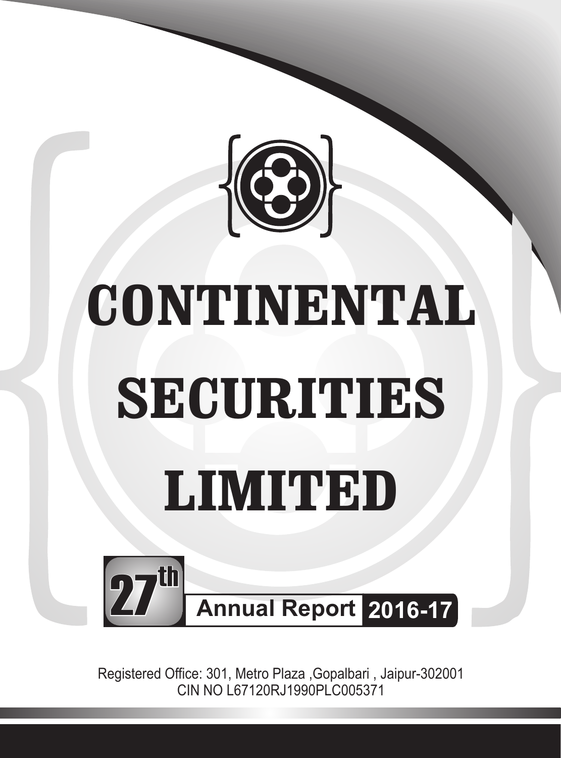# CONTINENTAL SECURITIES LIMITED

27th Annual Report 2016-17

Registered Office: 301, Metro Plaza ,Gopalbari , Jaipur-302001
CIN NO L67120RJ1990PLC005371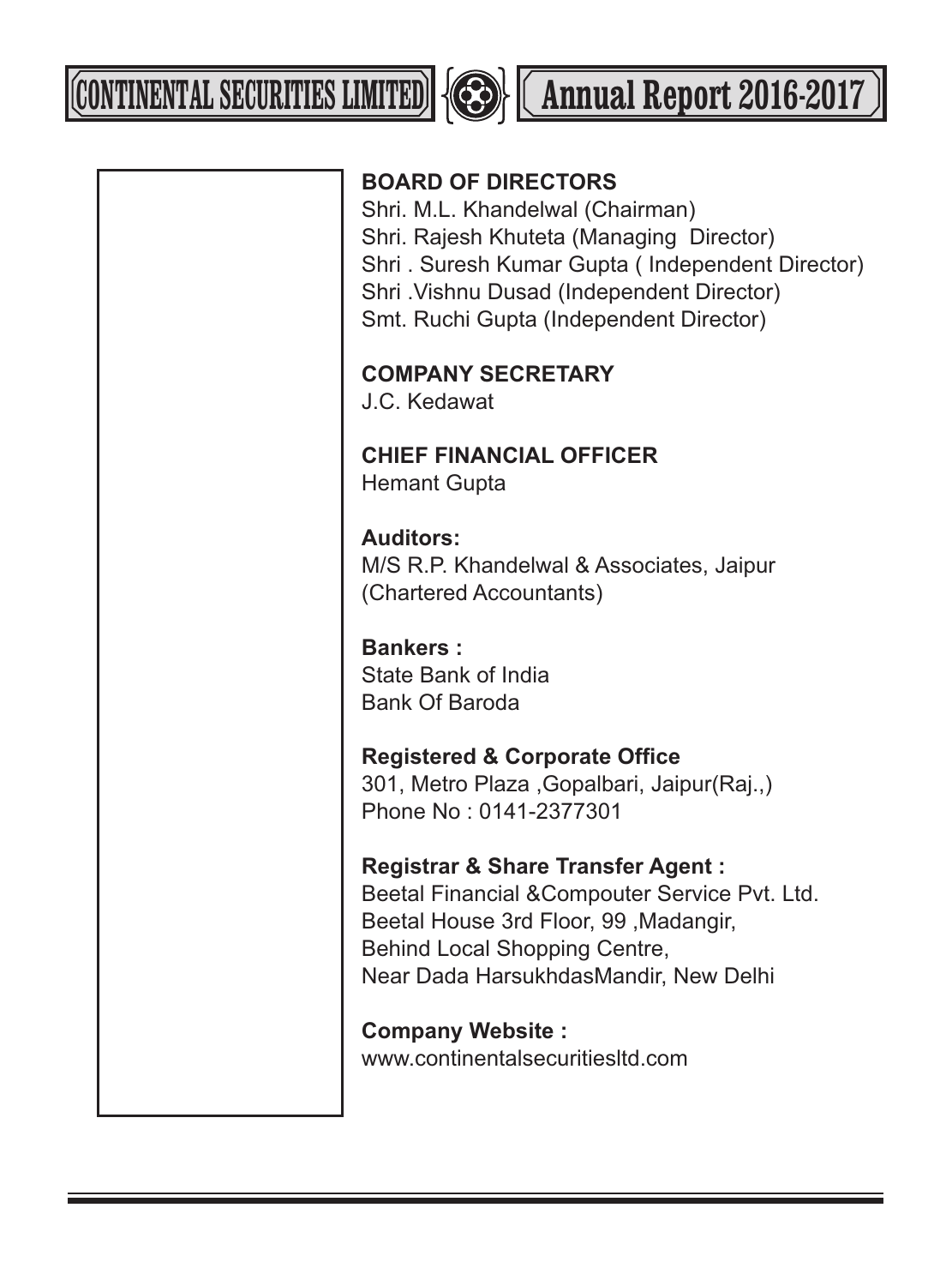**BOARD OF DIRECTORS**

Shri. M.L. Khandelwal (Chairman)
Shri. Rajesh Khuteta (Managing Director)
Shri . Suresh Kumar Gupta ( Independent Director)
Shri .Vishnu Dusad (Independent Director)
Smt. Ruchi Gupta (Independent Director)

**COMPANY SECRETARY**

J.C. Kedawat

**CHIEF FINANCIAL OFFICER**

Hemant Gupta

**Auditors:**

M/S R.P. Khandelwal & Associates, Jaipur
(Chartered Accountants)

**Bankers :**

State Bank of India
Bank Of Baroda

**Registered & Corporate Office**

301, Metro Plaza ,Gopalbari, Jaipur(Raj.,)
Phone No : 0141-2377301

**Registrar & Share Transfer Agent :**

Beetal Financial &Compouter Service Pvt. Ltd.
Beetal House 3rd Floor, 99 ,Madangir,
Behind Local Shopping Centre,
Near Dada HarsukhdasMandir, New Delhi

**Company Website :**

www.continentalsecuritiesltd.com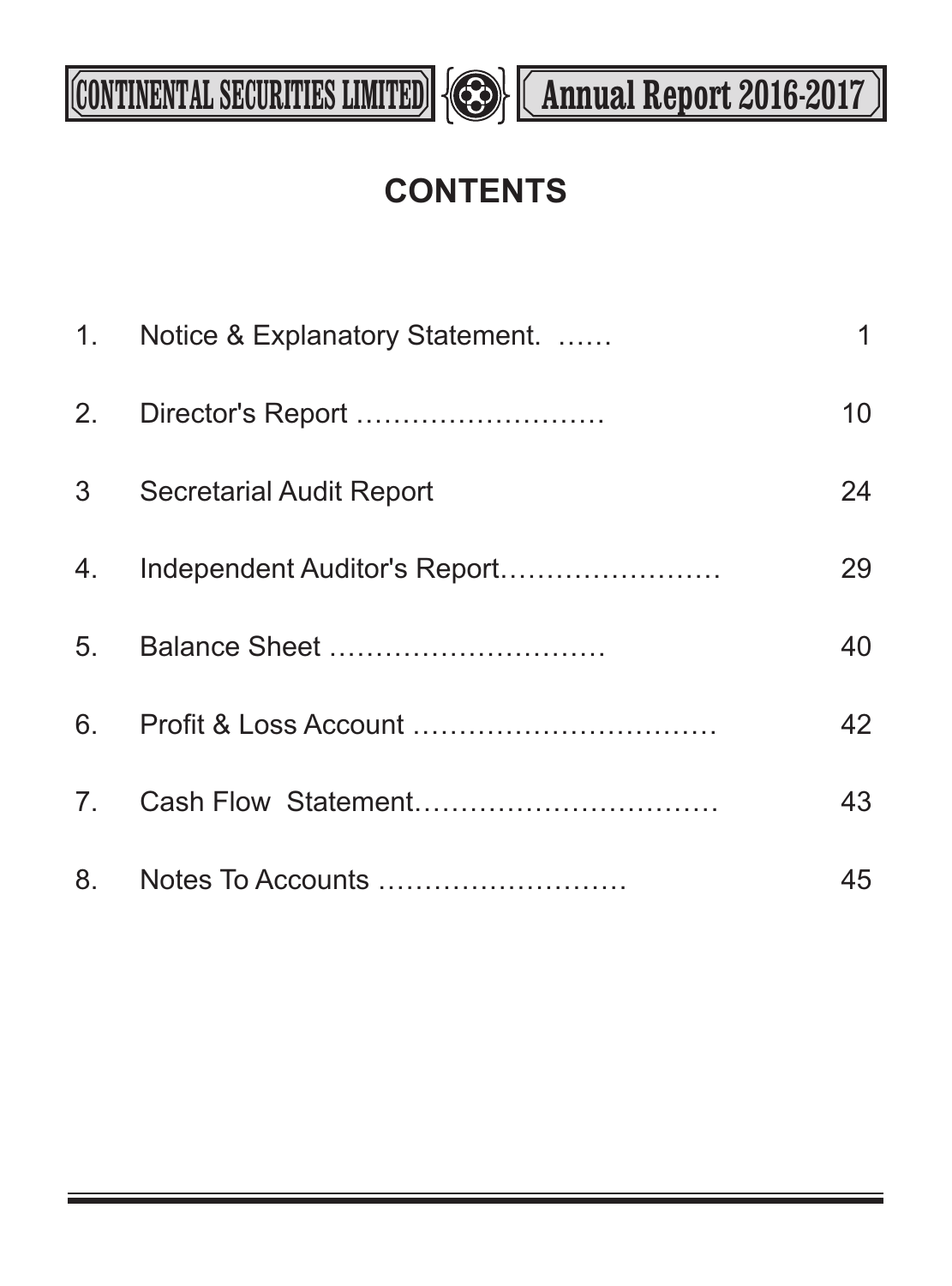# CONTENTS

| | | |
|---|---|---|
| 1. | Notice & Explanatory Statement. …… | 1 |
| 2. | Director's Report ……………………… | 10 |
| 3 | Secretarial Audit Report | 24 |
| 4. | Independent Auditor's Report…………………… | 29 |
| 5. | Balance Sheet ………………………… | 40 |
| 6. | Profit & Loss Account …………………………… | 42 |
| 7. | Cash Flow Statement…………………………… | 43 |
| 8. | Notes To Accounts ……………………… | 45 |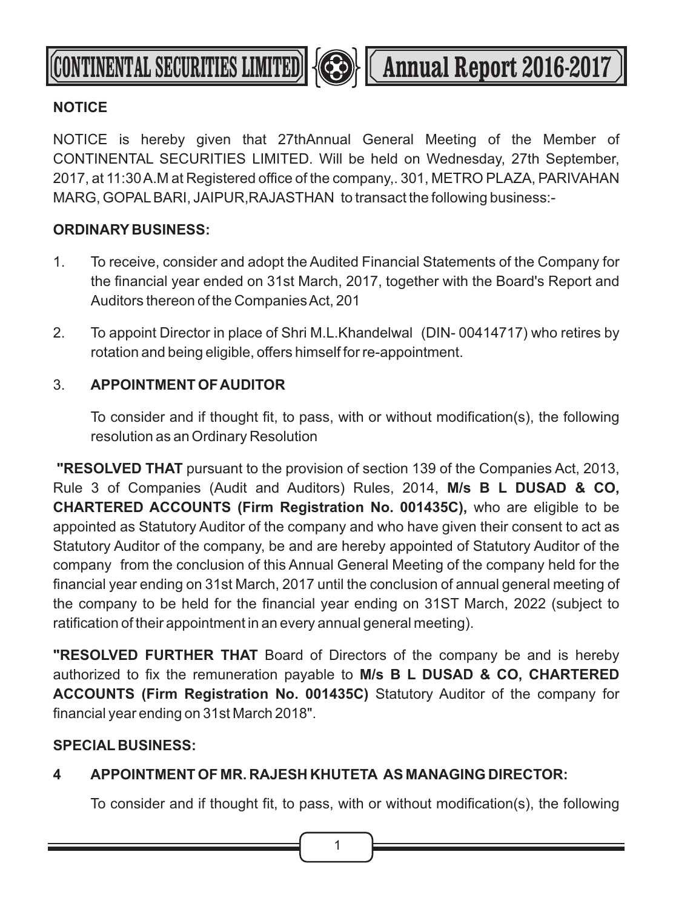**NOTICE**

NOTICE is hereby given that 27thAnnual General Meeting of the Member of CONTINENTAL SECURITIES LIMITED. Will be held on Wednesday, 27th September, 2017, at 11:30 A.M at Registered office of the company,. 301, METRO PLAZA, PARIVAHAN MARG, GOPAL BARI, JAIPUR,RAJASTHAN to transact the following business:-

**ORDINARY BUSINESS:**

1. To receive, consider and adopt the Audited Financial Statements of the Company for the financial year ended on 31st March, 2017, together with the Board's Report and Auditors thereon of the Companies Act, 201

2. To appoint Director in place of Shri M.L.Khandelwal (DIN- 00414717) who retires by rotation and being eligible, offers himself for re-appointment.

3. **APPOINTMENT OF AUDITOR**

   To consider and if thought fit, to pass, with or without modification(s), the following resolution as an Ordinary Resolution

**"RESOLVED THAT** pursuant to the provision of section 139 of the Companies Act, 2013, Rule 3 of Companies (Audit and Auditors) Rules, 2014, **M/s B L DUSAD & CO, CHARTERED ACCOUNTS (Firm Registration No. 001435C),** who are eligible to be appointed as Statutory Auditor of the company and who have given their consent to act as Statutory Auditor of the company, be and are hereby appointed of Statutory Auditor of the company from the conclusion of this Annual General Meeting of the company held for the financial year ending on 31st March, 2017 until the conclusion of annual general meeting of the company to be held for the financial year ending on 31ST March, 2022 (subject to ratification of their appointment in an every annual general meeting).

**"RESOLVED FURTHER THAT** Board of Directors of the company be and is hereby authorized to fix the remuneration payable to **M/s B L DUSAD & CO, CHARTERED ACCOUNTS (Firm Registration No. 001435C)** Statutory Auditor of the company for financial year ending on 31st March 2018".

**SPECIAL BUSINESS:**

4 **APPOINTMENT OF MR. RAJESH KHUTETA AS MANAGING DIRECTOR:**

To consider and if thought fit, to pass, with or without modification(s), the following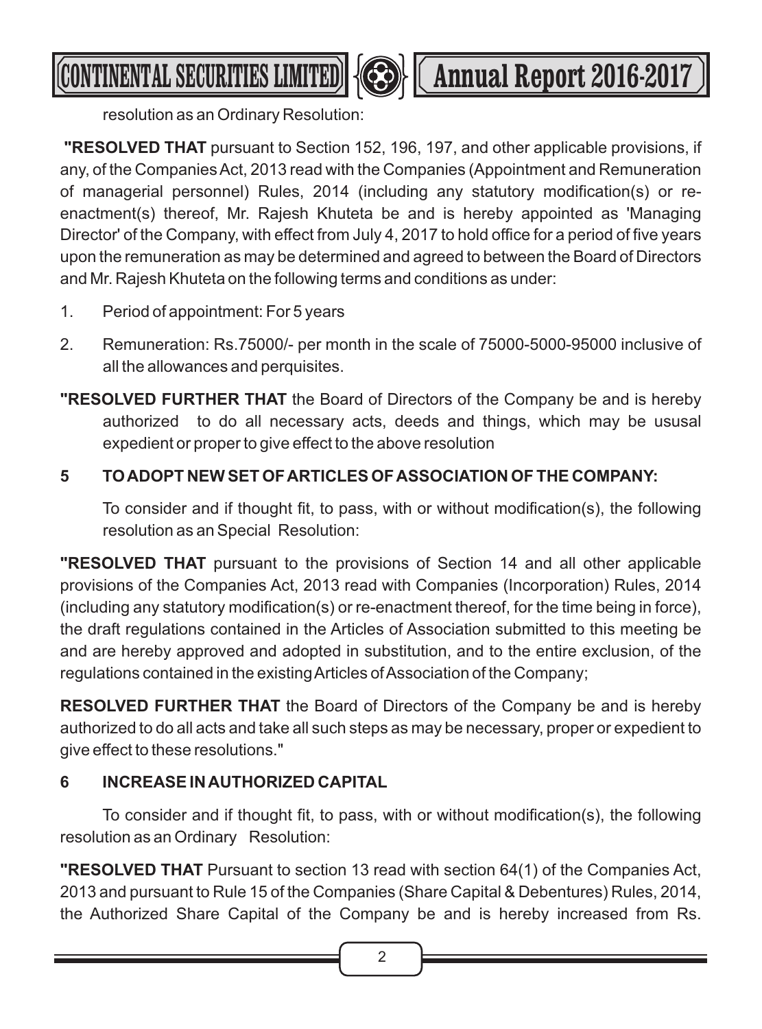resolution as an Ordinary Resolution:

**"RESOLVED THAT** pursuant to Section 152, 196, 197, and other applicable provisions, if any, of the Companies Act, 2013 read with the Companies (Appointment and Remuneration of managerial personnel) Rules, 2014 (including any statutory modification(s) or re-enactment(s) thereof, Mr. Rajesh Khuteta be and is hereby appointed as 'Managing Director' of the Company, with effect from July 4, 2017 to hold office for a period of five years upon the remuneration as may be determined and agreed to between the Board of Directors and Mr. Rajesh Khuteta on the following terms and conditions as under:

1. Period of appointment: For 5 years
2. Remuneration: Rs.75000/- per month in the scale of 75000-5000-95000 inclusive of all the allowances and perquisites.

**"RESOLVED FURTHER THAT** the Board of Directors of the Company be and is hereby authorized to do all necessary acts, deeds and things, which may be ususal expedient or proper to give effect to the above resolution

**5 TO ADOPT NEW SET OF ARTICLES OF ASSOCIATION OF THE COMPANY:**

To consider and if thought fit, to pass, with or without modification(s), the following resolution as an Special Resolution:

**"RESOLVED THAT** pursuant to the provisions of Section 14 and all other applicable provisions of the Companies Act, 2013 read with Companies (Incorporation) Rules, 2014 (including any statutory modification(s) or re-enactment thereof, for the time being in force), the draft regulations contained in the Articles of Association submitted to this meeting be and are hereby approved and adopted in substitution, and to the entire exclusion, of the regulations contained in the existing Articles of Association of the Company;

**RESOLVED FURTHER THAT** the Board of Directors of the Company be and is hereby authorized to do all acts and take all such steps as may be necessary, proper or expedient to give effect to these resolutions."

**6 INCREASE IN AUTHORIZED CAPITAL**

To consider and if thought fit, to pass, with or without modification(s), the following resolution as an Ordinary Resolution:

**"RESOLVED THAT** Pursuant to section 13 read with section 64(1) of the Companies Act, 2013 and pursuant to Rule 15 of the Companies (Share Capital & Debentures) Rules, 2014, the Authorized Share Capital of the Company be and is hereby increased from Rs.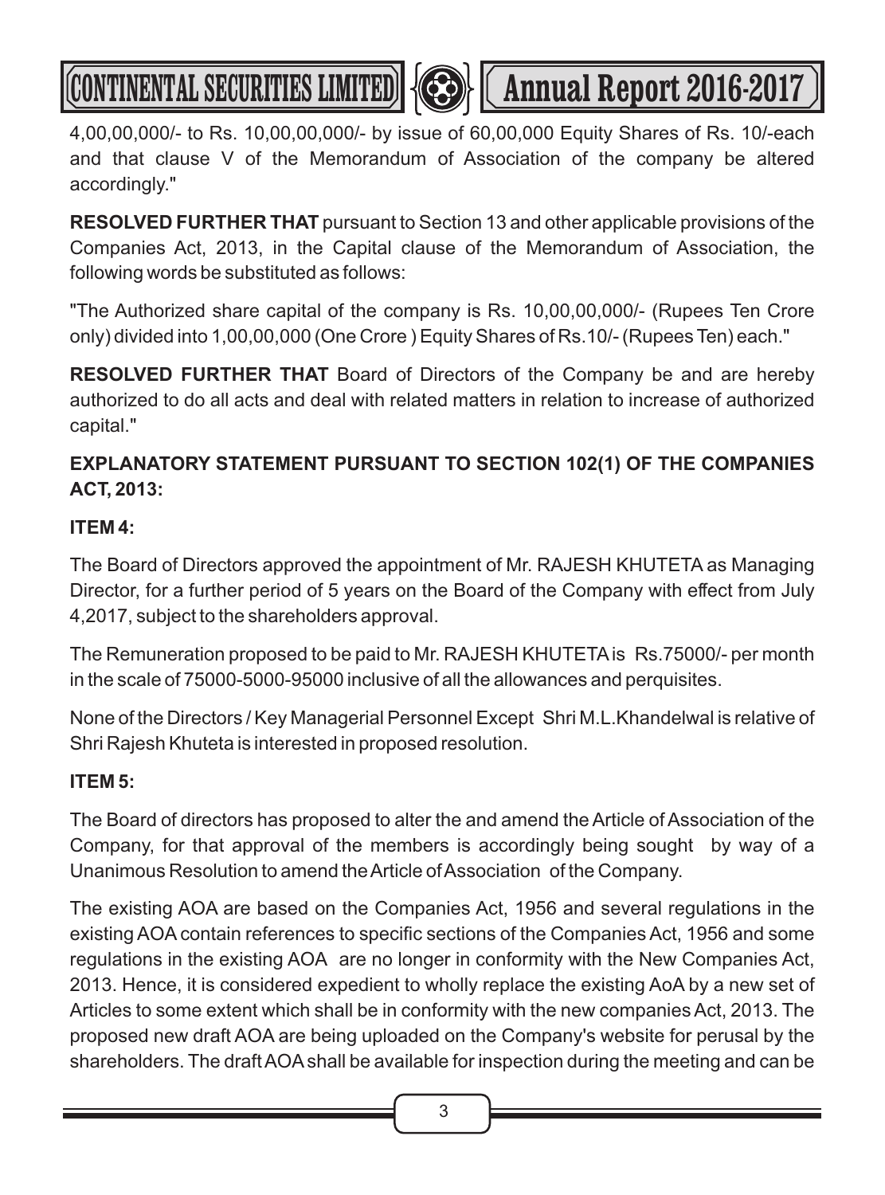4,00,00,000/- to Rs. 10,00,00,000/- by issue of 60,00,000 Equity Shares of Rs. 10/-each and that clause V of the Memorandum of Association of the company be altered accordingly."

**RESOLVED FURTHER THAT** pursuant to Section 13 and other applicable provisions of the Companies Act, 2013, in the Capital clause of the Memorandum of Association, the following words be substituted as follows:

"The Authorized share capital of the company is Rs. 10,00,00,000/- (Rupees Ten Crore only) divided into 1,00,00,000 (One Crore ) Equity Shares of Rs.10/- (Rupees Ten) each."

**RESOLVED FURTHER THAT** Board of Directors of the Company be and are hereby authorized to do all acts and deal with related matters in relation to increase of authorized capital."

**EXPLANATORY STATEMENT PURSUANT TO SECTION 102(1) OF THE COMPANIES ACT, 2013:**

**ITEM 4:**

The Board of Directors approved the appointment of Mr. RAJESH KHUTETA as Managing Director, for a further period of 5 years on the Board of the Company with effect from July 4,2017, subject to the shareholders approval.

The Remuneration proposed to be paid to Mr. RAJESH KHUTETA is Rs.75000/- per month in the scale of 75000-5000-95000 inclusive of all the allowances and perquisites.

None of the Directors / Key Managerial Personnel Except Shri M.L.Khandelwal is relative of Shri Rajesh Khuteta is interested in proposed resolution.

**ITEM 5:**

The Board of directors has proposed to alter the and amend the Article of Association of the Company, for that approval of the members is accordingly being sought by way of a Unanimous Resolution to amend the Article of Association of the Company.

The existing AOA are based on the Companies Act, 1956 and several regulations in the existing AOA contain references to specific sections of the Companies Act, 1956 and some regulations in the existing AOA are no longer in conformity with the New Companies Act, 2013. Hence, it is considered expedient to wholly replace the existing AoA by a new set of Articles to some extent which shall be in conformity with the new companies Act, 2013. The proposed new draft AOA are being uploaded on the Company's website for perusal by the shareholders. The draft AOA shall be available for inspection during the meeting and can be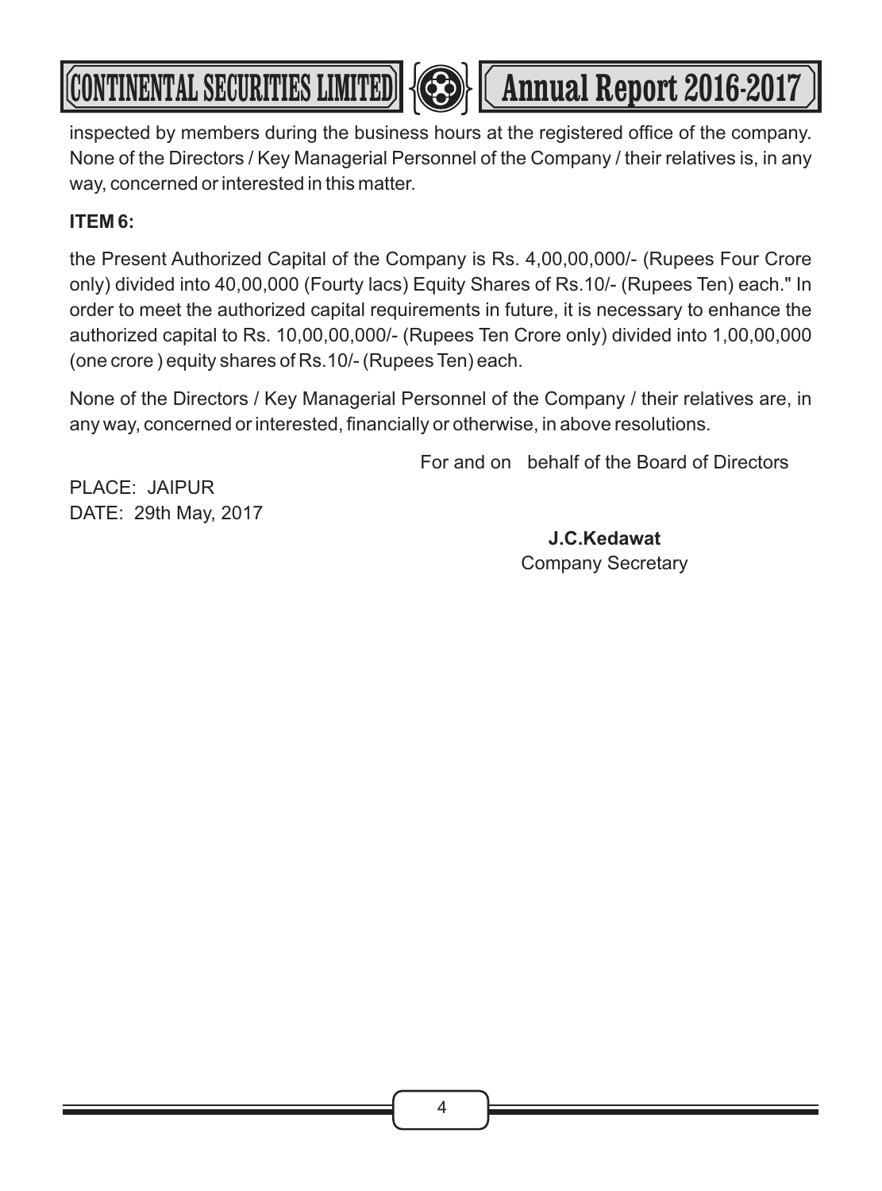inspected by members during the business hours at the registered office of the company. None of the Directors / Key Managerial Personnel of the Company / their relatives is, in any way, concerned or interested in this matter.

**ITEM 6:**

the Present Authorized Capital of the Company is Rs. 4,00,00,000/- (Rupees Four Crore only) divided into 40,00,000 (Fourty lacs) Equity Shares of Rs.10/- (Rupees Ten) each." In order to meet the authorized capital requirements in future, it is necessary to enhance the authorized capital to Rs. 10,00,00,000/- (Rupees Ten Crore only) divided into 1,00,00,000 (one crore ) equity shares of Rs.10/- (Rupees Ten) each.

None of the Directors / Key Managerial Personnel of the Company / their relatives are, in any way, concerned or interested, financially or otherwise, in above resolutions.

For and on behalf of the Board of Directors

PLACE: JAIPUR
DATE: 29th May, 2017

**J.C.Kedawat**
Company Secretary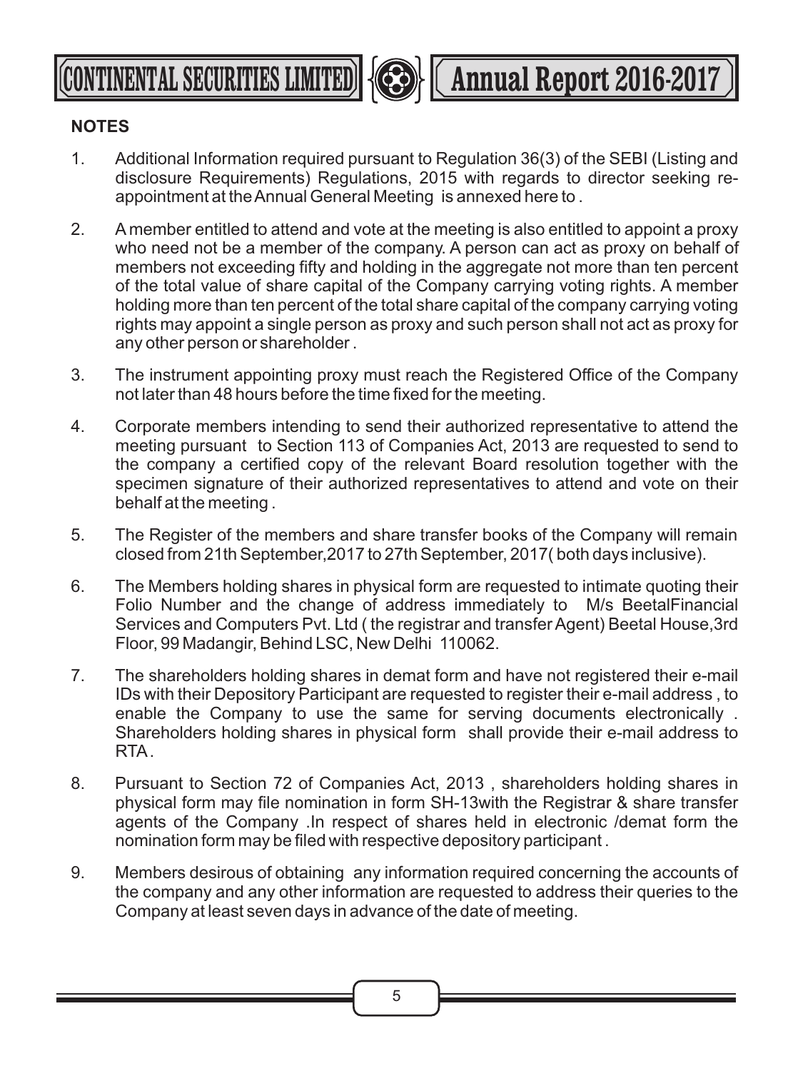## NOTES

1. Additional Information required pursuant to Regulation 36(3) of the SEBI (Listing and disclosure Requirements) Regulations, 2015 with regards to director seeking re-appointment at the Annual General Meeting is annexed here to .

2. A member entitled to attend and vote at the meeting is also entitled to appoint a proxy who need not be a member of the company. A person can act as proxy on behalf of members not exceeding fifty and holding in the aggregate not more than ten percent of the total value of share capital of the Company carrying voting rights. A member holding more than ten percent of the total share capital of the company carrying voting rights may appoint a single person as proxy and such person shall not act as proxy for any other person or shareholder .

3. The instrument appointing proxy must reach the Registered Office of the Company not later than 48 hours before the time fixed for the meeting.

4. Corporate members intending to send their authorized representative to attend the meeting pursuant to Section 113 of Companies Act, 2013 are requested to send to the company a certified copy of the relevant Board resolution together with the specimen signature of their authorized representatives to attend and vote on their behalf at the meeting .

5. The Register of the members and share transfer books of the Company will remain closed from 21th September,2017 to 27th September, 2017( both days inclusive).

6. The Members holding shares in physical form are requested to intimate quoting their Folio Number and the change of address immediately to M/s BeetalFinancial Services and Computers Pvt. Ltd ( the registrar and transfer Agent) Beetal House,3rd Floor, 99 Madangir, Behind LSC, New Delhi 110062.

7. The shareholders holding shares in demat form and have not registered their e-mail IDs with their Depository Participant are requested to register their e-mail address , to enable the Company to use the same for serving documents electronically . Shareholders holding shares in physical form shall provide their e-mail address to RTA.

8. Pursuant to Section 72 of Companies Act, 2013 , shareholders holding shares in physical form may file nomination in form SH-13with the Registrar & share transfer agents of the Company .In respect of shares held in electronic /demat form the nomination form may be filed with respective depository participant .

9. Members desirous of obtaining any information required concerning the accounts of the company and any other information are requested to address their queries to the Company at least seven days in advance of the date of meeting.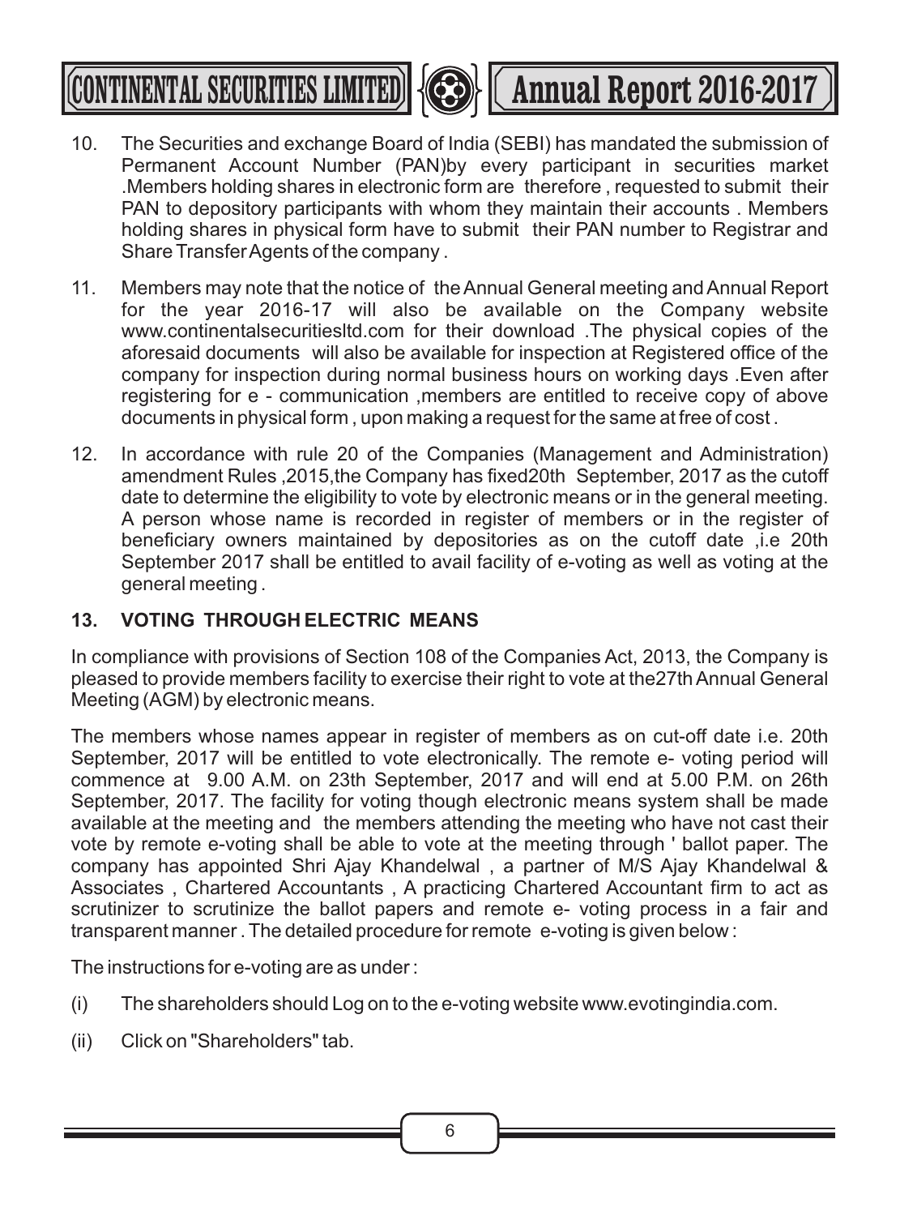10. The Securities and exchange Board of India (SEBI) has mandated the submission of Permanent Account Number (PAN)by every participant in securities market .Members holding shares in electronic form are therefore , requested to submit their PAN to depository participants with whom they maintain their accounts . Members holding shares in physical form have to submit their PAN number to Registrar and Share Transfer Agents of the company .

11. Members may note that the notice of the Annual General meeting and Annual Report for the year 2016-17 will also be available on the Company website www.continentalsecuritiesltd.com for their download .The physical copies of the aforesaid documents will also be available for inspection at Registered office of the company for inspection during normal business hours on working days .Even after registering for e - communication ,members are entitled to receive copy of above documents in physical form , upon making a request for the same at free of cost .

12. In accordance with rule 20 of the Companies (Management and Administration) amendment Rules ,2015,the Company has fixed20th September, 2017 as the cutoff date to determine the eligibility to vote by electronic means or in the general meeting. A person whose name is recorded in register of members or in the register of beneficiary owners maintained by depositories as on the cutoff date ,i.e 20th September 2017 shall be entitled to avail facility of e-voting as well as voting at the general meeting .

**13. VOTING THROUGH ELECTRIC MEANS**

In compliance with provisions of Section 108 of the Companies Act, 2013, the Company is pleased to provide members facility to exercise their right to vote at the27th Annual General Meeting (AGM) by electronic means.

The members whose names appear in register of members as on cut-off date i.e. 20th September, 2017 will be entitled to vote electronically. The remote e- voting period will commence at 9.00 A.M. on 23th September, 2017 and will end at 5.00 P.M. on 26th September, 2017. The facility for voting though electronic means system shall be made available at the meeting and the members attending the meeting who have not cast their vote by remote e-voting shall be able to vote at the meeting through ' ballot paper. The company has appointed Shri Ajay Khandelwal , a partner of M/S Ajay Khandelwal & Associates , Chartered Accountants , A practicing Chartered Accountant firm to act as scrutinizer to scrutinize the ballot papers and remote e- voting process in a fair and transparent manner . The detailed procedure for remote e-voting is given below :

The instructions for e-voting are as under :

(i) The shareholders should Log on to the e-voting website www.evotingindia.com.

(ii) Click on "Shareholders" tab.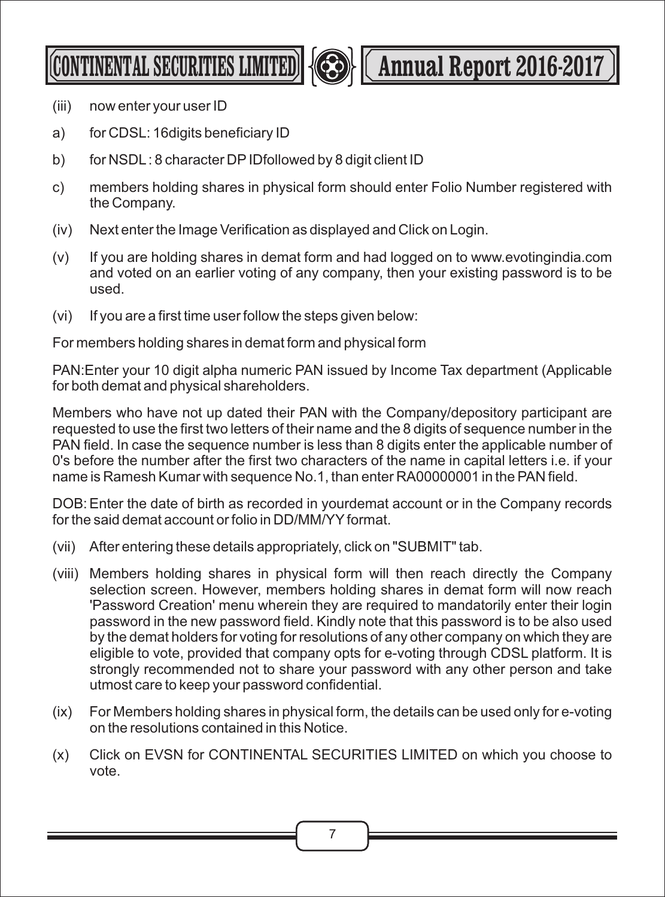(iii) now enter your user ID

a) for CDSL: 16digits beneficiary ID

b) for NSDL : 8 character DP IDfollowed by 8 digit client ID

c) members holding shares in physical form should enter Folio Number registered with the Company.

(iv) Next enter the Image Verification as displayed and Click on Login.

(v) If you are holding shares in demat form and had logged on to www.evotingindia.com and voted on an earlier voting of any company, then your existing password is to be used.

(vi) If you are a first time user follow the steps given below:

For members holding shares in demat form and physical form

PAN:Enter your 10 digit alpha numeric PAN issued by Income Tax department (Applicable for both demat and physical shareholders.

Members who have not up dated their PAN with the Company/depository participant are requested to use the first two letters of their name and the 8 digits of sequence number in the PAN field. In case the sequence number is less than 8 digits enter the applicable number of 0's before the number after the first two characters of the name in capital letters i.e. if your name is Ramesh Kumar with sequence No.1, than enter RA00000001 in the PAN field.

DOB: Enter the date of birth as recorded in yourdemat account or in the Company records for the said demat account or folio in DD/MM/YY format.

(vii) After entering these details appropriately, click on "SUBMIT" tab.

(viii) Members holding shares in physical form will then reach directly the Company selection screen. However, members holding shares in demat form will now reach 'Password Creation' menu wherein they are required to mandatorily enter their login password in the new password field. Kindly note that this password is to be also used by the demat holders for voting for resolutions of any other company on which they are eligible to vote, provided that company opts for e-voting through CDSL platform. It is strongly recommended not to share your password with any other person and take utmost care to keep your password confidential.

(ix) For Members holding shares in physical form, the details can be used only for e-voting on the resolutions contained in this Notice.

(x) Click on EVSN for CONTINENTAL SECURITIES LIMITED on which you choose to vote.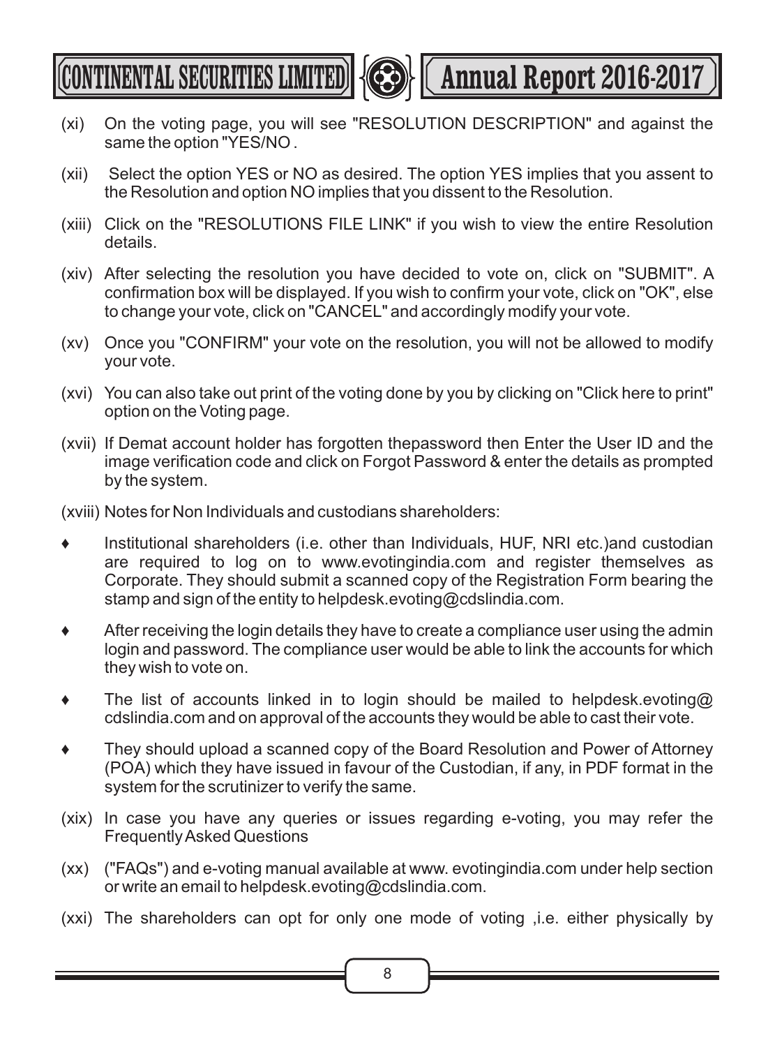(xi) On the voting page, you will see "RESOLUTION DESCRIPTION" and against the same the option "YES/NO .

(xii) Select the option YES or NO as desired. The option YES implies that you assent to the Resolution and option NO implies that you dissent to the Resolution.

(xiii) Click on the "RESOLUTIONS FILE LINK" if you wish to view the entire Resolution details.

(xiv) After selecting the resolution you have decided to vote on, click on "SUBMIT". A confirmation box will be displayed. If you wish to confirm your vote, click on "OK", else to change your vote, click on "CANCEL" and accordingly modify your vote.

(xv) Once you "CONFIRM" your vote on the resolution, you will not be allowed to modify your vote.

(xvi) You can also take out print of the voting done by you by clicking on "Click here to print" option on the Voting page.

(xvii) If Demat account holder has forgotten thepassword then Enter the User ID and the image verification code and click on Forgot Password & enter the details as prompted by the system.

(xviii) Notes for Non Individuals and custodians shareholders:

- Institutional shareholders (i.e. other than Individuals, HUF, NRI etc.)and custodian are required to log on to www.evotingindia.com and register themselves as Corporate. They should submit a scanned copy of the Registration Form bearing the stamp and sign of the entity to helpdesk.evoting@cdslindia.com.
- After receiving the login details they have to create a compliance user using the admin login and password. The compliance user would be able to link the accounts for which they wish to vote on.
- The list of accounts linked in to login should be mailed to helpdesk.evoting@ cdslindia.com and on approval of the accounts they would be able to cast their vote.
- They should upload a scanned copy of the Board Resolution and Power of Attorney (POA) which they have issued in favour of the Custodian, if any, in PDF format in the system for the scrutinizer to verify the same.

(xix) In case you have any queries or issues regarding e-voting, you may refer the Frequently Asked Questions

(xx) ("FAQs") and e-voting manual available at www. evotingindia.com under help section or write an email to helpdesk.evoting@cdslindia.com.

(xxi) The shareholders can opt for only one mode of voting ,i.e. either physically by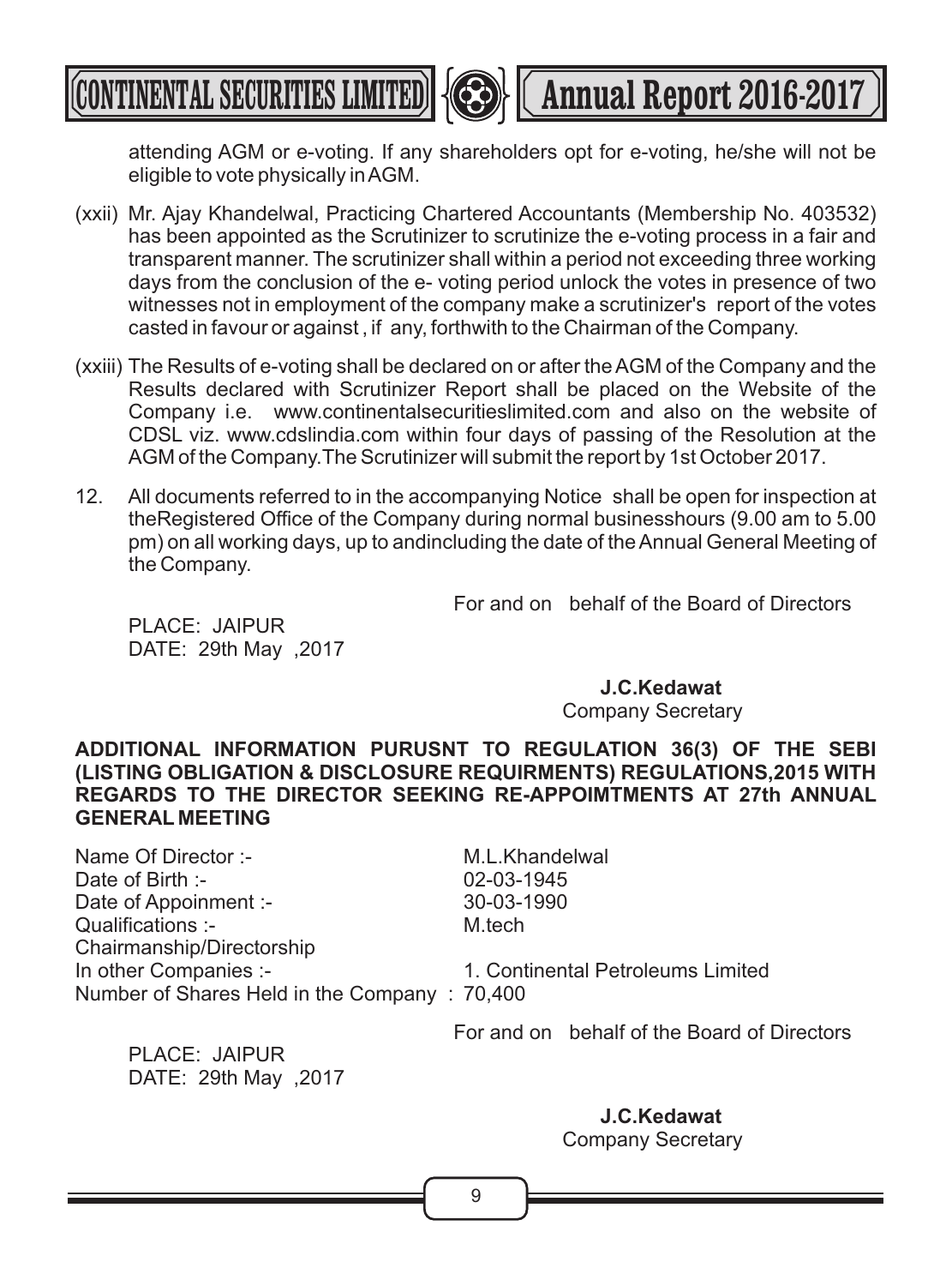attending AGM or e-voting. If any shareholders opt for e-voting, he/she will not be eligible to vote physically in AGM.

(xxii) Mr. Ajay Khandelwal, Practicing Chartered Accountants (Membership No. 403532) has been appointed as the Scrutinizer to scrutinize the e-voting process in a fair and transparent manner. The scrutinizer shall within a period not exceeding three working days from the conclusion of the e- voting period unlock the votes in presence of two witnesses not in employment of the company make a scrutinizer's report of the votes casted in favour or against , if any, forthwith to the Chairman of the Company.

(xxiii) The Results of e-voting shall be declared on or after the AGM of the Company and the Results declared with Scrutinizer Report shall be placed on the Website of the Company i.e. www.continentalsecuritieslimited.com and also on the website of CDSL viz. www.cdslindia.com within four days of passing of the Resolution at the AGM of the Company.The Scrutinizer will submit the report by 1st October 2017.

12. All documents referred to in the accompanying Notice shall be open for inspection at theRegistered Office of the Company during normal businesshours (9.00 am to 5.00 pm) on all working days, up to andincluding the date of the Annual General Meeting of the Company.

For and on behalf of the Board of Directors

PLACE: JAIPUR
DATE: 29th May ,2017

**J.C.Kedawat**
Company Secretary

**ADDITIONAL INFORMATION PURUSNT TO REGULATION 36(3) OF THE SEBI (LISTING OBLIGATION & DISCLOSURE REQUIRMENTS) REGULATIONS,2015 WITH REGARDS TO THE DIRECTOR SEEKING RE-APPOIMTMENTS AT 27th ANNUAL GENERAL MEETING**

Name Of Director :- M.L.Khandelwal
Date of Birth :- 02-03-1945
Date of Appoinment :- 30-03-1990
Qualifications :- M.tech
Chairmanship/Directorship In other Companies :- 1. Continental Petroleums Limited
Number of Shares Held in the Company : 70,400

For and on behalf of the Board of Directors

PLACE: JAIPUR
DATE: 29th May ,2017

**J.C.Kedawat**
Company Secretary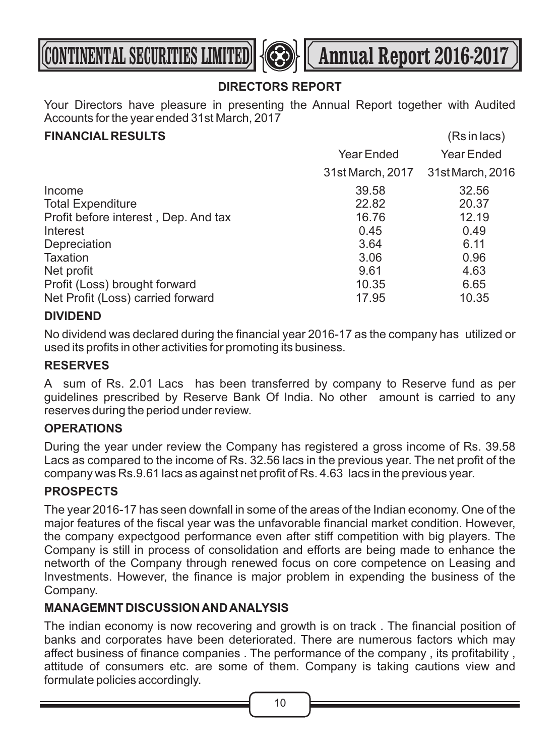## DIRECTORS REPORT

Your Directors have pleasure in presenting the Annual Report together with Audited Accounts for the year ended 31st March, 2017

### FINANCIAL RESULTS

(Rs in lacs)

| | Year Ended 31st March, 2017 | Year Ended 31st March, 2016 |
|---|---|---|
| Income | 39.58 | 32.56 |
| Total Expenditure | 22.82 | 20.37 |
| Profit before interest , Dep. And tax | 16.76 | 12.19 |
| Interest | 0.45 | 0.49 |
| Depreciation | 3.64 | 6.11 |
| Taxation | 3.06 | 0.96 |
| Net profit | 9.61 | 4.63 |
| Profit (Loss) brought forward | 10.35 | 6.65 |
| Net Profit (Loss) carried forward | 17.95 | 10.35 |

### DIVIDEND

No dividend was declared during the financial year 2016-17 as the company has utilized or used its profits in other activities for promoting its business.

### RESERVES

A sum of Rs. 2.01 Lacs has been transferred by company to Reserve fund as per guidelines prescribed by Reserve Bank Of India. No other amount is carried to any reserves during the period under review.

### OPERATIONS

During the year under review the Company has registered a gross income of Rs. 39.58 Lacs as compared to the income of Rs. 32.56 lacs in the previous year. The net profit of the company was Rs.9.61 lacs as against net profit of Rs. 4.63 lacs in the previous year.

### PROSPECTS

The year 2016-17 has seen downfall in some of the areas of the Indian economy. One of the major features of the fiscal year was the unfavorable financial market condition. However, the company expectgood performance even after stiff competition with big players. The Company is still in process of consolidation and efforts are being made to enhance the networth of the Company through renewed focus on core competence on Leasing and Investments. However, the finance is major problem in expending the business of the Company.

### MANAGEMNT DISCUSSION AND ANALYSIS

The indian economy is now recovering and growth is on track . The financial position of banks and corporates have been deteriorated. There are numerous factors which may affect business of finance companies . The performance of the company , its profitability , attitude of consumers etc. are some of them. Company is taking cautions view and formulate policies accordingly.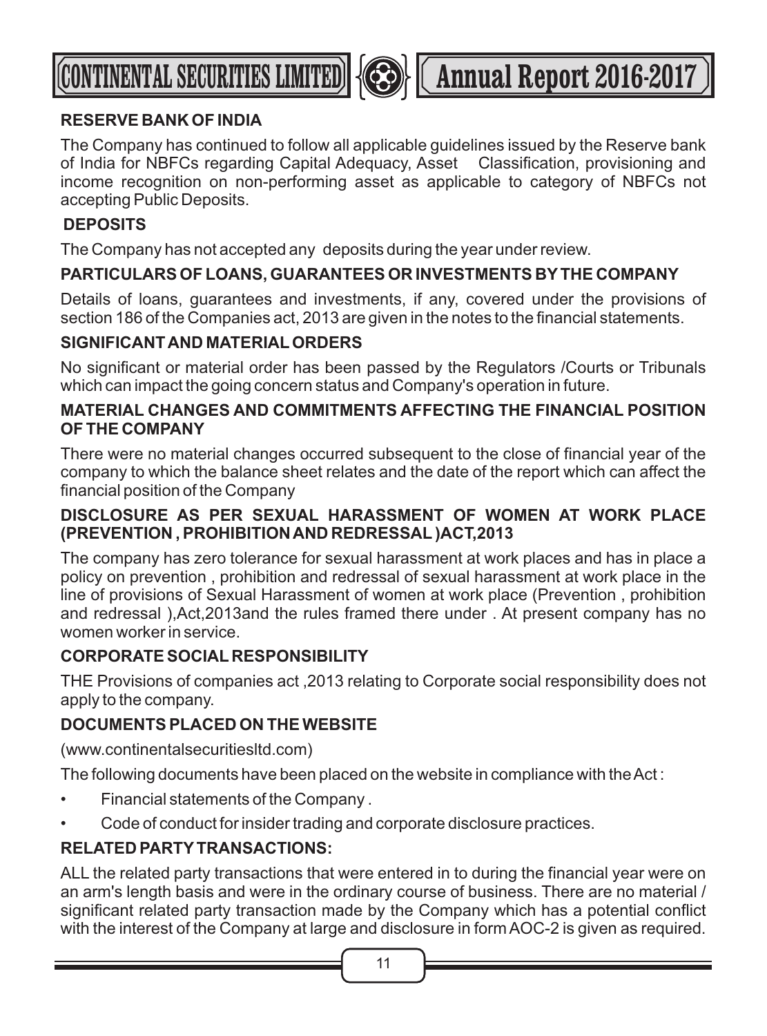**RESERVE BANK OF INDIA**

The Company has continued to follow all applicable guidelines issued by the Reserve bank of India for NBFCs regarding Capital Adequacy, Asset Classification, provisioning and income recognition on non-performing asset as applicable to category of NBFCs not accepting Public Deposits.

**DEPOSITS**

The Company has not accepted any deposits during the year under review.

**PARTICULARS OF LOANS, GUARANTEES OR INVESTMENTS BY THE COMPANY**

Details of loans, guarantees and investments, if any, covered under the provisions of section 186 of the Companies act, 2013 are given in the notes to the financial statements.

**SIGNIFICANT AND MATERIAL ORDERS**

No significant or material order has been passed by the Regulators /Courts or Tribunals which can impact the going concern status and Company's operation in future.

**MATERIAL CHANGES AND COMMITMENTS AFFECTING THE FINANCIAL POSITION OF THE COMPANY**

There were no material changes occurred subsequent to the close of financial year of the company to which the balance sheet relates and the date of the report which can affect the financial position of the Company

**DISCLOSURE AS PER SEXUAL HARASSMENT OF WOMEN AT WORK PLACE (PREVENTION , PROHIBITION AND REDRESSAL )ACT,2013**

The company has zero tolerance for sexual harassment at work places and has in place a policy on prevention , prohibition and redressal of sexual harassment at work place in the line of provisions of Sexual Harassment of women at work place (Prevention , prohibition and redressal ),Act,2013and the rules framed there under . At present company has no women worker in service.

**CORPORATE SOCIAL RESPONSIBILITY**

THE Provisions of companies act ,2013 relating to Corporate social responsibility does not apply to the company.

**DOCUMENTS PLACED ON THE WEBSITE**

(www.continentalsecuritiesltd.com)

The following documents have been placed on the website in compliance with the Act :

- Financial statements of the Company .
- Code of conduct for insider trading and corporate disclosure practices.

**RELATED PARTY TRANSACTIONS:**

ALL the related party transactions that were entered in to during the financial year were on an arm's length basis and were in the ordinary course of business. There are no material / significant related party transaction made by the Company which has a potential conflict with the interest of the Company at large and disclosure in form AOC-2 is given as required.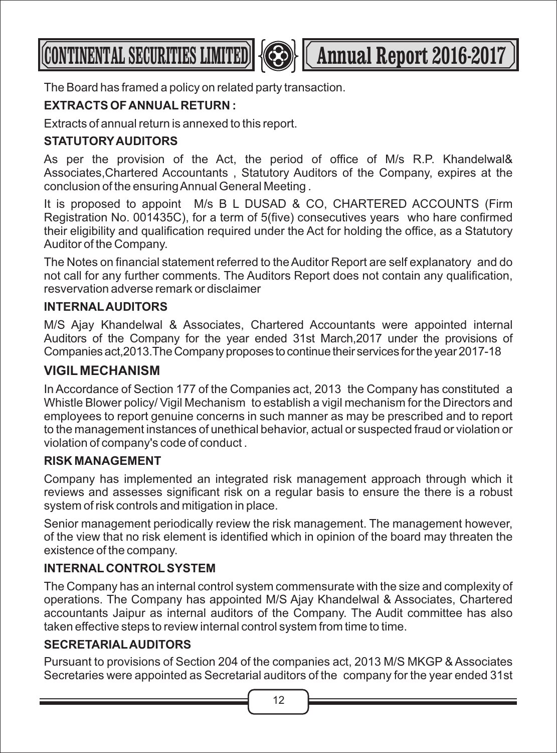The Board has framed a policy on related party transaction.

**EXTRACTS OF ANNUAL RETURN :**

Extracts of annual return is annexed to this report.

**STATUTORY AUDITORS**

As per the provision of the Act, the period of office of M/s R.P. Khandelwal& Associates,Chartered Accountants , Statutory Auditors of the Company, expires at the conclusion of the ensuring Annual General Meeting .

It is proposed to appoint M/s B L DUSAD & CO, CHARTERED ACCOUNTS (Firm Registration No. 001435C), for a term of 5(five) consecutives years who hare confirmed their eligibility and qualification required under the Act for holding the office, as a Statutory Auditor of the Company.

The Notes on financial statement referred to the Auditor Report are self explanatory and do not call for any further comments. The Auditors Report does not contain any qualification, resvervation adverse remark or disclaimer

**INTERNAL AUDITORS**

M/S Ajay Khandelwal & Associates, Chartered Accountants were appointed internal Auditors of the Company for the year ended 31st March,2017 under the provisions of Companies act,2013.The Company proposes to continue their services for the year 2017-18

## VIGIL MECHANISM

In Accordance of Section 177 of the Companies act, 2013 the Company has constituted a Whistle Blower policy/ Vigil Mechanism to establish a vigil mechanism for the Directors and employees to report genuine concerns in such manner as may be prescribed and to report to the management instances of unethical behavior, actual or suspected fraud or violation or violation of company's code of conduct .

**RISK MANAGEMENT**

Company has implemented an integrated risk management approach through which it reviews and assesses significant risk on a regular basis to ensure the there is a robust system of risk controls and mitigation in place.

Senior management periodically review the risk management. The management however, of the view that no risk element is identified which in opinion of the board may threaten the existence of the company.

**INTERNAL CONTROL SYSTEM**

The Company has an internal control system commensurate with the size and complexity of operations. The Company has appointed M/S Ajay Khandelwal & Associates, Chartered accountants Jaipur as internal auditors of the Company. The Audit committee has also taken effective steps to review internal control system from time to time.

**SECRETARIAL AUDITORS**

Pursuant to provisions of Section 204 of the companies act, 2013 M/S MKGP & Associates Secretaries were appointed as Secretarial auditors of the company for the year ended 31st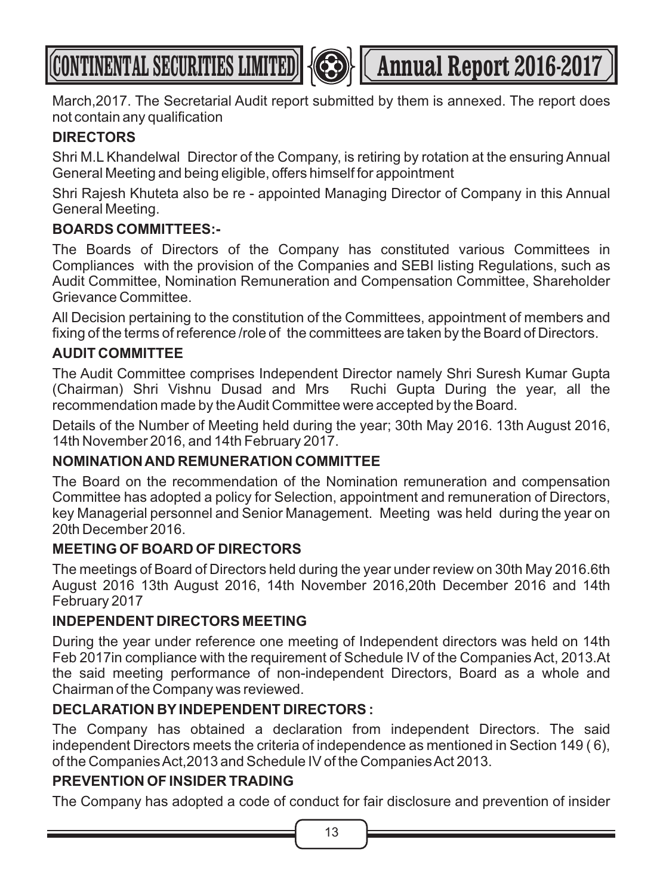March,2017. The Secretarial Audit report submitted by them is annexed. The report does not contain any qualification

**DIRECTORS**

Shri M.L Khandelwal Director of the Company, is retiring by rotation at the ensuring Annual General Meeting and being eligible, offers himself for appointment

Shri Rajesh Khuteta also be re - appointed Managing Director of Company in this Annual General Meeting.

**BOARDS COMMITTEES:-**

The Boards of Directors of the Company has constituted various Committees in Compliances with the provision of the Companies and SEBI listing Regulations, such as Audit Committee, Nomination Remuneration and Compensation Committee, Shareholder Grievance Committee.

All Decision pertaining to the constitution of the Committees, appointment of members and fixing of the terms of reference /role of the committees are taken by the Board of Directors.

**AUDIT COMMITTEE**

The Audit Committee comprises Independent Director namely Shri Suresh Kumar Gupta (Chairman) Shri Vishnu Dusad and Mrs Ruchi Gupta During the year, all the recommendation made by the Audit Committee were accepted by the Board.

Details of the Number of Meeting held during the year; 30th May 2016. 13th August 2016, 14th November 2016, and 14th February 2017.

**NOMINATION AND REMUNERATION COMMITTEE**

The Board on the recommendation of the Nomination remuneration and compensation Committee has adopted a policy for Selection, appointment and remuneration of Directors, key Managerial personnel and Senior Management. Meeting was held during the year on 20th December 2016.

**MEETING OF BOARD OF DIRECTORS**

The meetings of Board of Directors held during the year under review on 30th May 2016.6th August 2016 13th August 2016, 14th November 2016,20th December 2016 and 14th February 2017

**INDEPENDENT DIRECTORS MEETING**

During the year under reference one meeting of Independent directors was held on 14th Feb 2017in compliance with the requirement of Schedule IV of the Companies Act, 2013.At the said meeting performance of non-independent Directors, Board as a whole and Chairman of the Company was reviewed.

**DECLARATION BY INDEPENDENT DIRECTORS :**

The Company has obtained a declaration from independent Directors. The said independent Directors meets the criteria of independence as mentioned in Section 149 ( 6), of the Companies Act,2013 and Schedule IV of the Companies Act 2013.

**PREVENTION OF INSIDER TRADING**

The Company has adopted a code of conduct for fair disclosure and prevention of insider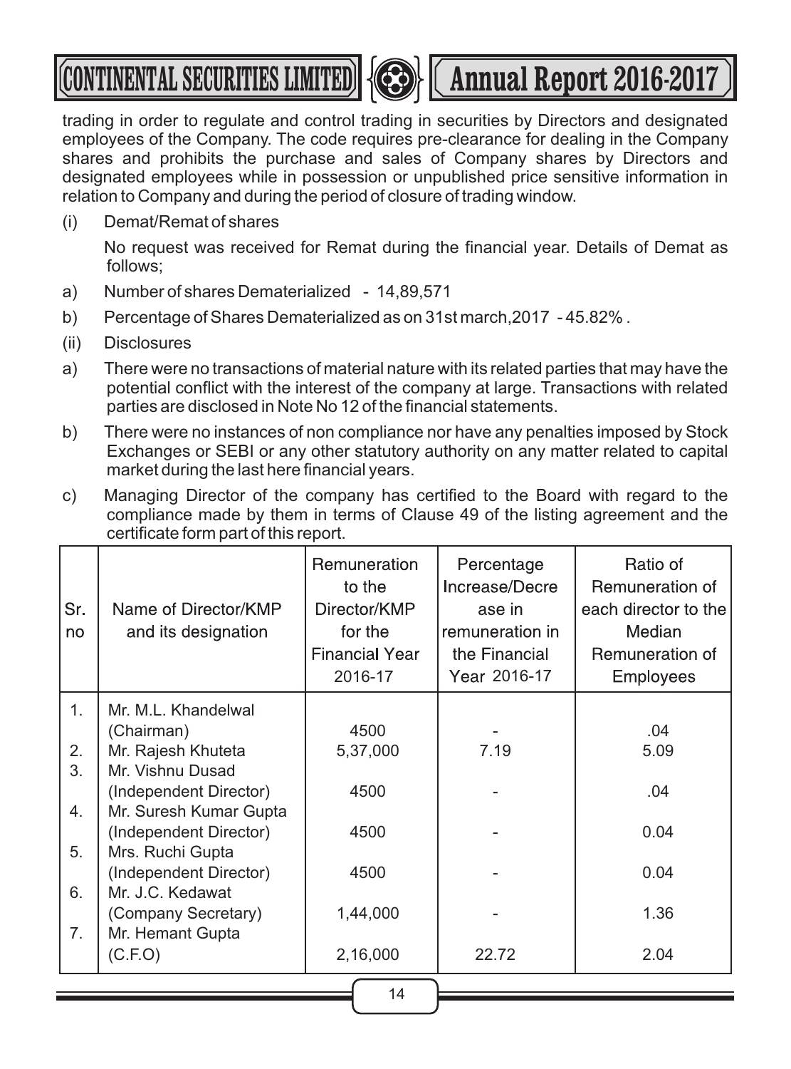trading in order to regulate and control trading in securities by Directors and designated employees of the Company. The code requires pre-clearance for dealing in the Company shares and prohibits the purchase and sales of Company shares by Directors and designated employees while in possession or unpublished price sensitive information in relation to Company and during the period of closure of trading window.

(i) Demat/Remat of shares

No request was received for Remat during the financial year. Details of Demat as follows;

a) Number of shares Dematerialized - 14,89,571

b) Percentage of Shares Dematerialized as on 31st march,2017 - 45.82% .

(ii) Disclosures

a) There were no transactions of material nature with its related parties that may have the potential conflict with the interest of the company at large. Transactions with related parties are disclosed in Note No 12 of the financial statements.

b) There were no instances of non compliance nor have any penalties imposed by Stock Exchanges or SEBI or any other statutory authority on any matter related to capital market during the last here financial years.

c) Managing Director of the company has certified to the Board with regard to the compliance made by them in terms of Clause 49 of the listing agreement and the certificate form part of this report.

| Sr. no | Name of Director/KMP and its designation | Remuneration to the Director/KMP for the Financial Year 2016-17 | Percentage Increase/Decrease in remuneration in the Financial Year 2016-17 | Ratio of Remuneration of each director to the Median Remuneration of Employees |
|---|---|---|---|---|
| 1. | Mr. M.L. Khandelwal (Chairman) | 4500 | - | .04 |
| 2. | Mr. Rajesh Khuteta | 5,37,000 | 7.19 | 5.09 |
| 3. | Mr. Vishnu Dusad (Independent Director) | 4500 | - | .04 |
| 4. | Mr. Suresh Kumar Gupta (Independent Director) | 4500 | - | 0.04 |
| 5. | Mrs. Ruchi Gupta (Independent Director) | 4500 | - | 0.04 |
| 6. | Mr. J.C. Kedawat (Company Secretary) | 1,44,000 | - | 1.36 |
| 7. | Mr. Hemant Gupta (C.F.O) | 2,16,000 | 22.72 | 2.04 |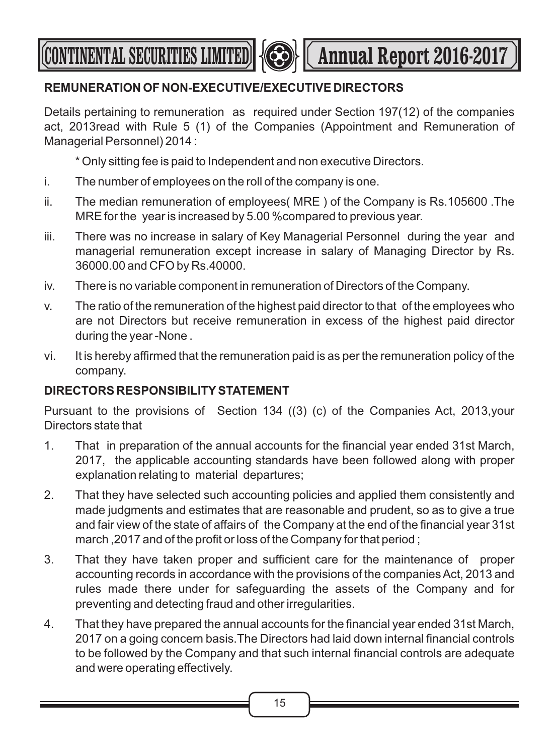## REMUNERATION OF NON-EXECUTIVE/EXECUTIVE DIRECTORS

Details pertaining to remuneration as required under Section 197(12) of the companies act, 2013read with Rule 5 (1) of the Companies (Appointment and Remuneration of Managerial Personnel) 2014 :

\* Only sitting fee is paid to Independent and non executive Directors.

i. The number of employees on the roll of the company is one.

ii. The median remuneration of employees( MRE ) of the Company is Rs.105600 .The MRE for the year is increased by 5.00 %compared to previous year.

iii. There was no increase in salary of Key Managerial Personnel during the year and managerial remuneration except increase in salary of Managing Director by Rs. 36000.00 and CFO by Rs.40000.

iv. There is no variable component in remuneration of Directors of the Company.

v. The ratio of the remuneration of the highest paid director to that of the employees who are not Directors but receive remuneration in excess of the highest paid director during the year -None .

vi. It is hereby affirmed that the remuneration paid is as per the remuneration policy of the company.

## DIRECTORS RESPONSIBILITY STATEMENT

Pursuant to the provisions of Section 134 ((3) (c) of the Companies Act, 2013,your Directors state that

1. That in preparation of the annual accounts for the financial year ended 31st March, 2017, the applicable accounting standards have been followed along with proper explanation relating to material departures;
2. That they have selected such accounting policies and applied them consistently and made judgments and estimates that are reasonable and prudent, so as to give a true and fair view of the state of affairs of the Company at the end of the financial year 31st march ,2017 and of the profit or loss of the Company for that period ;
3. That they have taken proper and sufficient care for the maintenance of proper accounting records in accordance with the provisions of the companies Act, 2013 and rules made there under for safeguarding the assets of the Company and for preventing and detecting fraud and other irregularities.
4. That they have prepared the annual accounts for the financial year ended 31st March, 2017 on a going concern basis.The Directors had laid down internal financial controls to be followed by the Company and that such internal financial controls are adequate and were operating effectively.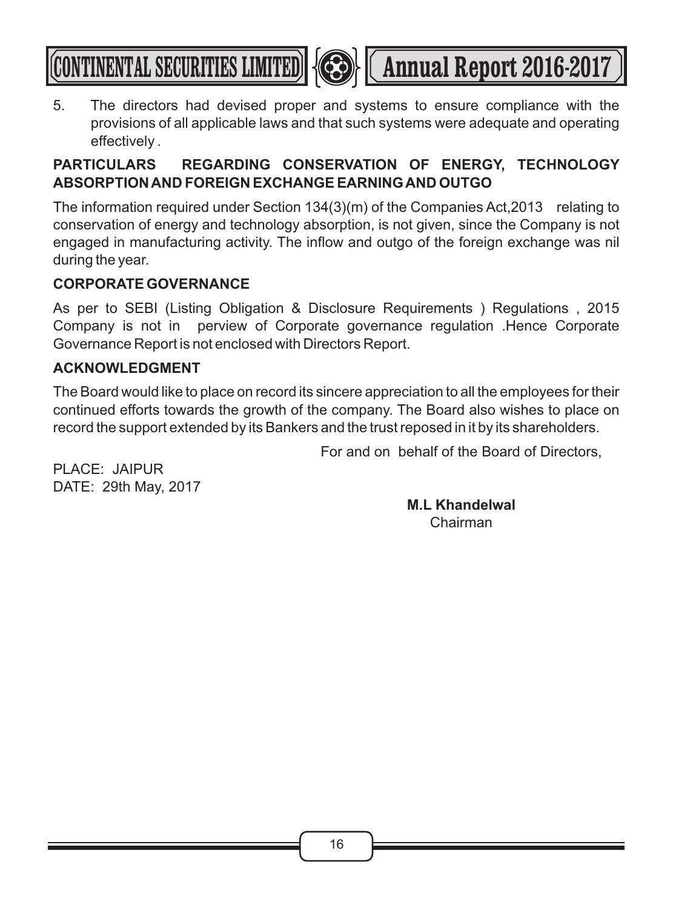5. The directors had devised proper and systems to ensure compliance with the provisions of all applicable laws and that such systems were adequate and operating effectively .

**PARTICULARS REGARDING CONSERVATION OF ENERGY, TECHNOLOGY ABSORPTION AND FOREIGN EXCHANGE EARNING AND OUTGO**

The information required under Section 134(3)(m) of the Companies Act,2013 relating to conservation of energy and technology absorption, is not given, since the Company is not engaged in manufacturing activity. The inflow and outgo of the foreign exchange was nil during the year.

**CORPORATE GOVERNANCE**

As per to SEBI (Listing Obligation & Disclosure Requirements ) Regulations , 2015 Company is not in perview of Corporate governance regulation .Hence Corporate Governance Report is not enclosed with Directors Report.

**ACKNOWLEDGMENT**

The Board would like to place on record its sincere appreciation to all the employees for their continued efforts towards the growth of the company. The Board also wishes to place on record the support extended by its Bankers and the trust reposed in it by its shareholders.

For and on behalf of the Board of Directors,

PLACE: JAIPUR
DATE: 29th May, 2017

**M.L Khandelwal**
Chairman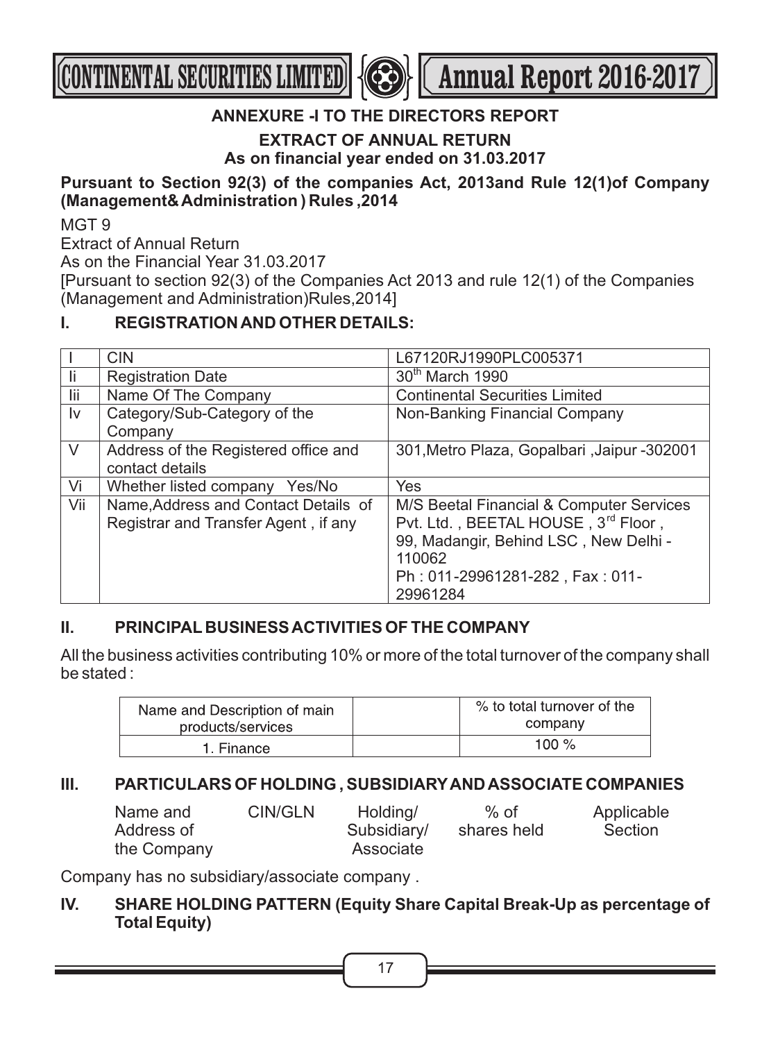## ANNEXURE -I TO THE DIRECTORS REPORT

### EXTRACT OF ANNUAL RETURN
### As on financial year ended on 31.03.2017

**Pursuant to Section 92(3) of the companies Act, 2013and Rule 12(1)of Company (Management& Administration ) Rules ,2014**

MGT 9

Extract of Annual Return

As on the Financial Year 31.03.2017

[Pursuant to section 92(3) of the Companies Act 2013 and rule 12(1) of the Companies (Management and Administration)Rules,2014]

### I. REGISTRATION AND OTHER DETAILS:

| | | |
|---|---|---|
| I | CIN | L67120RJ1990PLC005371 |
| Ii | Registration Date | 30th March 1990 |
| Iii | Name Of The Company | Continental Securities Limited |
| Iv | Category/Sub-Category of the Company | Non-Banking Financial Company |
| V | Address of the Registered office and contact details | 301,Metro Plaza, Gopalbari ,Jaipur -302001 |
| Vi | Whether listed company Yes/No | Yes |
| Vii | Name,Address and Contact Details of Registrar and Transfer Agent , if any | M/S Beetal Financial & Computer Services Pvt. Ltd. , BEETAL HOUSE , 3rd Floor , 99, Madangir, Behind LSC , New Delhi - 110062<br>Ph : 011-29961281-282 , Fax : 011-29961284 |

### II. PRINCIPAL BUSINESS ACTIVITIES OF THE COMPANY

All the business activities contributing 10% or more of the total turnover of the company shall be stated :

| Name and Description of main products/services | | % to total turnover of the company |
|---|---|---|
| 1. Finance | | 100 % |

### III. PARTICULARS OF HOLDING , SUBSIDIARY AND ASSOCIATE COMPANIES

| Name and Address of the Company | CIN/GLN | Holding/ Subsidiary/ Associate | % of shares held | Applicable Section |
|---|---|---|---|---|

Company has no subsidiary/associate company .

### IV. SHARE HOLDING PATTERN (Equity Share Capital Break-Up as percentage of Total Equity)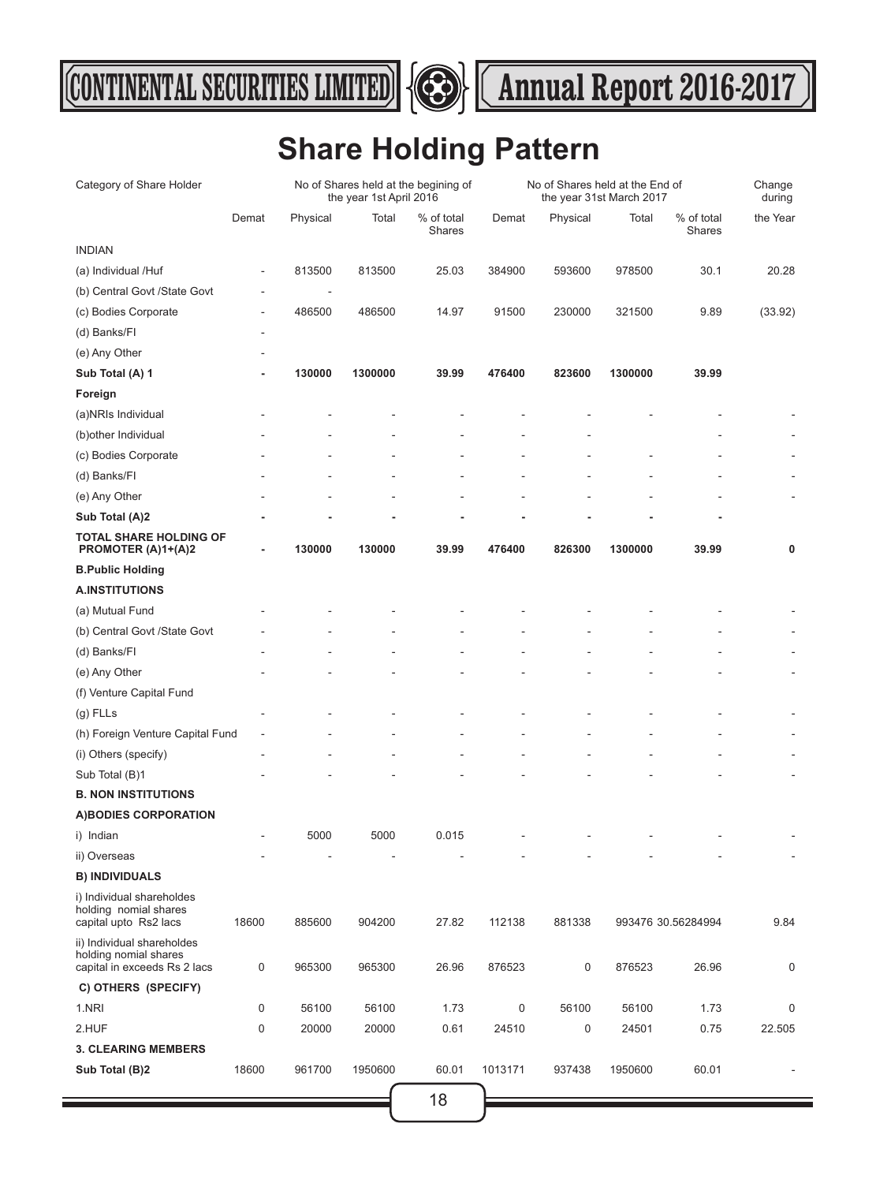# Share Holding Pattern

| Category of Share Holder | No of Shares held at the begining of the year 1st April 2016 | | | | No of Shares held at the End of the year 31st March 2017 | | | | Change during the Year |
|---|---|---|---|---|---|---|---|---|---|
| | Demat | Physical | Total | % of total Shares | Demat | Physical | Total | % of total Shares | |
| INDIAN | | | | | | | | | |
| (a) Individual /Huf | - | 813500 | 813500 | 25.03 | 384900 | 593600 | 978500 | 30.1 | 20.28 |
| (b) Central Govt /State Govt | - | - | | | | | | | |
| (c) Bodies Corporate | - | 486500 | 486500 | 14.97 | 91500 | 230000 | 321500 | 9.89 | (33.92) |
| (d) Banks/FI | - | | | | | | | | |
| (e) Any Other | - | | | | | | | | |
| **Sub Total (A) 1** | **-** | **130000** | **1300000** | **39.99** | **476400** | **823600** | **1300000** | **39.99** | |
| **Foreign** | | | | | | | | | |
| (a)NRIs Individual | - | - | - | - | - | - | - | - | - |
| (b)other Individual | - | - | - | - | - | - | | - | - |
| (c) Bodies Corporate | - | - | - | - | - | - | - | - | - |
| (d) Banks/FI | - | - | - | - | - | - | - | - | - |
| (e) Any Other | - | - | - | - | - | - | - | - | - |
| **Sub Total (A)2** | **-** | **-** | **-** | **-** | **-** | **-** | **-** | **-** | |
| **TOTAL SHARE HOLDING OF PROMOTER (A)1+(A)2** | **-** | **130000** | **130000** | **39.99** | **476400** | **826300** | **1300000** | **39.99** | **0** |
| **B.Public Holding** | | | | | | | | | |
| **A.INSTITUTIONS** | | | | | | | | | |
| (a) Mutual Fund | - | - | - | - | - | - | - | - | - |
| (b) Central Govt /State Govt | - | - | - | - | - | - | - | - | - |
| (d) Banks/FI | - | - | - | - | - | - | - | - | - |
| (e) Any Other | - | - | - | - | - | - | - | - | - |
| (f) Venture Capital Fund | | | | | | | | | |
| (g) FLLs | - | - | - | - | - | - | - | - | - |
| (h) Foreign Venture Capital Fund | - | - | - | - | - | - | - | - | - |
| (i) Others (specify) | - | - | - | - | - | - | - | - | - |
| Sub Total (B)1 | - | - | - | - | - | - | - | - | - |
| **B. NON INSTITUTIONS** | | | | | | | | | |
| **A)BODIES CORPORATION** | | | | | | | | | |
| i) Indian | - | 5000 | 5000 | 0.015 | - | - | - | - | - |
| ii) Overseas | - | - | - | - | - | - | - | - | - |
| **B) INDIVIDUALS** | | | | | | | | | |
| i) Individual shareholdes holding nomial shares capital upto Rs2 lacs | 18600 | 885600 | 904200 | 27.82 | 112138 | 881338 | 993476 | 30.56284994 | 9.84 |
| ii) Individual shareholdes holding nomial shares capital in exceeds Rs 2 lacs | 0 | 965300 | 965300 | 26.96 | 876523 | 0 | 876523 | 26.96 | 0 |
| **C) OTHERS (SPECIFY)** | | | | | | | | | |
| 1.NRI | 0 | 56100 | 56100 | 1.73 | 0 | 56100 | 56100 | 1.73 | 0 |
| 2.HUF | 0 | 20000 | 20000 | 0.61 | 24510 | 0 | 24501 | 0.75 | 22.505 |
| **3. CLEARING MEMBERS** | | | | | | | | | |
| **Sub Total (B)2** | 18600 | 961700 | 1950600 | 60.01 | 1013171 | 937438 | 1950600 | 60.01 | - |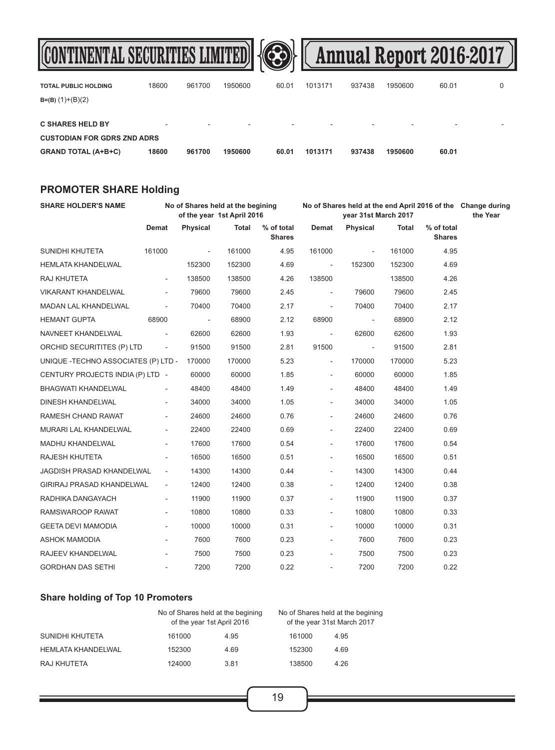| | | | | | | | | | |
|---|---|---|---|---|---|---|---|---|---|
| **TOTAL PUBLIC HOLDING B=(B) (1)+(B)(2)** | 18600 | 961700 | 1950600 | 60.01 | 1013171 | 937438 | 1950600 | 60.01 | 0 |
| **C SHARES HELD BY CUSTODIAN FOR GDRS ZND ADRS** | - | - | - | - | - | - | - | - | - |
| **GRAND TOTAL (A+B+C)** | **18600** | **961700** | **1950600** | **60.01** | **1013171** | **937438** | **1950600** | **60.01** | |

## PROMOTER SHARE Holding

| SHARE HOLDER'S NAME | No of Shares held at the begining of the year 1st April 2016 | | | | No of Shares held at the end April 2016 of the year 31st March 2017 | | | | Change during the Year |
|---|---|---|---|---|---|---|---|---|---|
| | Demat | Physical | Total | % of total Shares | Demat | Physical | Total | % of total Shares | |
| SUNIDHI KHUTETA | 161000 | - | 161000 | 4.95 | 161000 | - | 161000 | 4.95 | |
| HEMLATA KHANDELWAL | | 152300 | 152300 | 4.69 | - | 152300 | 152300 | 4.69 | |
| RAJ KHUTETA | - | 138500 | 138500 | 4.26 | 138500 | | 138500 | 4.26 | |
| VIKARANT KHANDELWAL | - | 79600 | 79600 | 2.45 | - | 79600 | 79600 | 2.45 | |
| MADAN LAL KHANDELWAL | - | 70400 | 70400 | 2.17 | - | 70400 | 70400 | 2.17 | |
| HEMANT GUPTA | 68900 | - | 68900 | 2.12 | 68900 | - | 68900 | 2.12 | |
| NAVNEET KHANDELWAL | - | 62600 | 62600 | 1.93 | - | 62600 | 62600 | 1.93 | |
| ORCHID SECURITITES (P) LTD | - | 91500 | 91500 | 2.81 | 91500 | - | 91500 | 2.81 | |
| UNIQUE -TECHNO ASSOCIATES (P) LTD | - | 170000 | 170000 | 5.23 | - | 170000 | 170000 | 5.23 | |
| CENTURY PROJECTS INDIA (P) LTD | - | 60000 | 60000 | 1.85 | - | 60000 | 60000 | 1.85 | |
| BHAGWATI KHANDELWAL | - | 48400 | 48400 | 1.49 | - | 48400 | 48400 | 1.49 | |
| DINESH KHANDELWAL | - | 34000 | 34000 | 1.05 | - | 34000 | 34000 | 1.05 | |
| RAMESH CHAND RAWAT | - | 24600 | 24600 | 0.76 | - | 24600 | 24600 | 0.76 | |
| MURARI LAL KHANDELWAL | - | 22400 | 22400 | 0.69 | - | 22400 | 22400 | 0.69 | |
| MADHU KHANDELWAL | - | 17600 | 17600 | 0.54 | - | 17600 | 17600 | 0.54 | |
| RAJESH KHUTETA | - | 16500 | 16500 | 0.51 | - | 16500 | 16500 | 0.51 | |
| JAGDISH PRASAD KHANDELWAL | - | 14300 | 14300 | 0.44 | - | 14300 | 14300 | 0.44 | |
| GIRIRAJ PRASAD KHANDELWAL | - | 12400 | 12400 | 0.38 | - | 12400 | 12400 | 0.38 | |
| RADHIKA DANGAYACH | - | 11900 | 11900 | 0.37 | - | 11900 | 11900 | 0.37 | |
| RAMSWAROOP RAWAT | - | 10800 | 10800 | 0.33 | - | 10800 | 10800 | 0.33 | |
| GEETA DEVI MAMODIA | - | 10000 | 10000 | 0.31 | - | 10000 | 10000 | 0.31 | |
| ASHOK MAMODIA | - | 7600 | 7600 | 0.23 | - | 7600 | 7600 | 0.23 | |
| RAJEEV KHANDELWAL | - | 7500 | 7500 | 0.23 | - | 7500 | 7500 | 0.23 | |
| GORDHAN DAS SETHI | - | 7200 | 7200 | 0.22 | - | 7200 | 7200 | 0.22 | |

### Share holding of Top 10 Promoters

| | No of Shares held at the begining of the year 1st April 2016 | | No of Shares held at the begining of the year 31st March 2017 | |
|---|---|---|---|---|
| SUNIDHI KHUTETA | 161000 | 4.95 | 161000 | 4.95 |
| HEMLATA KHANDELWAL | 152300 | 4.69 | 152300 | 4.69 |
| RAJ KHUTETA | 124000 | 3.81 | 138500 | 4.26 |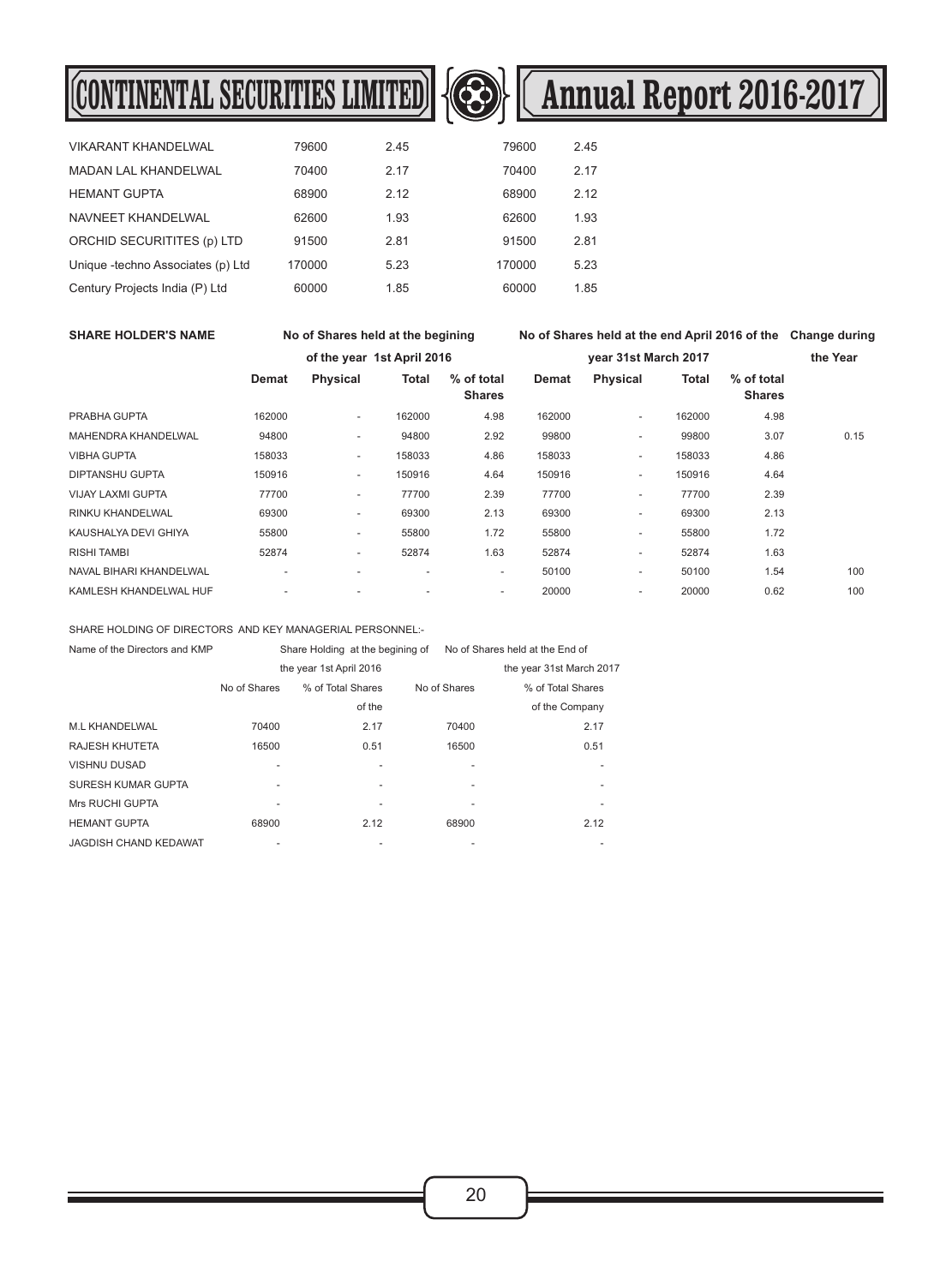| | | | | |
|---|---|---|---|---|
| VIKARANT KHANDELWAL | 79600 | 2.45 | 79600 | 2.45 |
| MADAN LAL KHANDELWAL | 70400 | 2.17 | 70400 | 2.17 |
| HEMANT GUPTA | 68900 | 2.12 | 68900 | 2.12 |
| NAVNEET KHANDELWAL | 62600 | 1.93 | 62600 | 1.93 |
| ORCHID SECURITITES (p) LTD | 91500 | 2.81 | 91500 | 2.81 |
| Unique -techno Associates (p) Ltd | 170000 | 5.23 | 170000 | 5.23 |
| Century Projects India (P) Ltd | 60000 | 1.85 | 60000 | 1.85 |

| SHARE HOLDER'S NAME | No of Shares held at the begining of the year 1st April 2016 | | | | No of Shares held at the end April 2016 of the year 31st March 2017 | | | | Change during the Year |
|---|---|---|---|---|---|---|---|---|---|
| | Demat | Physical | Total | % of total Shares | Demat | Physical | Total | % of total Shares | |
| PRABHA GUPTA | 162000 | - | 162000 | 4.98 | 162000 | - | 162000 | 4.98 | |
| MAHENDRA KHANDELWAL | 94800 | - | 94800 | 2.92 | 99800 | - | 99800 | 3.07 | 0.15 |
| VIBHA GUPTA | 158033 | - | 158033 | 4.86 | 158033 | - | 158033 | 4.86 | |
| DIPTANSHU GUPTA | 150916 | - | 150916 | 4.64 | 150916 | - | 150916 | 4.64 | |
| VIJAY LAXMI GUPTA | 77700 | - | 77700 | 2.39 | 77700 | - | 77700 | 2.39 | |
| RINKU KHANDELWAL | 69300 | - | 69300 | 2.13 | 69300 | - | 69300 | 2.13 | |
| KAUSHALYA DEVI GHIYA | 55800 | - | 55800 | 1.72 | 55800 | - | 55800 | 1.72 | |
| RISHI TAMBI | 52874 | - | 52874 | 1.63 | 52874 | - | 52874 | 1.63 | |
| NAVAL BIHARI KHANDELWAL | - | - | - | - | 50100 | - | 50100 | 1.54 | 100 |
| KAMLESH KHANDELWAL HUF | - | - | - | - | 20000 | - | 20000 | 0.62 | 100 |

SHARE HOLDING OF DIRECTORS AND KEY MANAGERIAL PERSONNEL:-

| Name of the Directors and KMP | Share Holding at the begining of the year 1st April 2016 | | No of Shares held at the End of the year 31st March 2017 | |
|---|---|---|---|---|
| | No of Shares | % of Total Shares of the | No of Shares | % of Total Shares of the Company |
| M.L KHANDELWAL | 70400 | 2.17 | 70400 | 2.17 |
| RAJESH KHUTETA | 16500 | 0.51 | 16500 | 0.51 |
| VISHNU DUSAD | - | - | - | - |
| SURESH KUMAR GUPTA | - | - | - | - |
| Mrs RUCHI GUPTA | - | - | - | - |
| HEMANT GUPTA | 68900 | 2.12 | 68900 | 2.12 |
| JAGDISH CHAND KEDAWAT | - | - | - | - |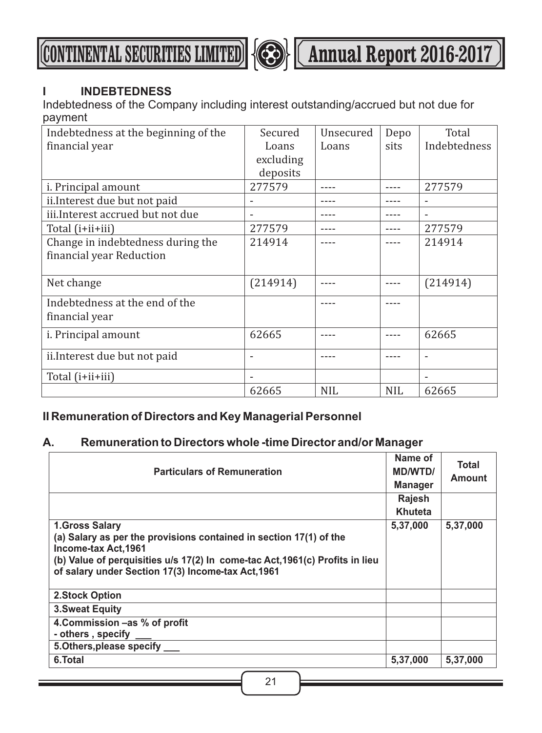## I INDEBTEDNESS

Indebtedness of the Company including interest outstanding/accrued but not due for payment

| Indebtedness at the beginning of the financial year | Secured Loans excluding deposits | Unsecured Loans | Deposits | Total Indebtedness |
|---|---|---|---|---|
| i. Principal amount | 277579 | ---- | ---- | 277579 |
| ii.Interest due but not paid | - | ---- | ---- | - |
| iii.Interest accrued but not due | - | ---- | ---- | - |
| Total (i+ii+iii) | 277579 | ---- | ---- | 277579 |
| Change in indebtedness during the financial year Reduction | 214914 | ---- | ---- | 214914 |
| Net change | (214914) | ---- | ---- | (214914) |
| Indebtedness at the end of the financial year | | ---- | ---- | |
| i. Principal amount | 62665 | ---- | ---- | 62665 |
| ii.Interest due but not paid | - | ---- | ---- | - |
| Total (i+ii+iii) | - | | | - |
| | 62665 | NIL | NIL | 62665 |

## II Remuneration of Directors and Key Managerial Personnel

### A. Remuneration to Directors whole -time Director and/or Manager

| Particulars of Remuneration | Name of MD/WTD/ Manager | Total Amount |
|---|---|---|
| | Rajesh Khuteta | |
| **1.Gross Salary**<br>**(a) Salary as per the provisions contained in section 17(1) of the Income-tax Act,1961**<br>**(b) Value of perquisities u/s 17(2) In come-tac Act,1961(c) Profits in lieu of salary under Section 17(3) Income-tax Act,1961** | 5,37,000 | 5,37,000 |
| **2.Stock Option** | | |
| **3.Sweat Equity** | | |
| **4.Commission –as % of profit**<br>**- others , specify ___** | | |
| **5.Others,please specify ___** | | |
| **6.Total** | 5,37,000 | 5,37,000 |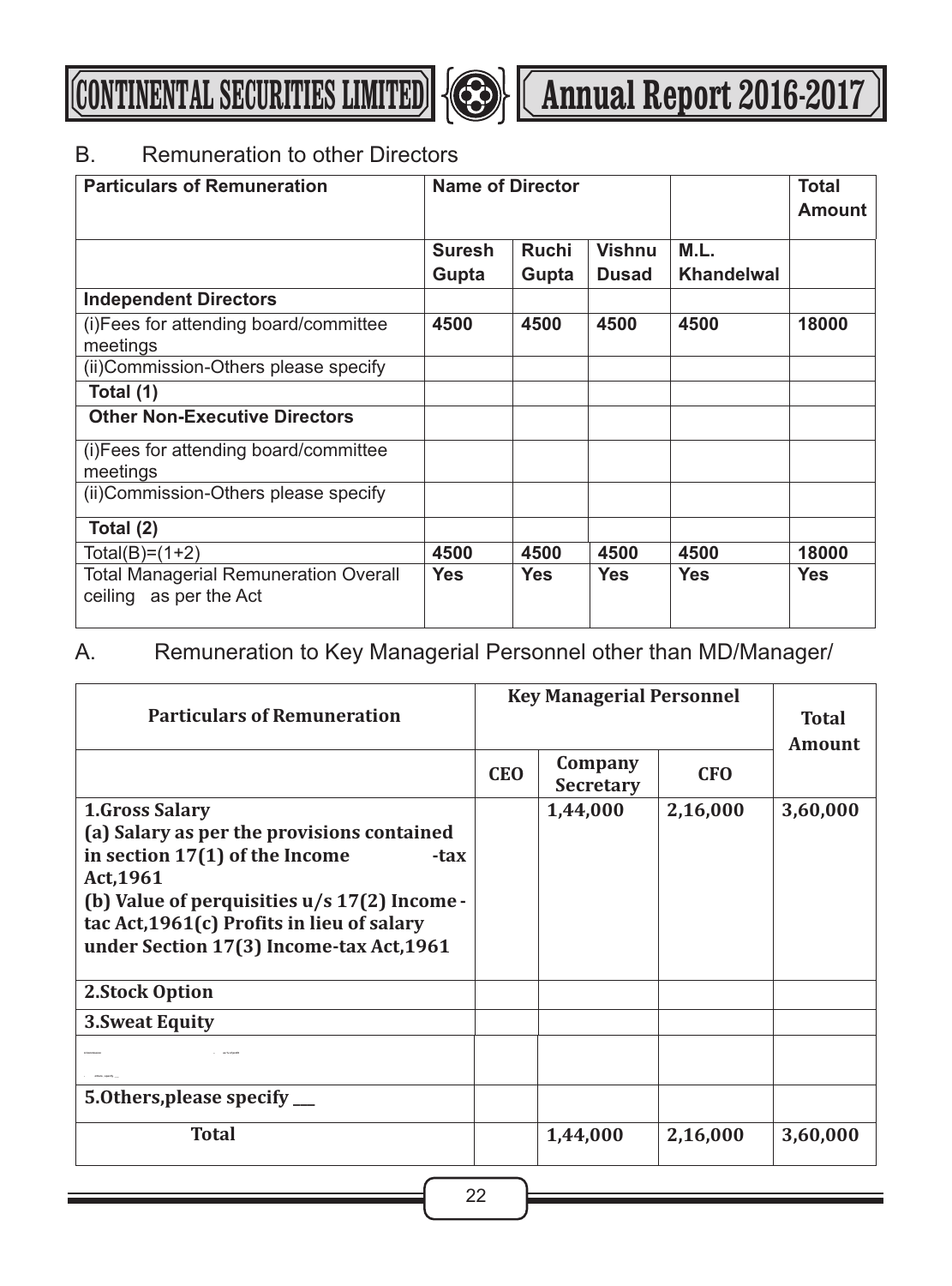B. Remuneration to other Directors

| Particulars of Remuneration | Name of Director | | | | Total Amount |
|---|---|---|---|---|---|
| | Suresh Gupta | Ruchi Gupta | Vishnu Dusad | M.L. Khandelwal | |
| **Independent Directors** | | | | | |
| (i)Fees for attending board/committee meetings | **4500** | **4500** | **4500** | **4500** | **18000** |
| (ii)Commission-Others please specify | | | | | |
| **Total (1)** | | | | | |
| **Other Non-Executive Directors** | | | | | |
| (i)Fees for attending board/committee meetings | | | | | |
| (ii)Commission-Others please specify | | | | | |
| **Total (2)** | | | | | |
| Total(B)=(1+2) | **4500** | **4500** | **4500** | **4500** | **18000** |
| Total Managerial Remuneration Overall ceiling as per the Act | **Yes** | **Yes** | **Yes** | **Yes** | **Yes** |

A. Remuneration to Key Managerial Personnel other than MD/Manager/

| Particulars of Remuneration | Key Managerial Personnel | | | Total Amount |
|---|---|---|---|---|
| | CEO | Company Secretary | CFO | |
| **1.Gross Salary (a) Salary as per the provisions contained in section 17(1) of the Income -tax Act,1961 (b) Value of perquisities u/s 17(2) Income - tac Act,1961(c) Profits in lieu of salary under Section 17(3) Income-tax Act,1961** | | **1,44,000** | **2,16,000** | **3,60,000** |
| **2.Stock Option** | | | | |
| **3.Sweat Equity** | | | | |
| | | | | |
| **5.Others,please specify \_\_\_** | | | | |
| **Total** | | **1,44,000** | **2,16,000** | **3,60,000** |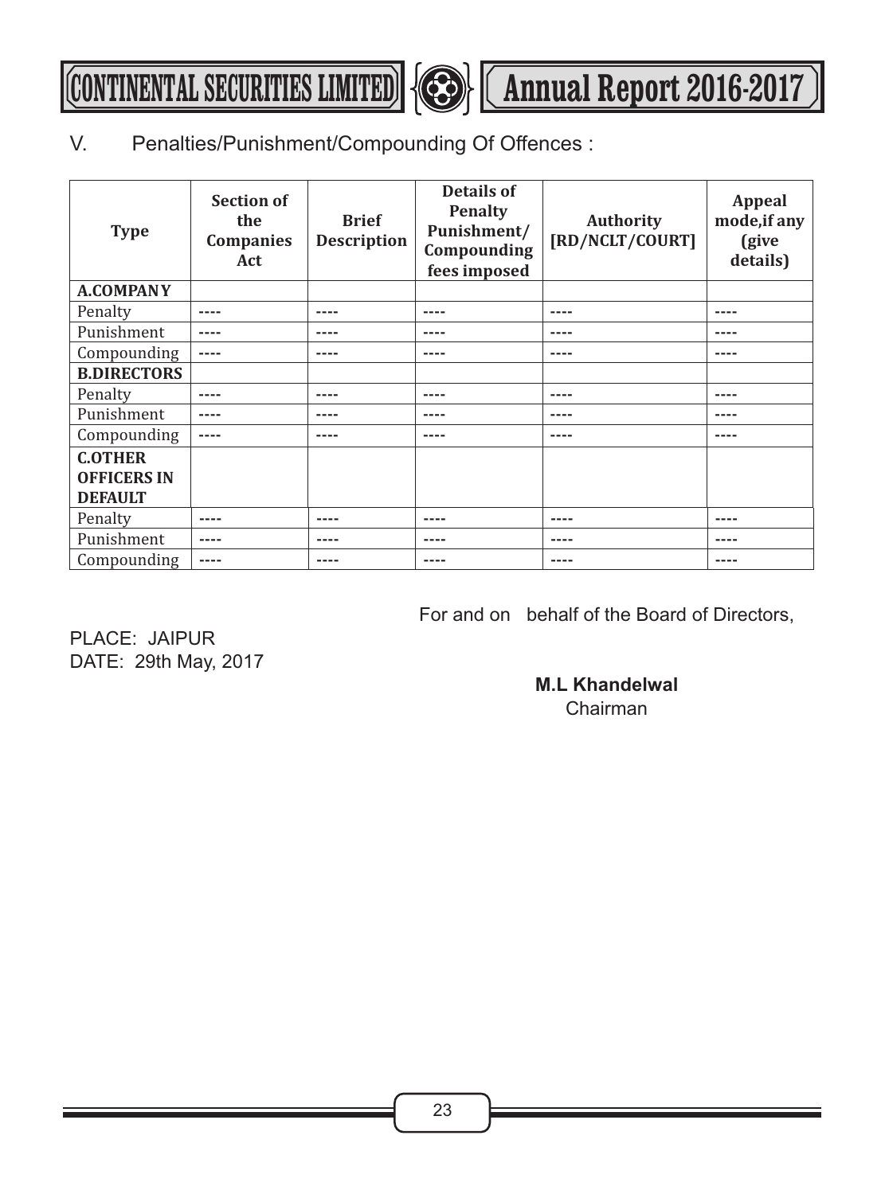## V. Penalties/Punishment/Compounding Of Offences :

| Type | Section of the Companies Act | Brief Description | Details of Penalty Punishment/ Compounding fees imposed | Authority [RD/NCLT/COURT] | Appeal mode,if any (give details) |
|---|---|---|---|---|---|
| **A.COMPANY** | | | | | |
| Penalty | ---- | ---- | ---- | ---- | ---- |
| Punishment | ---- | ---- | ---- | ---- | ---- |
| Compounding | ---- | ---- | ---- | ---- | ---- |
| **B.DIRECTORS** | | | | | |
| Penalty | ---- | ---- | ---- | ---- | ---- |
| Punishment | ---- | ---- | ---- | ---- | ---- |
| Compounding | ---- | ---- | ---- | ---- | ---- |
| **C.OTHER OFFICERS IN DEFAULT** | | | | | |
| Penalty | ---- | ---- | ---- | ---- | ---- |
| Punishment | ---- | ---- | ---- | ---- | ---- |
| Compounding | ---- | ---- | ---- | ---- | ---- |

For and on behalf of the Board of Directors,

PLACE: JAIPUR
DATE: 29th May, 2017

**M.L Khandelwal**
Chairman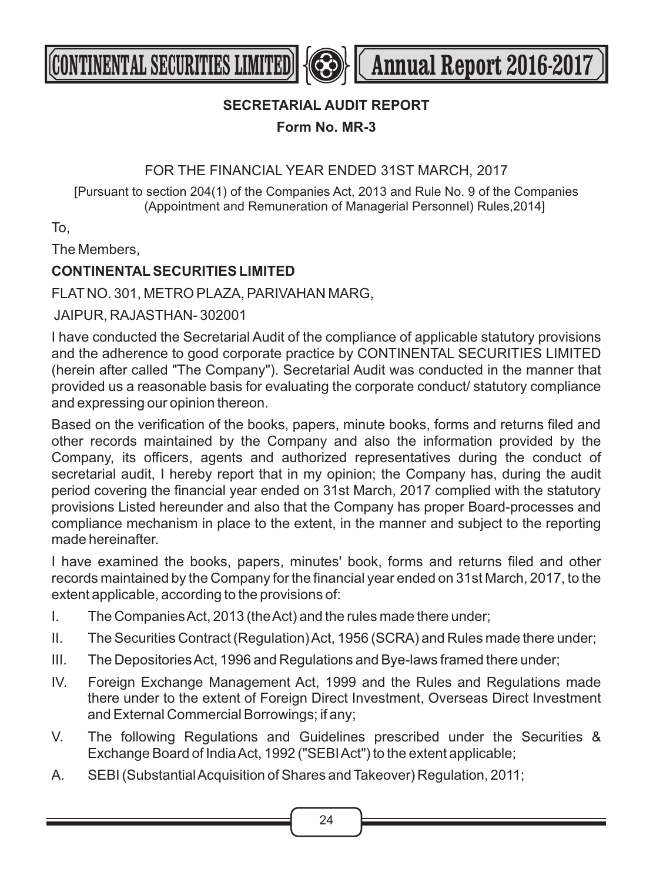## SECRETARIAL AUDIT REPORT

### Form No. MR-3

FOR THE FINANCIAL YEAR ENDED 31ST MARCH, 2017

[Pursuant to section 204(1) of the Companies Act, 2013 and Rule No. 9 of the Companies (Appointment and Remuneration of Managerial Personnel) Rules,2014]

To,

The Members,

**CONTINENTAL SECURITIES LIMITED**

FLAT NO. 301, METRO PLAZA, PARIVAHAN MARG,

JAIPUR, RAJASTHAN- 302001

I have conducted the Secretarial Audit of the compliance of applicable statutory provisions and the adherence to good corporate practice by CONTINENTAL SECURITIES LIMITED (herein after called "The Company"). Secretarial Audit was conducted in the manner that provided us a reasonable basis for evaluating the corporate conduct/ statutory compliance and expressing our opinion thereon.

Based on the verification of the books, papers, minute books, forms and returns filed and other records maintained by the Company and also the information provided by the Company, its officers, agents and authorized representatives during the conduct of secretarial audit, I hereby report that in my opinion; the Company has, during the audit period covering the financial year ended on 31st March, 2017 complied with the statutory provisions Listed hereunder and also that the Company has proper Board-processes and compliance mechanism in place to the extent, in the manner and subject to the reporting made hereinafter.

I have examined the books, papers, minutes' book, forms and returns filed and other records maintained by the Company for the financial year ended on 31st March, 2017, to the extent applicable, according to the provisions of:

I. The Companies Act, 2013 (the Act) and the rules made there under;

II. The Securities Contract (Regulation) Act, 1956 (SCRA) and Rules made there under;

III. The Depositories Act, 1996 and Regulations and Bye-laws framed there under;

IV. Foreign Exchange Management Act, 1999 and the Rules and Regulations made there under to the extent of Foreign Direct Investment, Overseas Direct Investment and External Commercial Borrowings; if any;

V. The following Regulations and Guidelines prescribed under the Securities & Exchange Board of India Act, 1992 ("SEBI Act") to the extent applicable;

A. SEBI (Substantial Acquisition of Shares and Takeover) Regulation, 2011;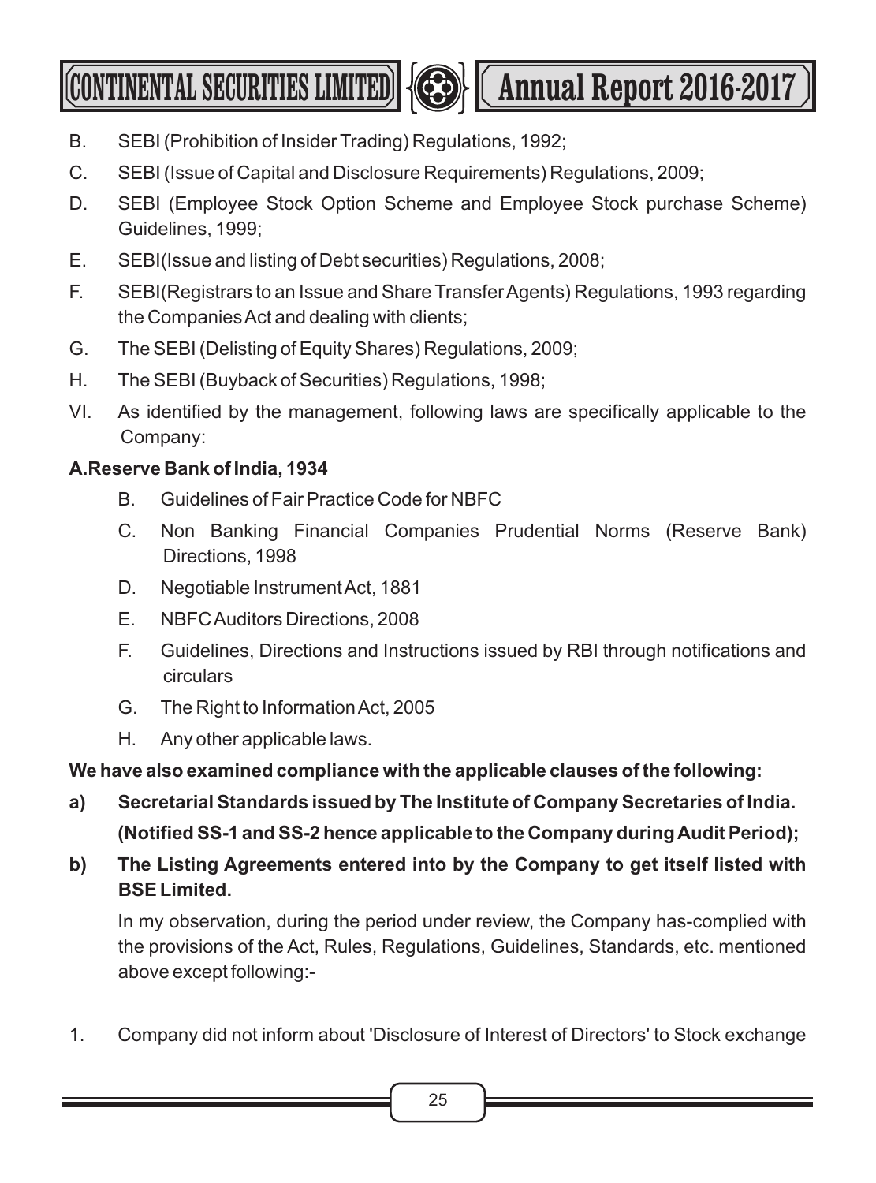B. SEBI (Prohibition of Insider Trading) Regulations, 1992;

C. SEBI (Issue of Capital and Disclosure Requirements) Regulations, 2009;

D. SEBI (Employee Stock Option Scheme and Employee Stock purchase Scheme) Guidelines, 1999;

E. SEBI(Issue and listing of Debt securities) Regulations, 2008;

F. SEBI(Registrars to an Issue and Share Transfer Agents) Regulations, 1993 regarding the Companies Act and dealing with clients;

G. The SEBI (Delisting of Equity Shares) Regulations, 2009;

H. The SEBI (Buyback of Securities) Regulations, 1998;

VI. As identified by the management, following laws are specifically applicable to the Company:

**A.Reserve Bank of India, 1934**

B. Guidelines of Fair Practice Code for NBFC

C. Non Banking Financial Companies Prudential Norms (Reserve Bank) Directions, 1998

D. Negotiable Instrument Act, 1881

E. NBFC Auditors Directions, 2008

F. Guidelines, Directions and Instructions issued by RBI through notifications and circulars

G. The Right to Information Act, 2005

H. Any other applicable laws.

**We have also examined compliance with the applicable clauses of the following:**

**a) Secretarial Standards issued by The Institute of Company Secretaries of India. (Notified SS-1 and SS-2 hence applicable to the Company during Audit Period);**

**b) The Listing Agreements entered into by the Company to get itself listed with BSE Limited.**

In my observation, during the period under review, the Company has-complied with the provisions of the Act, Rules, Regulations, Guidelines, Standards, etc. mentioned above except following:-

1. Company did not inform about 'Disclosure of Interest of Directors' to Stock exchange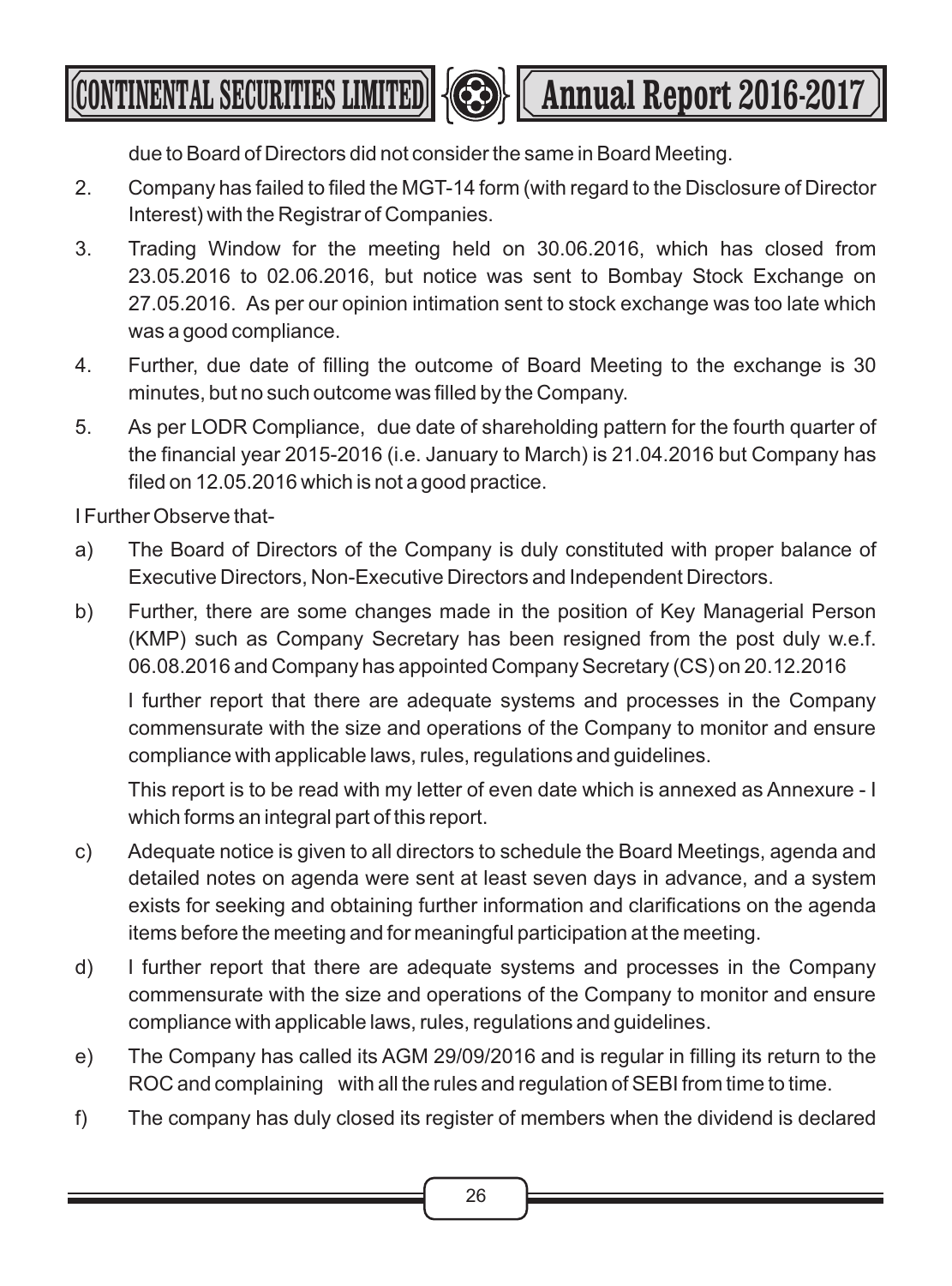due to Board of Directors did not consider the same in Board Meeting.

2. Company has failed to filed the MGT-14 form (with regard to the Disclosure of Director Interest) with the Registrar of Companies.
3. Trading Window for the meeting held on 30.06.2016, which has closed from 23.05.2016 to 02.06.2016, but notice was sent to Bombay Stock Exchange on 27.05.2016. As per our opinion intimation sent to stock exchange was too late which was a good compliance.
4. Further, due date of filling the outcome of Board Meeting to the exchange is 30 minutes, but no such outcome was filled by the Company.
5. As per LODR Compliance, due date of shareholding pattern for the fourth quarter of the financial year 2015-2016 (i.e. January to March) is 21.04.2016 but Company has filed on 12.05.2016 which is not a good practice.

I Further Observe that-

a) The Board of Directors of the Company is duly constituted with proper balance of Executive Directors, Non-Executive Directors and Independent Directors.

b) Further, there are some changes made in the position of Key Managerial Person (KMP) such as Company Secretary has been resigned from the post duly w.e.f. 06.08.2016 and Company has appointed Company Secretary (CS) on 20.12.2016

   I further report that there are adequate systems and processes in the Company commensurate with the size and operations of the Company to monitor and ensure compliance with applicable laws, rules, regulations and guidelines.

   This report is to be read with my letter of even date which is annexed as Annexure - I which forms an integral part of this report.

c) Adequate notice is given to all directors to schedule the Board Meetings, agenda and detailed notes on agenda were sent at least seven days in advance, and a system exists for seeking and obtaining further information and clarifications on the agenda items before the meeting and for meaningful participation at the meeting.

d) I further report that there are adequate systems and processes in the Company commensurate with the size and operations of the Company to monitor and ensure compliance with applicable laws, rules, regulations and guidelines.

e) The Company has called its AGM 29/09/2016 and is regular in filling its return to the ROC and complaining with all the rules and regulation of SEBI from time to time.

f) The company has duly closed its register of members when the dividend is declared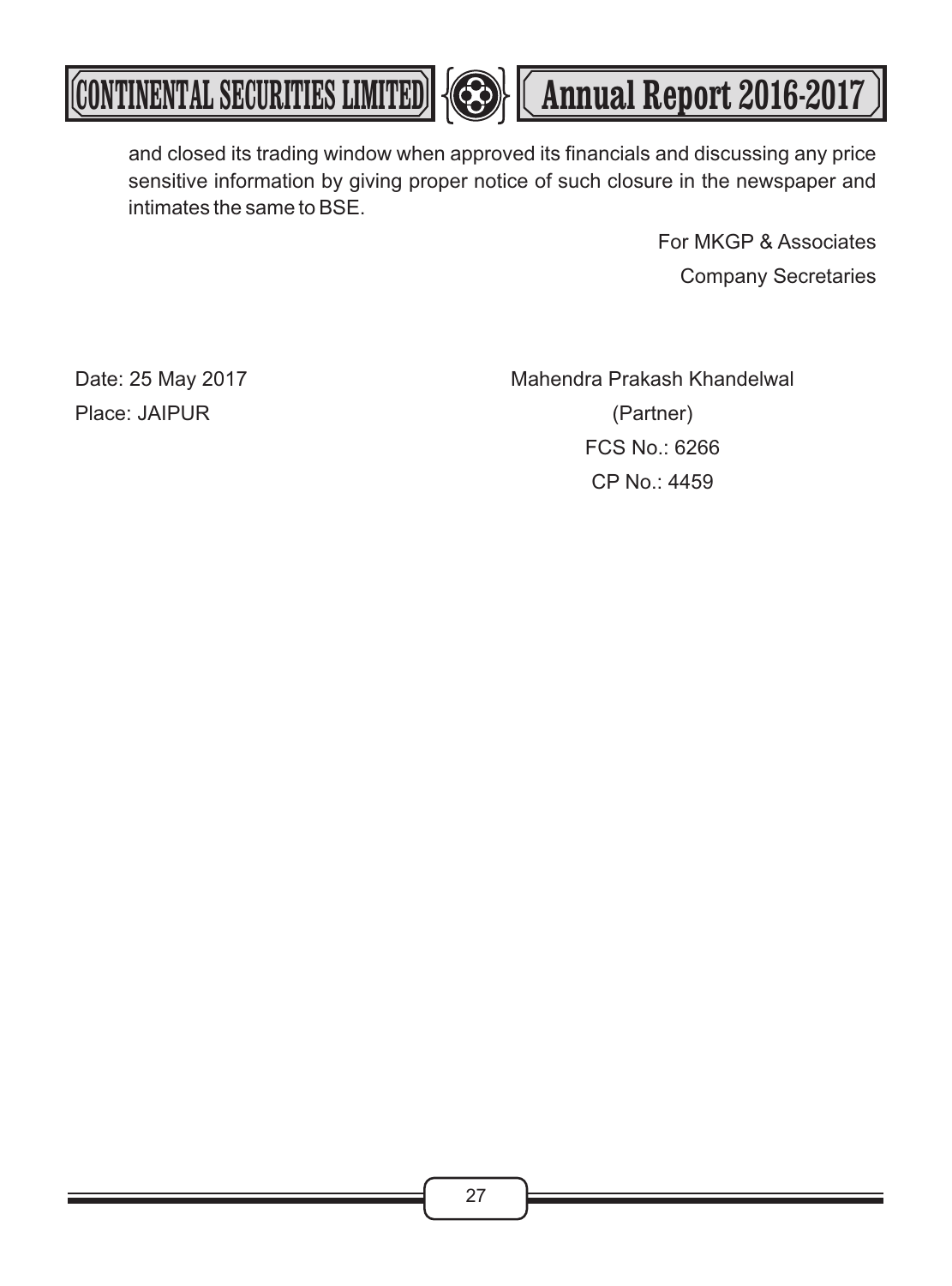and closed its trading window when approved its financials and discussing any price sensitive information by giving proper notice of such closure in the newspaper and intimates the same to BSE.

For MKGP & Associates
Company Secretaries

Date: 25 May 2017
Place: JAIPUR

Mahendra Prakash Khandelwal
(Partner)
FCS No.: 6266
CP No.: 4459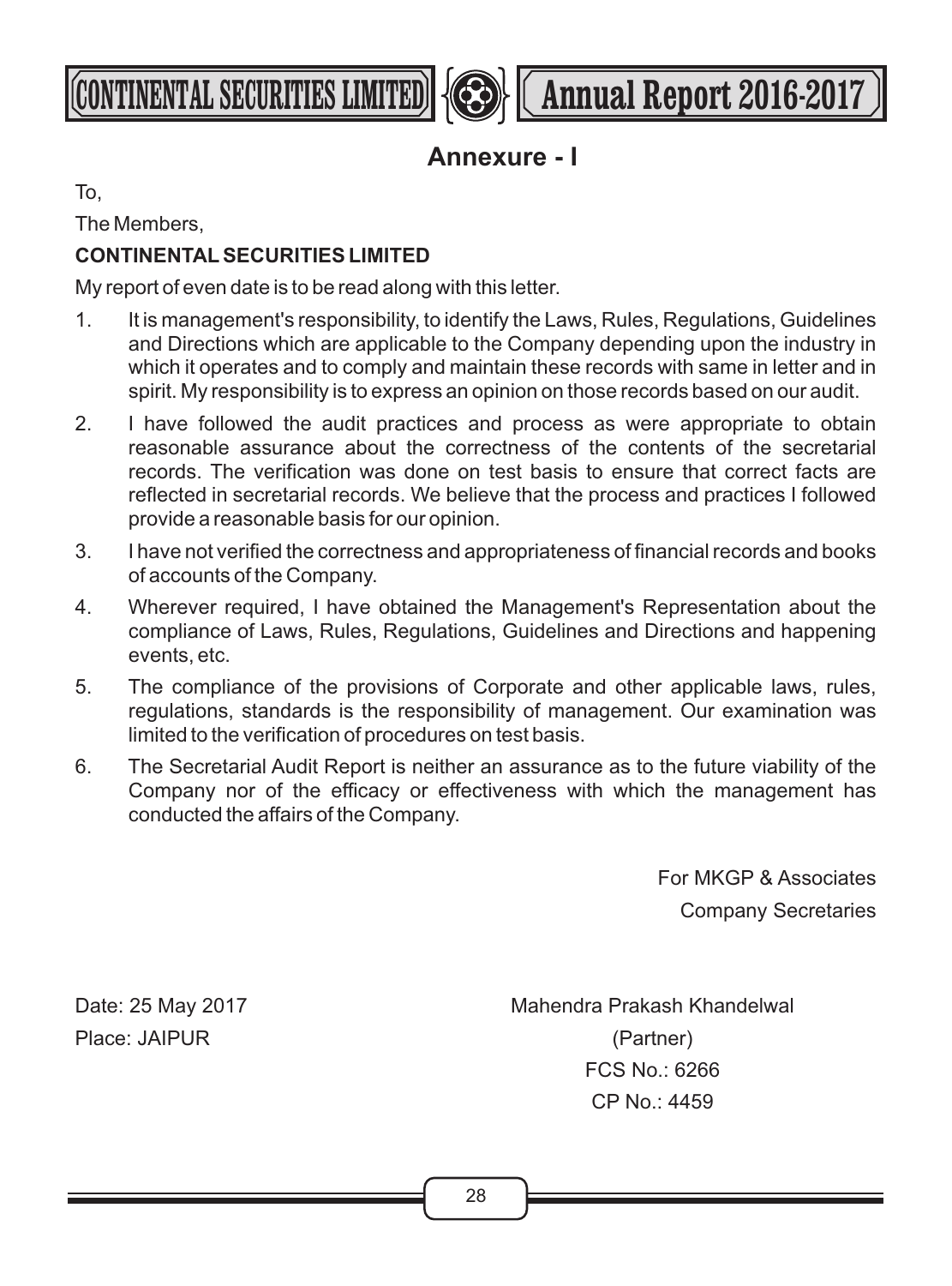## Annexure - I

To,

The Members,

**CONTINENTAL SECURITIES LIMITED**

My report of even date is to be read along with this letter.

1. It is management's responsibility, to identify the Laws, Rules, Regulations, Guidelines and Directions which are applicable to the Company depending upon the industry in which it operates and to comply and maintain these records with same in letter and in spirit. My responsibility is to express an opinion on those records based on our audit.
2. I have followed the audit practices and process as were appropriate to obtain reasonable assurance about the correctness of the contents of the secretarial records. The verification was done on test basis to ensure that correct facts are reflected in secretarial records. We believe that the process and practices I followed provide a reasonable basis for our opinion.
3. I have not verified the correctness and appropriateness of financial records and books of accounts of the Company.
4. Wherever required, I have obtained the Management's Representation about the compliance of Laws, Rules, Regulations, Guidelines and Directions and happening events, etc.
5. The compliance of the provisions of Corporate and other applicable laws, rules, regulations, standards is the responsibility of management. Our examination was limited to the verification of procedures on test basis.
6. The Secretarial Audit Report is neither an assurance as to the future viability of the Company nor of the efficacy or effectiveness with which the management has conducted the affairs of the Company.

For MKGP & Associates
Company Secretaries

Date: 25 May 2017
Place: JAIPUR

Mahendra Prakash Khandelwal
(Partner)
FCS No.: 6266
CP No.: 4459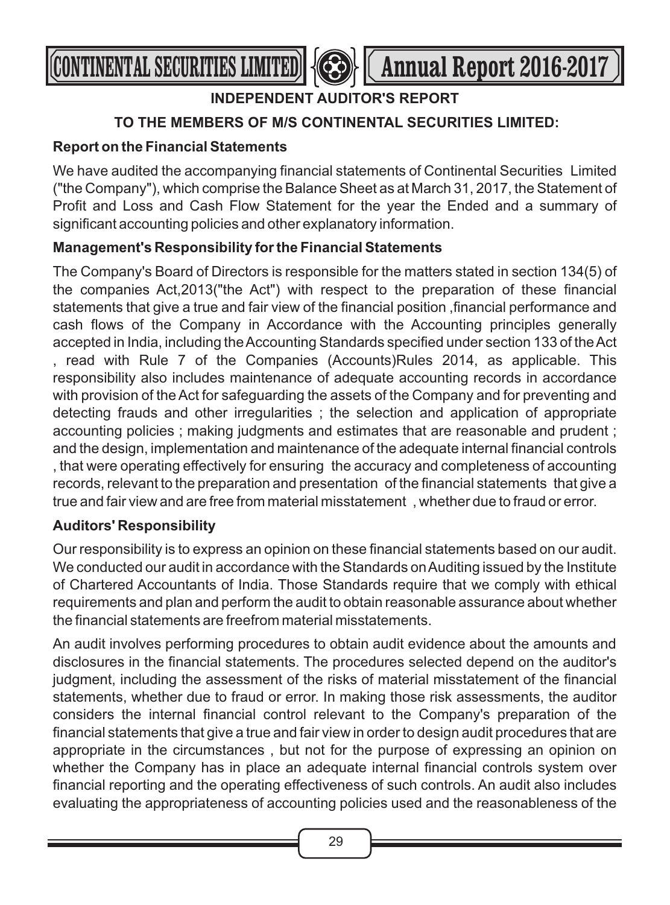## INDEPENDENT AUDITOR'S REPORT

### TO THE MEMBERS OF M/S CONTINENTAL SECURITIES LIMITED:

**Report on the Financial Statements**

We have audited the accompanying financial statements of Continental Securities Limited ("the Company"), which comprise the Balance Sheet as at March 31, 2017, the Statement of Profit and Loss and Cash Flow Statement for the year the Ended and a summary of significant accounting policies and other explanatory information.

**Management's Responsibility for the Financial Statements**

The Company's Board of Directors is responsible for the matters stated in section 134(5) of the companies Act,2013("the Act") with respect to the preparation of these financial statements that give a true and fair view of the financial position ,financial performance and cash flows of the Company in Accordance with the Accounting principles generally accepted in India, including the Accounting Standards specified under section 133 of the Act , read with Rule 7 of the Companies (Accounts)Rules 2014, as applicable. This responsibility also includes maintenance of adequate accounting records in accordance with provision of the Act for safeguarding the assets of the Company and for preventing and detecting frauds and other irregularities ; the selection and application of appropriate accounting policies ; making judgments and estimates that are reasonable and prudent ; and the design, implementation and maintenance of the adequate internal financial controls , that were operating effectively for ensuring the accuracy and completeness of accounting records, relevant to the preparation and presentation of the financial statements that give a true and fair view and are free from material misstatement , whether due to fraud or error.

**Auditors' Responsibility**

Our responsibility is to express an opinion on these financial statements based on our audit. We conducted our audit in accordance with the Standards on Auditing issued by the Institute of Chartered Accountants of India. Those Standards require that we comply with ethical requirements and plan and perform the audit to obtain reasonable assurance about whether the financial statements are freefrom material misstatements.

An audit involves performing procedures to obtain audit evidence about the amounts and disclosures in the financial statements. The procedures selected depend on the auditor's judgment, including the assessment of the risks of material misstatement of the financial statements, whether due to fraud or error. In making those risk assessments, the auditor considers the internal financial control relevant to the Company's preparation of the financial statements that give a true and fair view in order to design audit procedures that are appropriate in the circumstances , but not for the purpose of expressing an opinion on whether the Company has in place an adequate internal financial controls system over financial reporting and the operating effectiveness of such controls. An audit also includes evaluating the appropriateness of accounting policies used and the reasonableness of the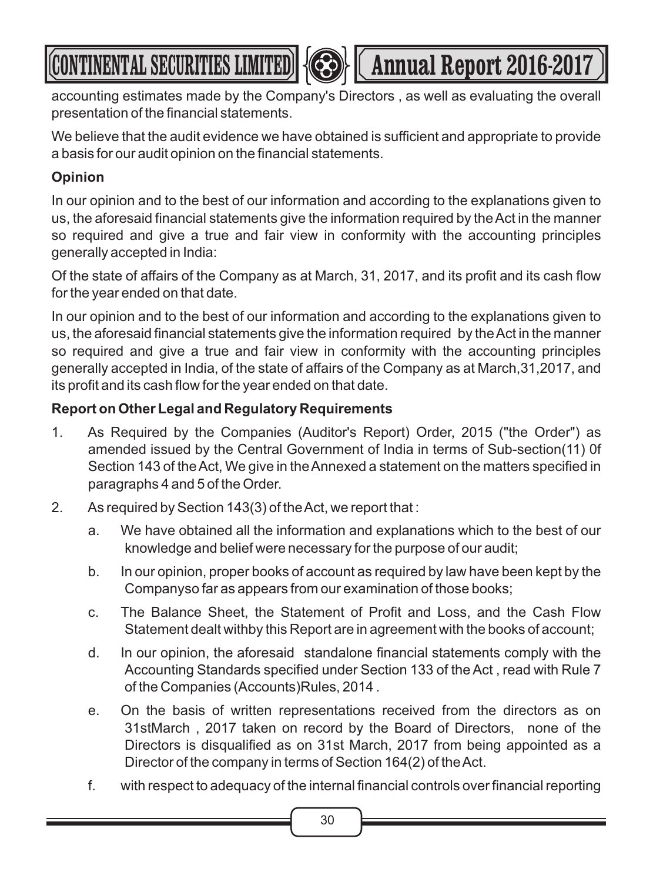accounting estimates made by the Company's Directors , as well as evaluating the overall presentation of the financial statements.

We believe that the audit evidence we have obtained is sufficient and appropriate to provide a basis for our audit opinion on the financial statements.

**Opinion**

In our opinion and to the best of our information and according to the explanations given to us, the aforesaid financial statements give the information required by the Act in the manner so required and give a true and fair view in conformity with the accounting principles generally accepted in India:

Of the state of affairs of the Company as at March, 31, 2017, and its profit and its cash flow for the year ended on that date.

In our opinion and to the best of our information and according to the explanations given to us, the aforesaid financial statements give the information required by the Act in the manner so required and give a true and fair view in conformity with the accounting principles generally accepted in India, of the state of affairs of the Company as at March,31,2017, and its profit and its cash flow for the year ended on that date.

**Report on Other Legal and Regulatory Requirements**

1. As Required by the Companies (Auditor's Report) Order, 2015 ("the Order") as amended issued by the Central Government of India in terms of Sub-section(11) 0f Section 143 of the Act, We give in the Annexed a statement on the matters specified in paragraphs 4 and 5 of the Order.
2. As required by Section 143(3) of the Act, we report that :
   a. We have obtained all the information and explanations which to the best of our knowledge and belief were necessary for the purpose of our audit;
   b. In our opinion, proper books of account as required by law have been kept by the Companyso far as appears from our examination of those books;
   c. The Balance Sheet, the Statement of Profit and Loss, and the Cash Flow Statement dealt withby this Report are in agreement with the books of account;
   d. In our opinion, the aforesaid standalone financial statements comply with the Accounting Standards specified under Section 133 of the Act , read with Rule 7 of the Companies (Accounts)Rules, 2014 .
   e. On the basis of written representations received from the directors as on 31stMarch , 2017 taken on record by the Board of Directors, none of the Directors is disqualified as on 31st March, 2017 from being appointed as a Director of the company in terms of Section 164(2) of the Act.
   f. with respect to adequacy of the internal financial controls over financial reporting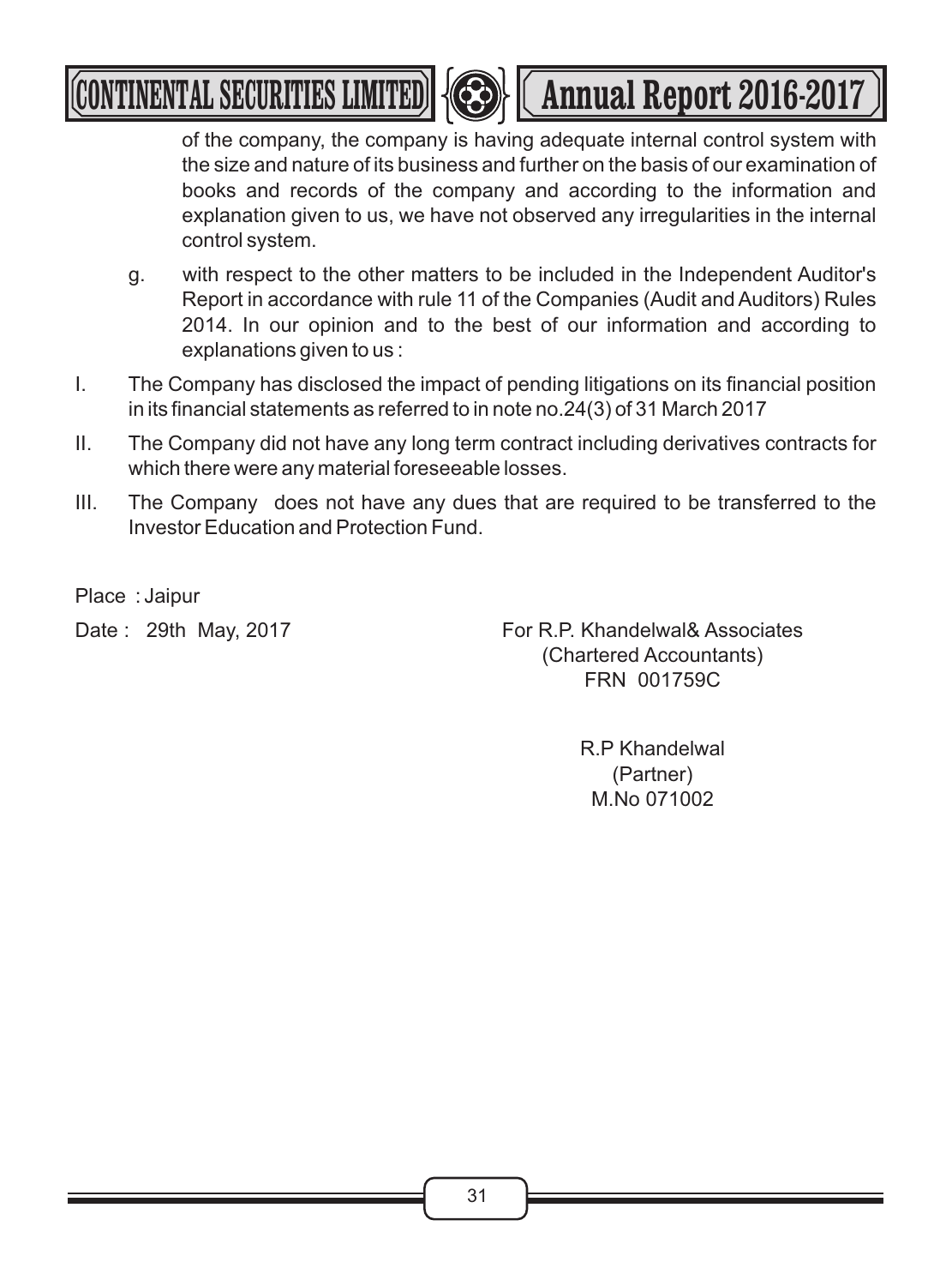of the company, the company is having adequate internal control system with the size and nature of its business and further on the basis of our examination of books and records of the company and according to the information and explanation given to us, we have not observed any irregularities in the internal control system.

g. with respect to the other matters to be included in the Independent Auditor's Report in accordance with rule 11 of the Companies (Audit and Auditors) Rules 2014. In our opinion and to the best of our information and according to explanations given to us :

I. The Company has disclosed the impact of pending litigations on its financial position in its financial statements as referred to in note no.24(3) of 31 March 2017

II. The Company did not have any long term contract including derivatives contracts for which there were any material foreseeable losses.

III. The Company does not have any dues that are required to be transferred to the Investor Education and Protection Fund.

Place : Jaipur

Date : 29th May, 2017

For R.P. Khandelwal& Associates
(Chartered Accountants)
FRN 001759C

R.P Khandelwal
(Partner)
M.No 071002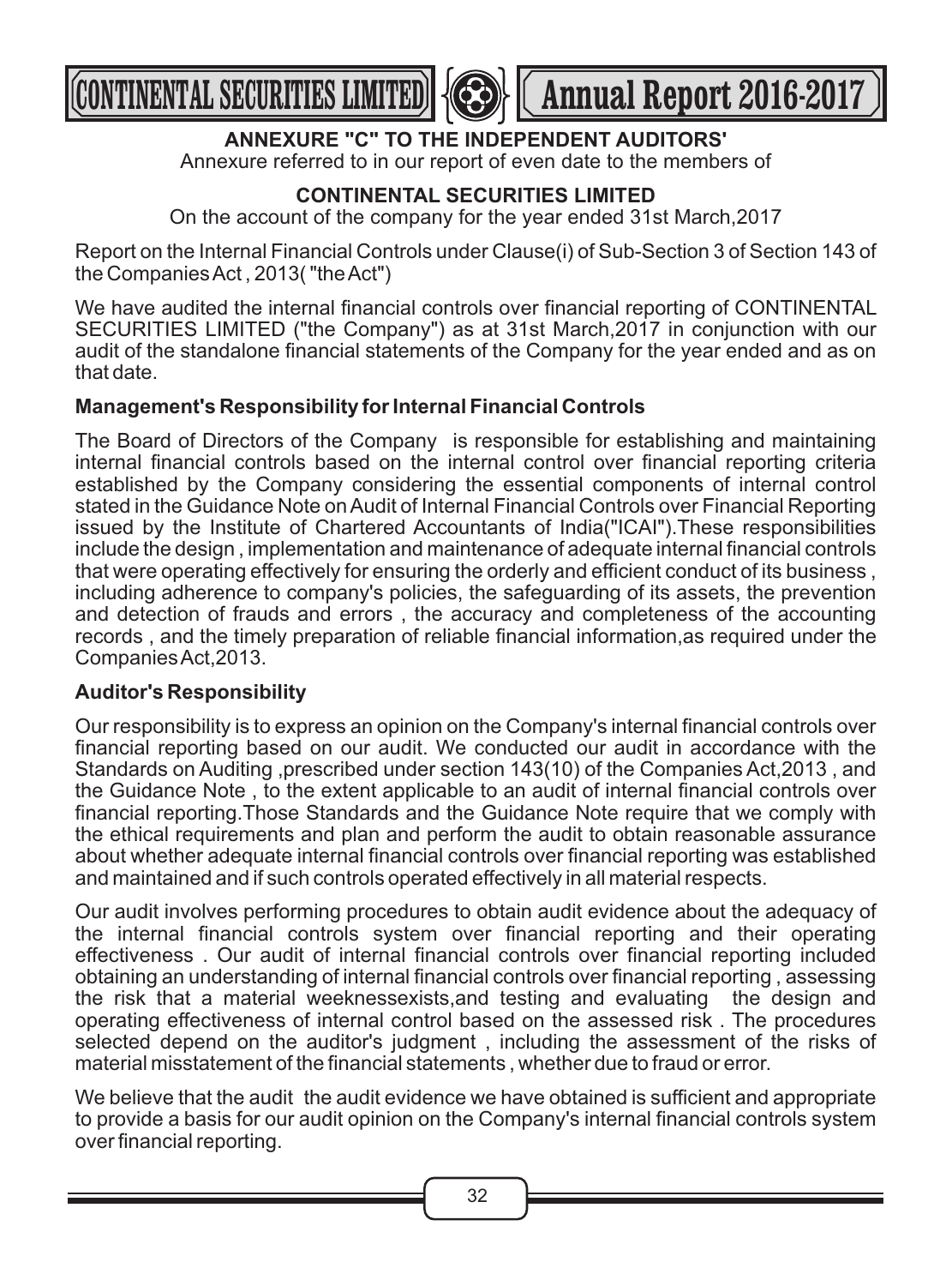## ANNEXURE "C" TO THE INDEPENDENT AUDITORS'

Annexure referred to in our report of even date to the members of

### CONTINENTAL SECURITIES LIMITED

On the account of the company for the year ended 31st March,2017

Report on the Internal Financial Controls under Clause(i) of Sub-Section 3 of Section 143 of the Companies Act , 2013( "the Act")

We have audited the internal financial controls over financial reporting of CONTINENTAL SECURITIES LIMITED ("the Company") as at 31st March,2017 in conjunction with our audit of the standalone financial statements of the Company for the year ended and as on that date.

### Management's Responsibility for Internal Financial Controls

The Board of Directors of the Company is responsible for establishing and maintaining internal financial controls based on the internal control over financial reporting criteria established by the Company considering the essential components of internal control stated in the Guidance Note on Audit of Internal Financial Controls over Financial Reporting issued by the Institute of Chartered Accountants of India("ICAI").These responsibilities include the design , implementation and maintenance of adequate internal financial controls that were operating effectively for ensuring the orderly and efficient conduct of its business , including adherence to company's policies, the safeguarding of its assets, the prevention and detection of frauds and errors , the accuracy and completeness of the accounting records , and the timely preparation of reliable financial information,as required under the Companies Act,2013.

### Auditor's Responsibility

Our responsibility is to express an opinion on the Company's internal financial controls over financial reporting based on our audit. We conducted our audit in accordance with the Standards on Auditing ,prescribed under section 143(10) of the Companies Act,2013 , and the Guidance Note , to the extent applicable to an audit of internal financial controls over financial reporting.Those Standards and the Guidance Note require that we comply with the ethical requirements and plan and perform the audit to obtain reasonable assurance about whether adequate internal financial controls over financial reporting was established and maintained and if such controls operated effectively in all material respects.

Our audit involves performing procedures to obtain audit evidence about the adequacy of the internal financial controls system over financial reporting and their operating effectiveness . Our audit of internal financial controls over financial reporting included obtaining an understanding of internal financial controls over financial reporting , assessing the risk that a material weeknessexists,and testing and evaluating the design and operating effectiveness of internal control based on the assessed risk . The procedures selected depend on the auditor's judgment , including the assessment of the risks of material misstatement of the financial statements , whether due to fraud or error.

We believe that the audit the audit evidence we have obtained is sufficient and appropriate to provide a basis for our audit opinion on the Company's internal financial controls system over financial reporting.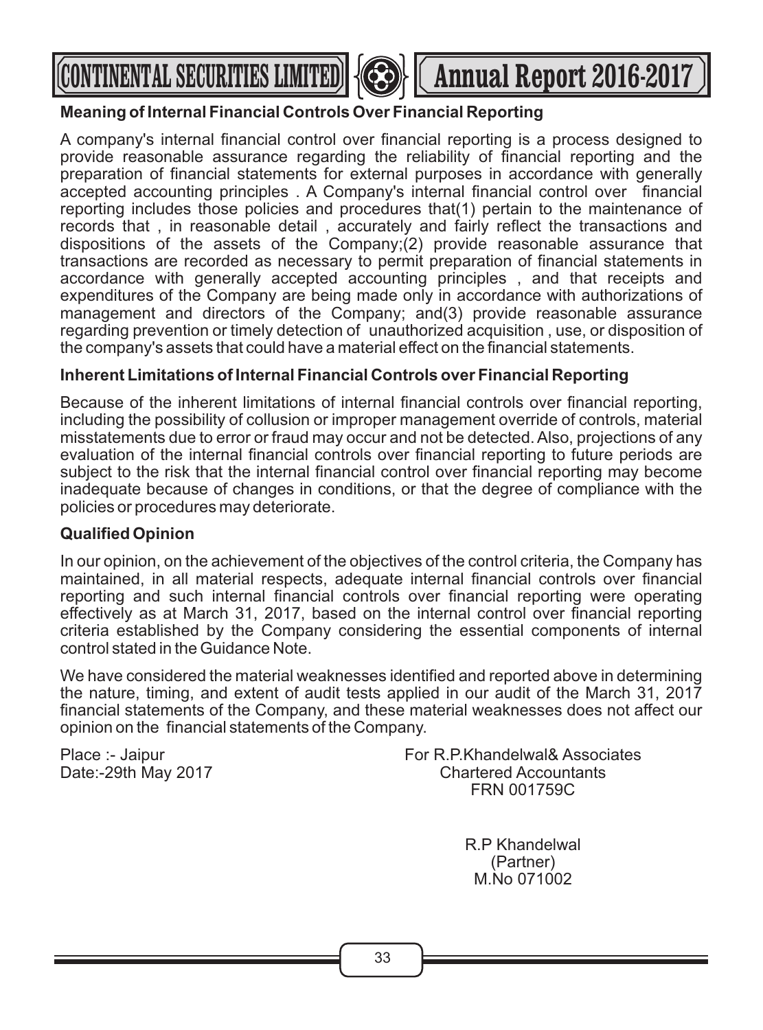### Meaning of Internal Financial Controls Over Financial Reporting

A company's internal financial control over financial reporting is a process designed to provide reasonable assurance regarding the reliability of financial reporting and the preparation of financial statements for external purposes in accordance with generally accepted accounting principles . A Company's internal financial control over financial reporting includes those policies and procedures that(1) pertain to the maintenance of records that , in reasonable detail , accurately and fairly reflect the transactions and dispositions of the assets of the Company;(2) provide reasonable assurance that transactions are recorded as necessary to permit preparation of financial statements in accordance with generally accepted accounting principles , and that receipts and expenditures of the Company are being made only in accordance with authorizations of management and directors of the Company; and(3) provide reasonable assurance regarding prevention or timely detection of unauthorized acquisition , use, or disposition of the company's assets that could have a material effect on the financial statements.

### Inherent Limitations of Internal Financial Controls over Financial Reporting

Because of the inherent limitations of internal financial controls over financial reporting, including the possibility of collusion or improper management override of controls, material misstatements due to error or fraud may occur and not be detected. Also, projections of any evaluation of the internal financial controls over financial reporting to future periods are subject to the risk that the internal financial control over financial reporting may become inadequate because of changes in conditions, or that the degree of compliance with the policies or procedures may deteriorate.

### Qualified Opinion

In our opinion, on the achievement of the objectives of the control criteria, the Company has maintained, in all material respects, adequate internal financial controls over financial reporting and such internal financial controls over financial reporting were operating effectively as at March 31, 2017, based on the internal control over financial reporting criteria established by the Company considering the essential components of internal control stated in the Guidance Note.

We have considered the material weaknesses identified and reported above in determining the nature, timing, and extent of audit tests applied in our audit of the March 31, 2017 financial statements of the Company, and these material weaknesses does not affect our opinion on the financial statements of the Company.

Place :- Jaipur
Date:-29th May 2017

For R.P.Khandelwal& Associates
Chartered Accountants
FRN 001759C

R.P Khandelwal
(Partner)
M.No 071002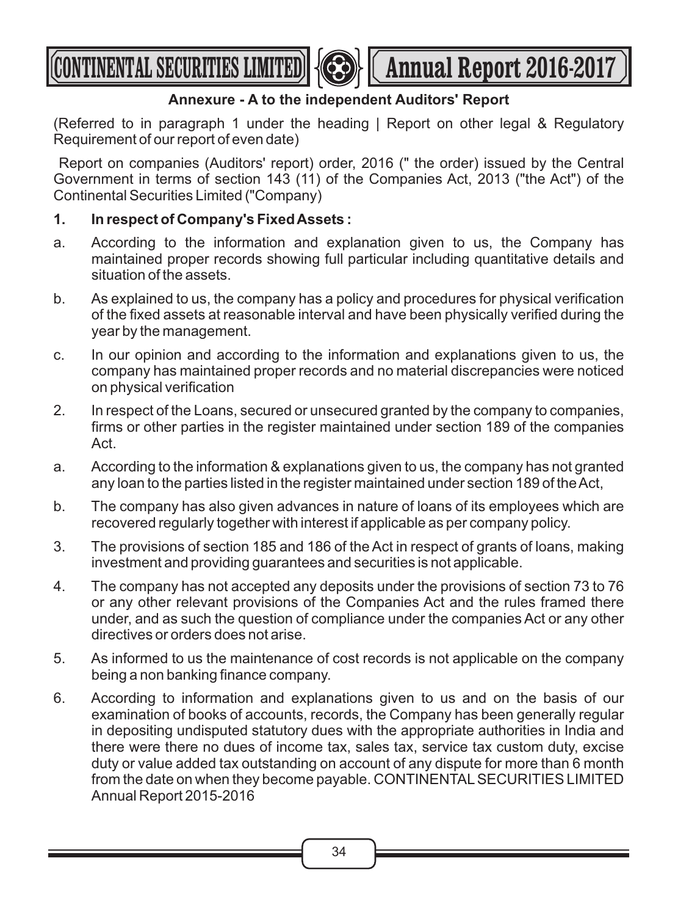## Annexure - A to the independent Auditors' Report

(Referred to in paragraph 1 under the heading | Report on other legal & Regulatory Requirement of our report of even date)

Report on companies (Auditors' report) order, 2016 (" the order) issued by the Central Government in terms of section 143 (11) of the Companies Act, 2013 ("the Act") of the Continental Securities Limited ("Company)

**1. In respect of Company's Fixed Assets :**

a. According to the information and explanation given to us, the Company has maintained proper records showing full particular including quantitative details and situation of the assets.

b. As explained to us, the company has a policy and procedures for physical verification of the fixed assets at reasonable interval and have been physically verified during the year by the management.

c. In our opinion and according to the information and explanations given to us, the company has maintained proper records and no material discrepancies were noticed on physical verification

2. In respect of the Loans, secured or unsecured granted by the company to companies, firms or other parties in the register maintained under section 189 of the companies Act.

a. According to the information & explanations given to us, the company has not granted any loan to the parties listed in the register maintained under section 189 of the Act,

b. The company has also given advances in nature of loans of its employees which are recovered regularly together with interest if applicable as per company policy.

3. The provisions of section 185 and 186 of the Act in respect of grants of loans, making investment and providing guarantees and securities is not applicable.

4. The company has not accepted any deposits under the provisions of section 73 to 76 or any other relevant provisions of the Companies Act and the rules framed there under, and as such the question of compliance under the companies Act or any other directives or orders does not arise.

5. As informed to us the maintenance of cost records is not applicable on the company being a non banking finance company.

6. According to information and explanations given to us and on the basis of our examination of books of accounts, records, the Company has been generally regular in depositing undisputed statutory dues with the appropriate authorities in India and there were there no dues of income tax, sales tax, service tax custom duty, excise duty or value added tax outstanding on account of any dispute for more than 6 month from the date on when they become payable. CONTINENTAL SECURITIES LIMITED Annual Report 2015-2016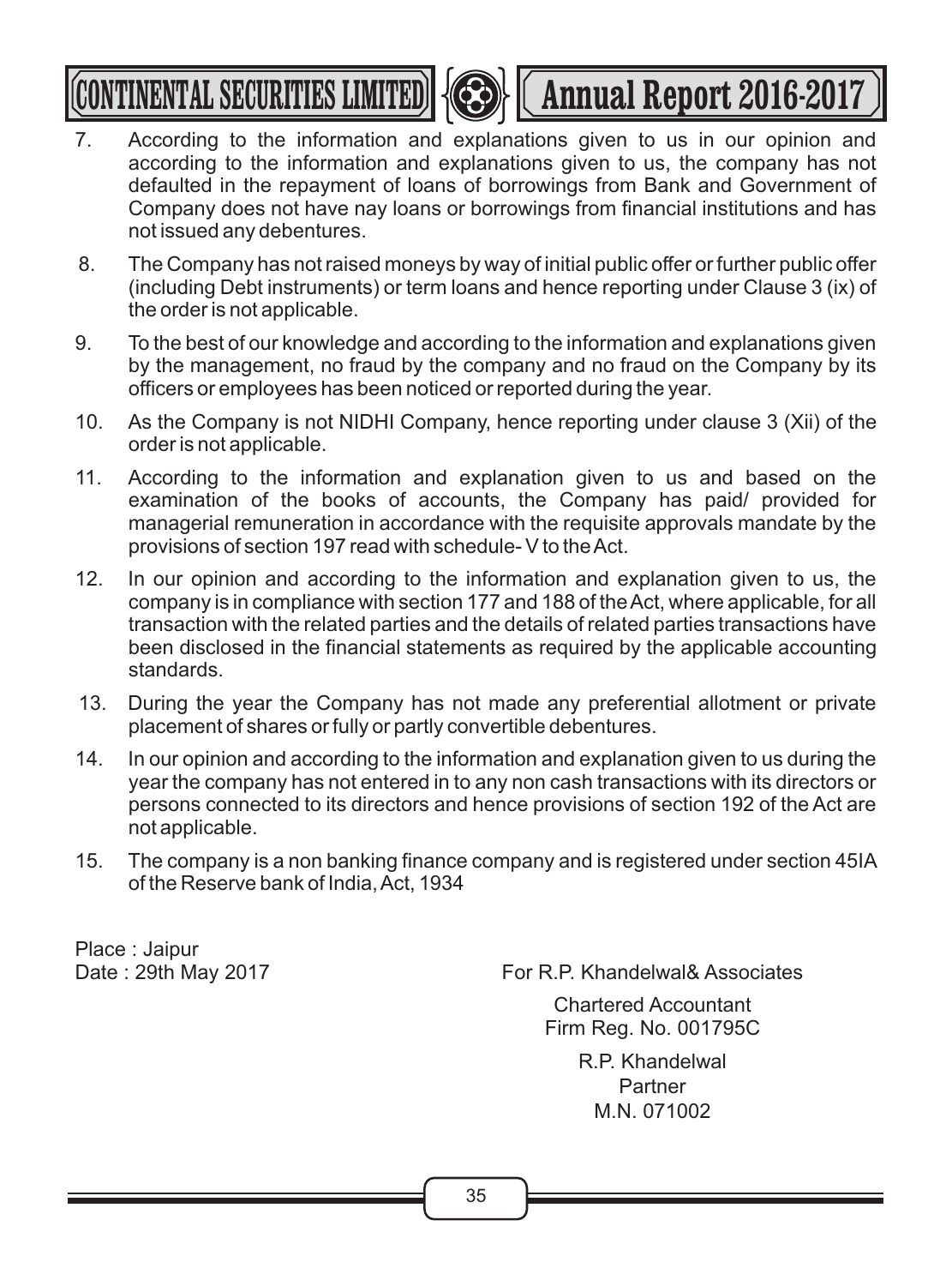7. According to the information and explanations given to us in our opinion and according to the information and explanations given to us, the company has not defaulted in the repayment of loans of borrowings from Bank and Government of Company does not have nay loans or borrowings from financial institutions and has not issued any debentures.

8. The Company has not raised moneys by way of initial public offer or further public offer (including Debt instruments) or term loans and hence reporting under Clause 3 (ix) of the order is not applicable.

9. To the best of our knowledge and according to the information and explanations given by the management, no fraud by the company and no fraud on the Company by its officers or employees has been noticed or reported during the year.

10. As the Company is not NIDHI Company, hence reporting under clause 3 (Xii) of the order is not applicable.

11. According to the information and explanation given to us and based on the examination of the books of accounts, the Company has paid/ provided for managerial remuneration in accordance with the requisite approvals mandate by the provisions of section 197 read with schedule- V to the Act.

12. In our opinion and according to the information and explanation given to us, the company is in compliance with section 177 and 188 of the Act, where applicable, for all transaction with the related parties and the details of related parties transactions have been disclosed in the financial statements as required by the applicable accounting standards.

13. During the year the Company has not made any preferential allotment or private placement of shares or fully or partly convertible debentures.

14. In our opinion and according to the information and explanation given to us during the year the company has not entered in to any non cash transactions with its directors or persons connected to its directors and hence provisions of section 192 of the Act are not applicable.

15. The company is a non banking finance company and is registered under section 45IA of the Reserve bank of India, Act, 1934

Place : Jaipur
Date : 29th May 2017

For R.P. Khandelwal& Associates
Chartered Accountant
Firm Reg. No. 001795C

R.P. Khandelwal
Partner
M.N. 071002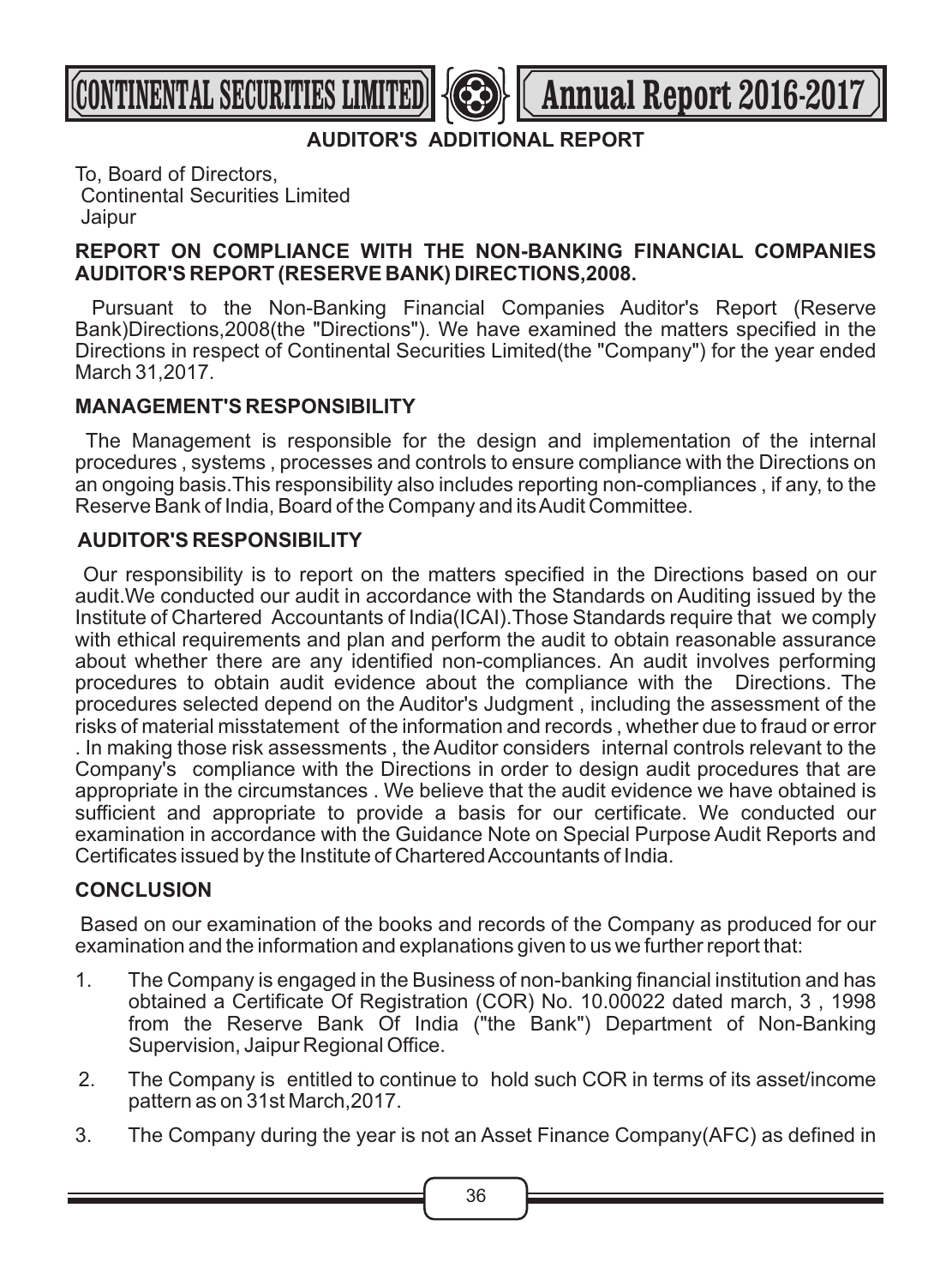## AUDITOR'S ADDITIONAL REPORT

To, Board of Directors,
Continental Securities Limited
Jaipur

**REPORT ON COMPLIANCE WITH THE NON-BANKING FINANCIAL COMPANIES AUDITOR'S REPORT (RESERVE BANK) DIRECTIONS,2008.**

Pursuant to the Non-Banking Financial Companies Auditor's Report (Reserve Bank)Directions,2008(the "Directions"). We have examined the matters specified in the Directions in respect of Continental Securities Limited(the "Company") for the year ended March 31,2017.

### MANAGEMENT'S RESPONSIBILITY

The Management is responsible for the design and implementation of the internal procedures , systems , processes and controls to ensure compliance with the Directions on an ongoing basis.This responsibility also includes reporting non-compliances , if any, to the Reserve Bank of India, Board of the Company and its Audit Committee.

### AUDITOR'S RESPONSIBILITY

Our responsibility is to report on the matters specified in the Directions based on our audit.We conducted our audit in accordance with the Standards on Auditing issued by the Institute of Chartered Accountants of India(ICAI).Those Standards require that we comply with ethical requirements and plan and perform the audit to obtain reasonable assurance about whether there are any identified non-compliances. An audit involves performing procedures to obtain audit evidence about the compliance with the Directions. The procedures selected depend on the Auditor's Judgment , including the assessment of the risks of material misstatement of the information and records , whether due to fraud or error . In making those risk assessments , the Auditor considers internal controls relevant to the Company's compliance with the Directions in order to design audit procedures that are appropriate in the circumstances . We believe that the audit evidence we have obtained is sufficient and appropriate to provide a basis for our certificate. We conducted our examination in accordance with the Guidance Note on Special Purpose Audit Reports and Certificates issued by the Institute of Chartered Accountants of India.

### CONCLUSION

Based on our examination of the books and records of the Company as produced for our examination and the information and explanations given to us we further report that:

1. The Company is engaged in the Business of non-banking financial institution and has obtained a Certificate Of Registration (COR) No. 10.00022 dated march, 3 , 1998 from the Reserve Bank Of India ("the Bank") Department of Non-Banking Supervision, Jaipur Regional Office.
2. The Company is entitled to continue to hold such COR in terms of its asset/income pattern as on 31st March,2017.
3. The Company during the year is not an Asset Finance Company(AFC) as defined in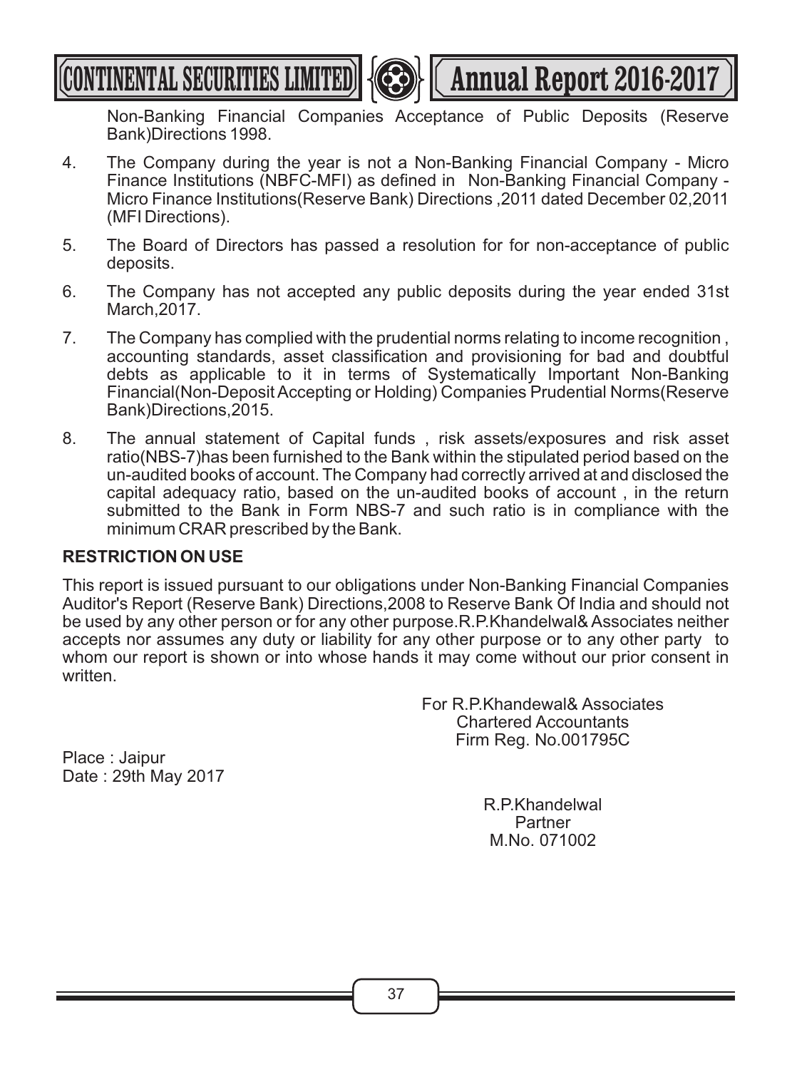Non-Banking Financial Companies Acceptance of Public Deposits (Reserve Bank)Directions 1998.

4. The Company during the year is not a Non-Banking Financial Company - Micro Finance Institutions (NBFC-MFI) as defined in Non-Banking Financial Company - Micro Finance Institutions(Reserve Bank) Directions ,2011 dated December 02,2011 (MFI Directions).

5. The Board of Directors has passed a resolution for for non-acceptance of public deposits.

6. The Company has not accepted any public deposits during the year ended 31st March,2017.

7. The Company has complied with the prudential norms relating to income recognition , accounting standards, asset classification and provisioning for bad and doubtful debts as applicable to it in terms of Systematically Important Non-Banking Financial(Non-Deposit Accepting or Holding) Companies Prudential Norms(Reserve Bank)Directions,2015.

8. The annual statement of Capital funds , risk assets/exposures and risk asset ratio(NBS-7)has been furnished to the Bank within the stipulated period based on the un-audited books of account. The Company had correctly arrived at and disclosed the capital adequacy ratio, based on the un-audited books of account , in the return submitted to the Bank in Form NBS-7 and such ratio is in compliance with the minimum CRAR prescribed by the Bank.

**RESTRICTION ON USE**

This report is issued pursuant to our obligations under Non-Banking Financial Companies Auditor's Report (Reserve Bank) Directions,2008 to Reserve Bank Of India and should not be used by any other person or for any other purpose.R.P.Khandelwal& Associates neither accepts nor assumes any duty or liability for any other purpose or to any other party to whom our report is shown or into whose hands it may come without our prior consent in written.

For R.P.Khandewal& Associates
Chartered Accountants
Firm Reg. No.001795C

Place : Jaipur
Date : 29th May 2017

R.P.Khandelwal
Partner
M.No. 071002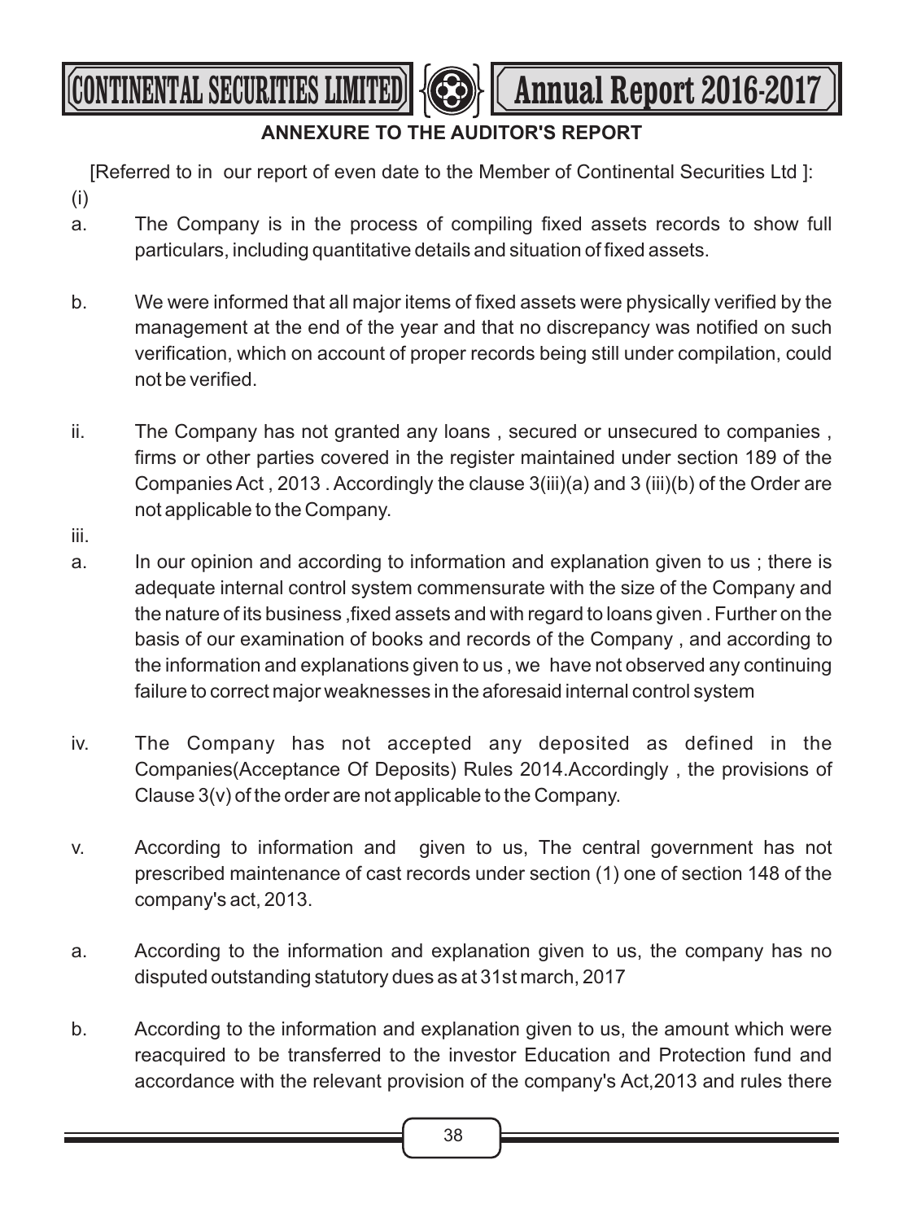## ANNEXURE TO THE AUDITOR'S REPORT

[Referred to in our report of even date to the Member of Continental Securities Ltd ]:

(i)

a. The Company is in the process of compiling fixed assets records to show full particulars, including quantitative details and situation of fixed assets.

b. We were informed that all major items of fixed assets were physically verified by the management at the end of the year and that no discrepancy was notified on such verification, which on account of proper records being still under compilation, could not be verified.

ii. The Company has not granted any loans , secured or unsecured to companies , firms or other parties covered in the register maintained under section 189 of the Companies Act , 2013 . Accordingly the clause 3(iii)(a) and 3 (iii)(b) of the Order are not applicable to the Company.

iii.

a. In our opinion and according to information and explanation given to us ; there is adequate internal control system commensurate with the size of the Company and the nature of its business ,fixed assets and with regard to loans given . Further on the basis of our examination of books and records of the Company , and according to the information and explanations given to us , we have not observed any continuing failure to correct major weaknesses in the aforesaid internal control system

iv. The Company has not accepted any deposited as defined in the Companies(Acceptance Of Deposits) Rules 2014.Accordingly , the provisions of Clause 3(v) of the order are not applicable to the Company.

v. According to information and given to us, The central government has not prescribed maintenance of cast records under section (1) one of section 148 of the company's act, 2013.

a. According to the information and explanation given to us, the company has no disputed outstanding statutory dues as at 31st march, 2017

b. According to the information and explanation given to us, the amount which were reacquired to be transferred to the investor Education and Protection fund and accordance with the relevant provision of the company's Act,2013 and rules there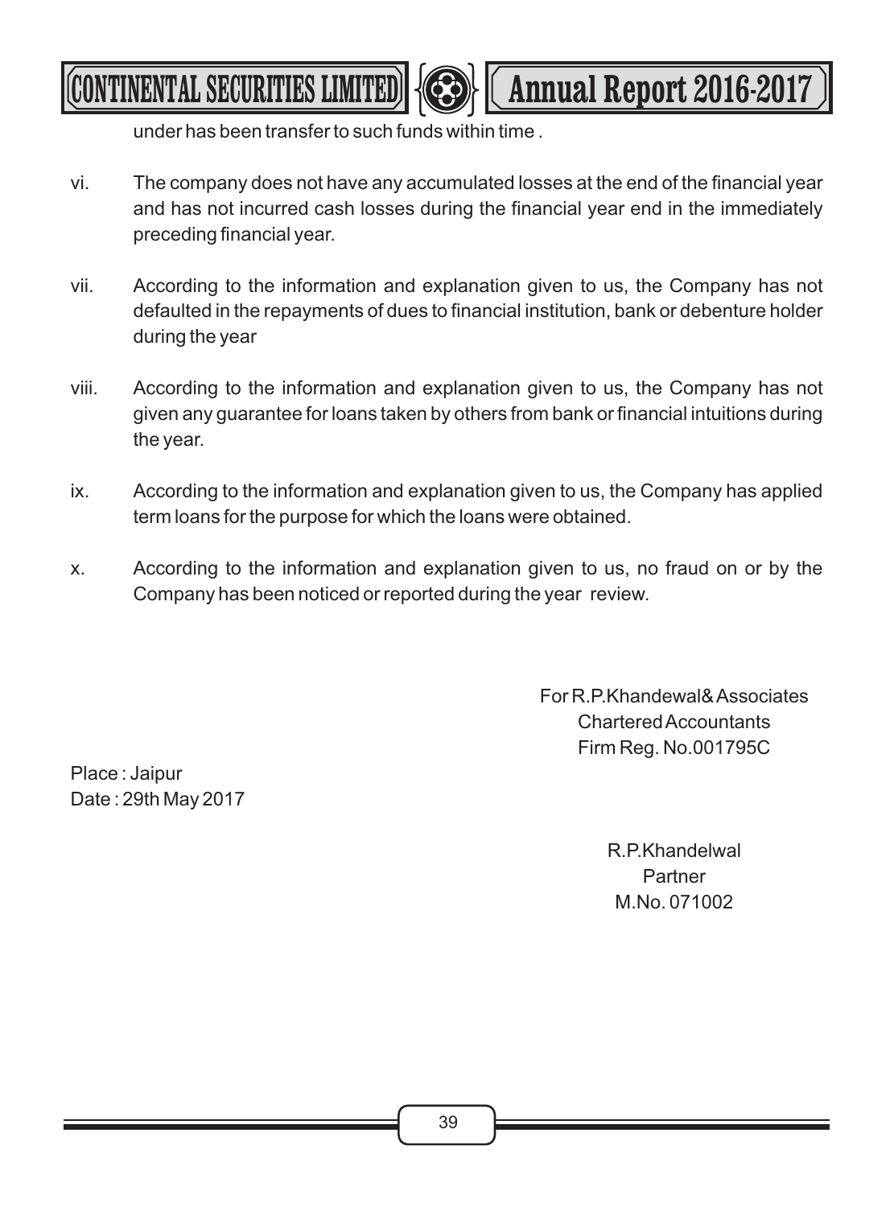under has been transfer to such funds within time .

vi. The company does not have any accumulated losses at the end of the financial year and has not incurred cash losses during the financial year end in the immediately preceding financial year.

vii. According to the information and explanation given to us, the Company has not defaulted in the repayments of dues to financial institution, bank or debenture holder during the year

viii. According to the information and explanation given to us, the Company has not given any guarantee for loans taken by others from bank or financial intuitions during the year.

ix. According to the information and explanation given to us, the Company has applied term loans for the purpose for which the loans were obtained.

x. According to the information and explanation given to us, no fraud on or by the Company has been noticed or reported during the year review.

For R.P.Khandewal& Associates
Chartered Accountants
Firm Reg. No.001795C

Place : Jaipur
Date : 29th May 2017

R.P.Khandelwal
Partner
M.No. 071002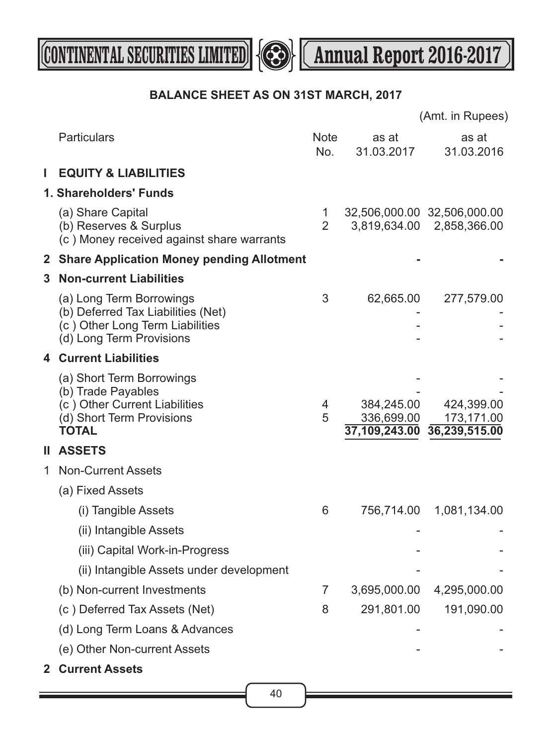## BALANCE SHEET AS ON 31ST MARCH, 2017

(Amt. in Rupees)

| | Particulars | Note No. | as at 31.03.2017 | as at 31.03.2016 |
|---|---|---|---|---|
| **I** | **EQUITY & LIABILITIES** | | | |
| | **1. Shareholders' Funds** | | | |
| | (a) Share Capital | 1 | 32,506,000.00 | 32,506,000.00 |
| | (b) Reserves & Surplus | 2 | 3,819,634.00 | 2,858,366.00 |
| | (c ) Money received against share warrants | | | |
| **2** | **Share Application Money pending Allotment** | | - | - |
| **3** | **Non-current Liabilities** | | | |
| | (a) Long Term Borrowings | 3 | 62,665.00 | 277,579.00 |
| | (b) Deferred Tax Liabilities (Net) | | - | - |
| | (c ) Other Long Term Liabilities | | - | - |
| | (d) Long Term Provisions | | - | - |
| **4** | **Current Liabilities** | | | |
| | (a) Short Term Borrowings | | - | - |
| | (b) Trade Payables | | - | - |
| | (c ) Other Current Liabilities | 4 | 384,245.00 | 424,399.00 |
| | (d) Short Term Provisions | 5 | 336,699.00 | 173,171.00 |
| | **TOTAL** | | **37,109,243.00** | **36,239,515.00** |
| **II** | **ASSETS** | | | |
| 1 | Non-Current Assets | | | |
| | (a) Fixed Assets | | | |
| | (i) Tangible Assets | 6 | 756,714.00 | 1,081,134.00 |
| | (ii) Intangible Assets | | - | - |
| | (iii) Capital Work-in-Progress | | - | - |
| | (ii) Intangible Assets under development | | - | - |
| | (b) Non-current Investments | 7 | 3,695,000.00 | 4,295,000.00 |
| | (c ) Deferred Tax Assets (Net) | 8 | 291,801.00 | 191,090.00 |
| | (d) Long Term Loans & Advances | | - | - |
| | (e) Other Non-current Assets | | - | - |
| **2** | **Current Assets** | | | |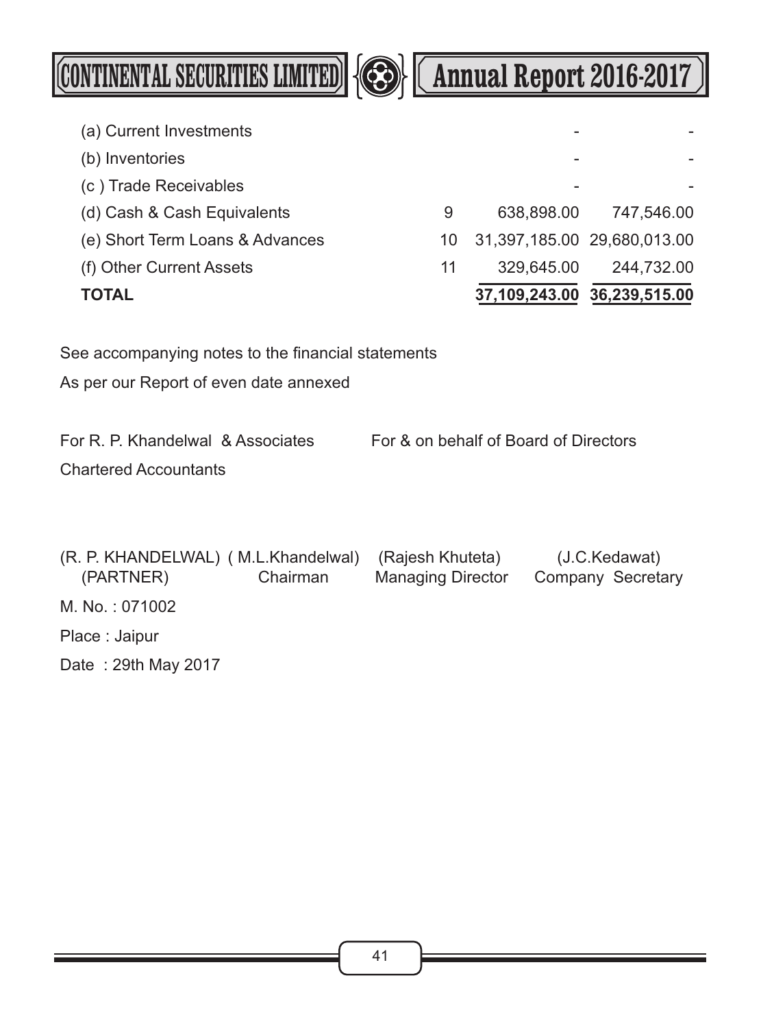| | | | |
|---|---|---|---|
| (a) Current Investments | | - | - |
| (b) Inventories | | - | - |
| (c ) Trade Receivables | | - | - |
| (d) Cash & Cash Equivalents | 9 | 638,898.00 | 747,546.00 |
| (e) Short Term Loans & Advances | 10 | 31,397,185.00 | 29,680,013.00 |
| (f) Other Current Assets | 11 | 329,645.00 | 244,732.00 |
| **TOTAL** | | **37,109,243.00** | **36,239,515.00** |

See accompanying notes to the financial statements

As per our Report of even date annexed

For R. P. Khandelwal & Associates
Chartered Accountants

For & on behalf of Board of Directors

(R. P. KHANDELWAL)
(PARTNER)

( M.L.Khandelwal)
Chairman

(Rajesh Khuteta)
Managing Director

(J.C.Kedawat)
Company Secretary

M. No. : 071002

Place : Jaipur

Date : 29th May 2017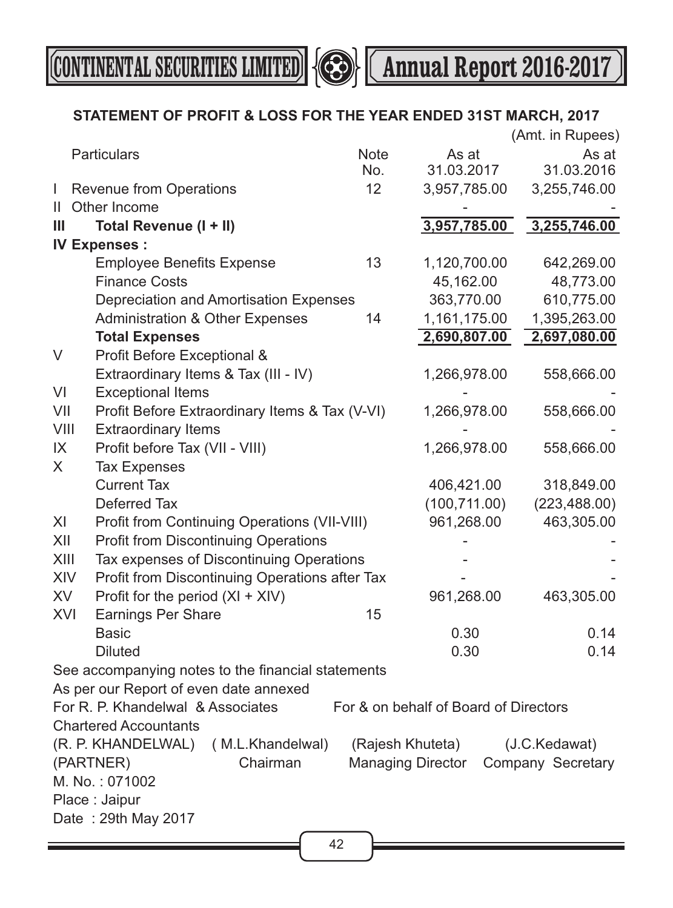## STATEMENT OF PROFIT & LOSS FOR THE YEAR ENDED 31ST MARCH, 2017

(Amt. in Rupees)

| | Particulars | Note No. | As at 31.03.2017 | As at 31.03.2016 |
|---|---|---|---|---|
| I | Revenue from Operations | 12 | 3,957,785.00 | 3,255,746.00 |
| II | Other Income | | - | - |
| **III** | **Total Revenue (I + II)** | | **3,957,785.00** | **3,255,746.00** |
| **IV** | **Expenses :** | | | |
| | Employee Benefits Expense | 13 | 1,120,700.00 | 642,269.00 |
| | Finance Costs | | 45,162.00 | 48,773.00 |
| | Depreciation and Amortisation Expenses | | 363,770.00 | 610,775.00 |
| | Administration & Other Expenses | 14 | 1,161,175.00 | 1,395,263.00 |
| | **Total Expenses** | | **2,690,807.00** | **2,697,080.00** |
| V | Profit Before Exceptional & Extraordinary Items & Tax (III - IV) | | 1,266,978.00 | 558,666.00 |
| VI | Exceptional Items | | - | - |
| VII | Profit Before Extraordinary Items & Tax (V-VI) | | 1,266,978.00 | 558,666.00 |
| VIII | Extraordinary Items | | - | - |
| IX | Profit before Tax (VII - VIII) | | 1,266,978.00 | 558,666.00 |
| X | Tax Expenses | | | |
| | Current Tax | | 406,421.00 | 318,849.00 |
| | Deferred Tax | | (100,711.00) | (223,488.00) |
| XI | Profit from Continuing Operations (VII-VIII) | | 961,268.00 | 463,305.00 |
| XII | Profit from Discontinuing Operations | | - | - |
| XIII | Tax expenses of Discontinuing Operations | | - | - |
| XIV | Profit from Discontinuing Operations after Tax | | - | - |
| XV | Profit for the period (XI + XIV) | | 961,268.00 | 463,305.00 |
| XVI | Earnings Per Share | 15 | | |
| | Basic | | 0.30 | 0.14 |
| | Diluted | | 0.30 | 0.14 |

See accompanying notes to the financial statements

As per our Report of even date annexed

For R. P. Khandelwal & Associates
Chartered Accountants

(R. P. KHANDELWAL)
(PARTNER)
M. No. : 071002
Place : Jaipur
Date : 29th May 2017

For & on behalf of Board of Directors

( M.L.Khandelwal)
Chairman

(Rajesh Khuteta)
Managing Director

(J.C.Kedawat)
Company Secretary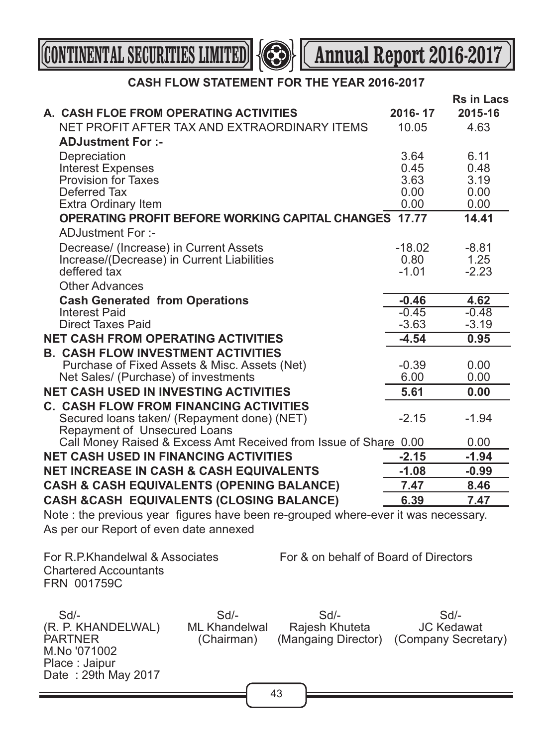## CASH FLOW STATEMENT FOR THE YEAR 2016-2017

| | 2016- 17 | Rs in Lacs 2015-16 |
|---|---|---|
| **A. CASH FLOE FROM OPERATING ACTIVITIES** | | |
| NET PROFIT AFTER TAX AND EXTRAORDINARY ITEMS | 10.05 | 4.63 |
| **ADJustment For :-** | | |
| Depreciation | 3.64 | 6.11 |
| Interest Expenses | 0.45 | 0.48 |
| Provision for Taxes | 3.63 | 3.19 |
| Deferred Tax | 0.00 | 0.00 |
| Extra Ordinary Item | 0.00 | 0.00 |
| **OPERATING PROFIT BEFORE WORKING CAPITAL CHANGES** | **17.77** | **14.41** |
| ADJustment For :- | | |
| Decrease/ (Increase) in Current Assets | -18.02 | -8.81 |
| Increase/(Decrease) in Current Liabilities | 0.80 | 1.25 |
| deffered tax | -1.01 | -2.23 |
| Other Advances | | |
| **Cash Generated from Operations** | **-0.46** | **4.62** |
| Interest Paid | -0.45 | -0.48 |
| Direct Taxes Paid | -3.63 | -3.19 |
| **NET CASH FROM OPERATING ACTIVITIES** | **-4.54** | **0.95** |
| **B. CASH FLOW INVESTMENT ACTIVITIES** | | |
| Purchase of Fixed Assets & Misc. Assets (Net) | -0.39 | 0.00 |
| Net Sales/ (Purchase) of investments | 6.00 | 0.00 |
| **NET CASH USED IN INVESTING ACTIVITIES** | **5.61** | **0.00** |
| **C. CASH FLOW FROM FINANCING ACTIVITIES** | | |
| Secured loans taken/ (Repayment done) (NET) | -2.15 | -1.94 |
| Repayment of Unsecured Loans | | |
| Call Money Raised & Excess Amt Received from Issue of Share | 0.00 | 0.00 |
| **NET CASH USED IN FINANCING ACTIVITIES** | **-2.15** | **-1.94** |
| **NET INCREASE IN CASH & CASH EQUIVALENTS** | **-1.08** | **-0.99** |
| **CASH & CASH EQUIVALENTS (OPENING BALANCE)** | **7.47** | **8.46** |
| **CASH &CASH EQUIVALENTS (CLOSING BALANCE)** | **6.39** | **7.47** |

Note : the previous year figures have been re-grouped where-ever it was necessary.

As per our Report of even date annexed

For R.P.Khandelwal & Associates
Chartered Accountants
FRN 001759C

For & on behalf of Board of Directors

| Sd/- | Sd/- | Sd/- | Sd/- |
|---|---|---|---|
| (R. P. KHANDELWAL) | ML Khandelwal | Rajesh Khuteta | JC Kedawat |
| PARTNER | (Chairman) | (Mangaing Director) | (Company Secretary) |
| M.No '071002 | | | |

Place : Jaipur
Date : 29th May 2017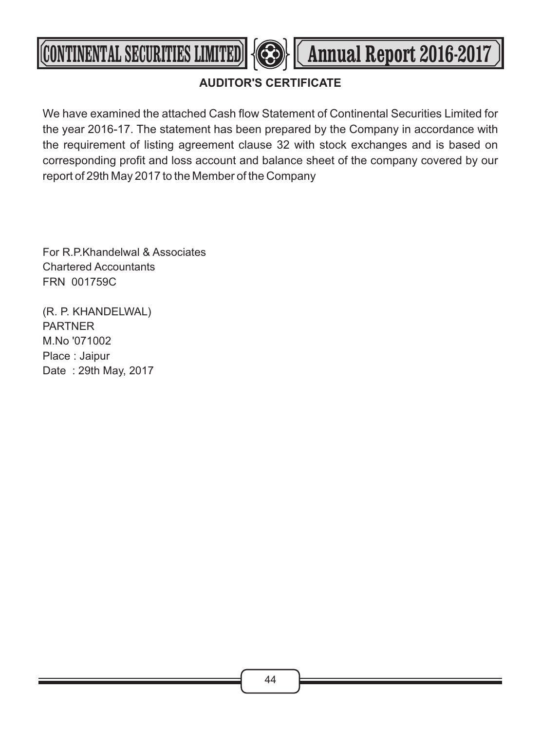## AUDITOR'S CERTIFICATE

We have examined the attached Cash flow Statement of Continental Securities Limited for the year 2016-17. The statement has been prepared by the Company in accordance with the requirement of listing agreement clause 32 with stock exchanges and is based on corresponding profit and loss account and balance sheet of the company covered by our report of 29th May 2017 to the Member of the Company

For R.P.Khandelwal & Associates
Chartered Accountants
FRN 001759C

(R. P. KHANDELWAL)
PARTNER
M.No '071002
Place : Jaipur
Date : 29th May, 2017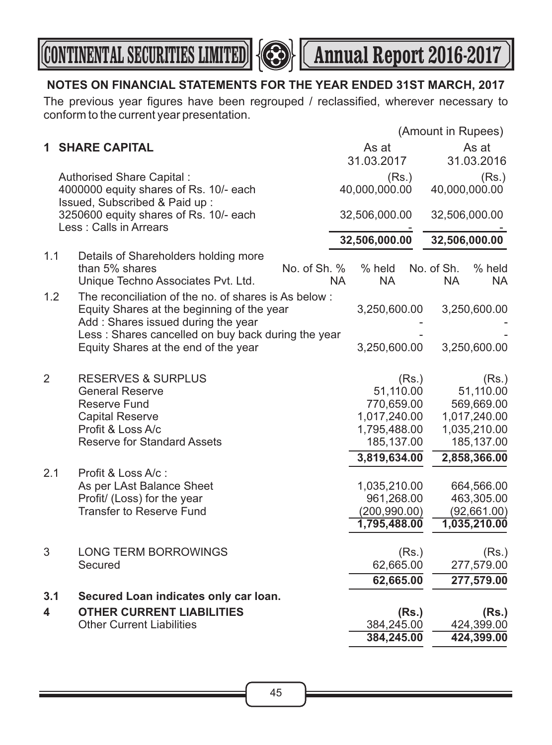## NOTES ON FINANCIAL STATEMENTS FOR THE YEAR ENDED 31ST MARCH, 2017

The previous year figures have been regrouped / reclassified, wherever necessary to conform to the current year presentation.

(Amount in Rupees)

| | | As at 31.03.2017 | As at 31.03.2016 |
|---|---|---|---|
| **1** | **SHARE CAPITAL** | | |
| | Authorised Share Capital : | (Rs.) | (Rs.) |
| | 4000000 equity shares of Rs. 10/- each | 40,000,000.00 | 40,000,000.00 |
| | Issued, Subscribed & Paid up : | | |
| | 3250600 equity shares of Rs. 10/- each | 32,506,000.00 | 32,506,000.00 |
| | Less : Calls in Arrears | - | - |
| | | **32,506,000.00** | **32,506,000.00** |

| | Details of Shareholders holding more than 5% shares | No. of Sh. % | % held | No. of Sh. | % held |
|---|---|---|---|---|---|
| 1.1 | Unique Techno Associates Pvt. Ltd. | NA | NA | NA | NA |

| | | As at 31.03.2017 | As at 31.03.2016 |
|---|---|---|---|
| 1.2 | The reconciliation of the no. of shares is As below : | | |
| | Equity Shares at the beginning of the year | 3,250,600.00 | 3,250,600.00 |
| | Add : Shares issued during the year | - | - |
| | Less : Shares cancelled on buy back during the year | - | - |
| | Equity Shares at the end of the year | 3,250,600.00 | 3,250,600.00 |
| 2 | RESERVES & SURPLUS | (Rs.) | (Rs.) |
| | General Reserve | 51,110.00 | 51,110.00 |
| | Reserve Fund | 770,659.00 | 569,669.00 |
| | Capital Reserve | 1,017,240.00 | 1,017,240.00 |
| | Profit & Loss A/c | 1,795,488.00 | 1,035,210.00 |
| | Reserve for Standard Assets | 185,137.00 | 185,137.00 |
| | | **3,819,634.00** | **2,858,366.00** |
| 2.1 | Profit & Loss A/c : | | |
| | As per LAst Balance Sheet | 1,035,210.00 | 664,566.00 |
| | Profit/ (Loss) for the year | 961,268.00 | 463,305.00 |
| | Transfer to Reserve Fund | (200,990.00) | (92,661.00) |
| | | **1,795,488.00** | **1,035,210.00** |
| 3 | LONG TERM BORROWINGS | (Rs.) | (Rs.) |
| | Secured | 62,665.00 | 277,579.00 |
| | | **62,665.00** | **277,579.00** |
| **3.1** | **Secured Loan indicates only car loan.** | | |
| **4** | **OTHER CURRENT LIABILITIES** | **(Rs.)** | **(Rs.)** |
| | Other Current Liabilities | 384,245.00 | 424,399.00 |
| | | **384,245.00** | **424,399.00** |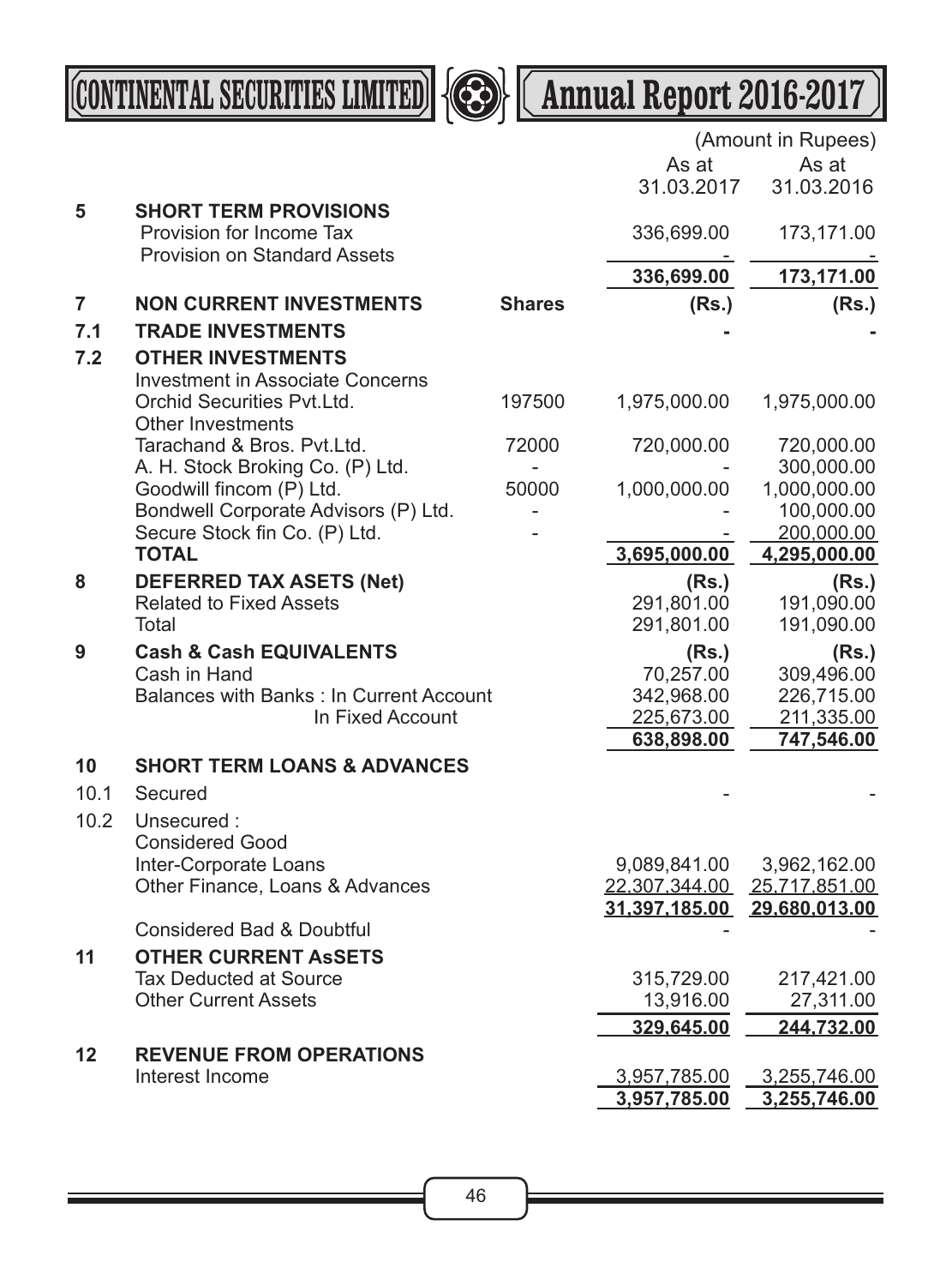| | | | (Amount in Rupees) | |
|---|---|---|---|---|
| | | | As at 31.03.2017 | As at 31.03.2016 |
| **5** | **SHORT TERM PROVISIONS** | | | |
| | Provision for Income Tax | | 336,699.00 | 173,171.00 |
| | Provision on Standard Assets | | - | - |
| | | | **336,699.00** | **173,171.00** |
| **7** | **NON CURRENT INVESTMENTS** | **Shares** | **(Rs.)** | **(Rs.)** |
| **7.1** | **TRADE INVESTMENTS** | | **-** | **-** |
| **7.2** | **OTHER INVESTMENTS** | | | |
| | Investment in Associate Concerns | | | |
| | Orchid Securities Pvt.Ltd. | 197500 | 1,975,000.00 | 1,975,000.00 |
| | Other Investments | | | |
| | Tarachand & Bros. Pvt.Ltd. | 72000 | 720,000.00 | 720,000.00 |
| | A. H. Stock Broking Co. (P) Ltd. | - | - | 300,000.00 |
| | Goodwill fincom (P) Ltd. | 50000 | 1,000,000.00 | 1,000,000.00 |
| | Bondwell Corporate Advisors (P) Ltd. | - | - | 100,000.00 |
| | Secure Stock fin Co. (P) Ltd. | - | - | 200,000.00 |
| | **TOTAL** | | **3,695,000.00** | **4,295,000.00** |
| **8** | **DEFERRED TAX ASETS (Net)** | | **(Rs.)** | **(Rs.)** |
| | Related to Fixed Assets | | 291,801.00 | 191,090.00 |
| | Total | | 291,801.00 | 191,090.00 |
| **9** | **Cash & Cash EQUIVALENTS** | | **(Rs.)** | **(Rs.)** |
| | Cash in Hand | | 70,257.00 | 309,496.00 |
| | Balances with Banks : In Current Account | | 342,968.00 | 226,715.00 |
| | In Fixed Account | | 225,673.00 | 211,335.00 |
| | | | **638,898.00** | **747,546.00** |
| **10** | **SHORT TERM LOANS & ADVANCES** | | | |
| 10.1 | Secured | | - | - |
| 10.2 | Unsecured : | | | |
| | Considered Good | | | |
| | Inter-Corporate Loans | | 9,089,841.00 | 3,962,162.00 |
| | Other Finance, Loans & Advances | | 22,307,344.00 | 25,717,851.00 |
| | | | **31,397,185.00** | **29,680,013.00** |
| | Considered Bad & Doubtful | | - | - |
| **11** | **OTHER CURRENT AsSETS** | | | |
| | Tax Deducted at Source | | 315,729.00 | 217,421.00 |
| | Other Current Assets | | 13,916.00 | 27,311.00 |
| | | | **329,645.00** | **244,732.00** |
| **12** | **REVENUE FROM OPERATIONS** | | | |
| | Interest Income | | 3,957,785.00 | 3,255,746.00 |
| | | | **3,957,785.00** | **3,255,746.00** |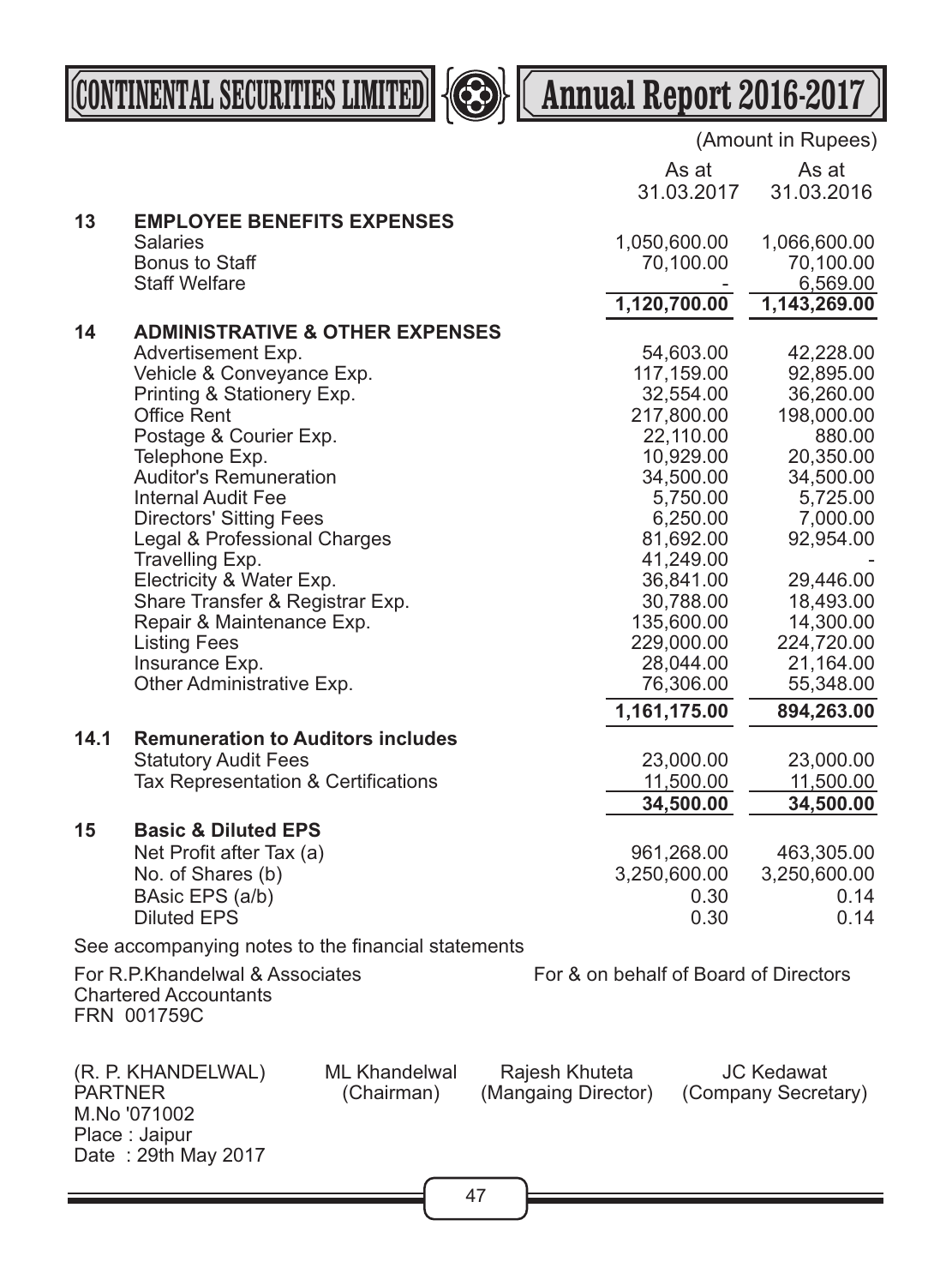(Amount in Rupees)

| | | As at 31.03.2017 | As at 31.03.2016 |
|---|---|---|---|
| **13** | **EMPLOYEE BENEFITS EXPENSES** | | |
| | Salaries | 1,050,600.00 | 1,066,600.00 |
| | Bonus to Staff | 70,100.00 | 70,100.00 |
| | Staff Welfare | - | 6,569.00 |
| | | **1,120,700.00** | **1,143,269.00** |
| **14** | **ADMINISTRATIVE & OTHER EXPENSES** | | |
| | Advertisement Exp. | 54,603.00 | 42,228.00 |
| | Vehicle & Conveyance Exp. | 117,159.00 | 92,895.00 |
| | Printing & Stationery Exp. | 32,554.00 | 36,260.00 |
| | Office Rent | 217,800.00 | 198,000.00 |
| | Postage & Courier Exp. | 22,110.00 | 880.00 |
| | Telephone Exp. | 10,929.00 | 20,350.00 |
| | Auditor's Remuneration | 34,500.00 | 34,500.00 |
| | Internal Audit Fee | 5,750.00 | 5,725.00 |
| | Directors' Sitting Fees | 6,250.00 | 7,000.00 |
| | Legal & Professional Charges | 81,692.00 | 92,954.00 |
| | Travelling Exp. | 41,249.00 | - |
| | Electricity & Water Exp. | 36,841.00 | 29,446.00 |
| | Share Transfer & Registrar Exp. | 30,788.00 | 18,493.00 |
| | Repair & Maintenance Exp. | 135,600.00 | 14,300.00 |
| | Listing Fees | 229,000.00 | 224,720.00 |
| | Insurance Exp. | 28,044.00 | 21,164.00 |
| | Other Administrative Exp. | 76,306.00 | 55,348.00 |
| | | **1,161,175.00** | **894,263.00** |
| **14.1** | **Remuneration to Auditors includes** | | |
| | Statutory Audit Fees | 23,000.00 | 23,000.00 |
| | Tax Representation & Certifications | 11,500.00 | 11,500.00 |
| | | **34,500.00** | **34,500.00** |
| **15** | **Basic & Diluted EPS** | | |
| | Net Profit after Tax (a) | 961,268.00 | 463,305.00 |
| | No. of Shares (b) | 3,250,600.00 | 3,250,600.00 |
| | BAsic EPS (a/b) | 0.30 | 0.14 |
| | Diluted EPS | 0.30 | 0.14 |

See accompanying notes to the financial statements

For R.P.Khandelwal & Associates
Chartered Accountants
FRN 001759C

For & on behalf of Board of Directors

(R. P. KHANDELWAL)
PARTNER
M.No '071002
Place : Jaipur
Date : 29th May 2017

ML Khandelwal
(Chairman)

Rajesh Khuteta
(Mangaing Director)

JC Kedawat
(Company Secretary)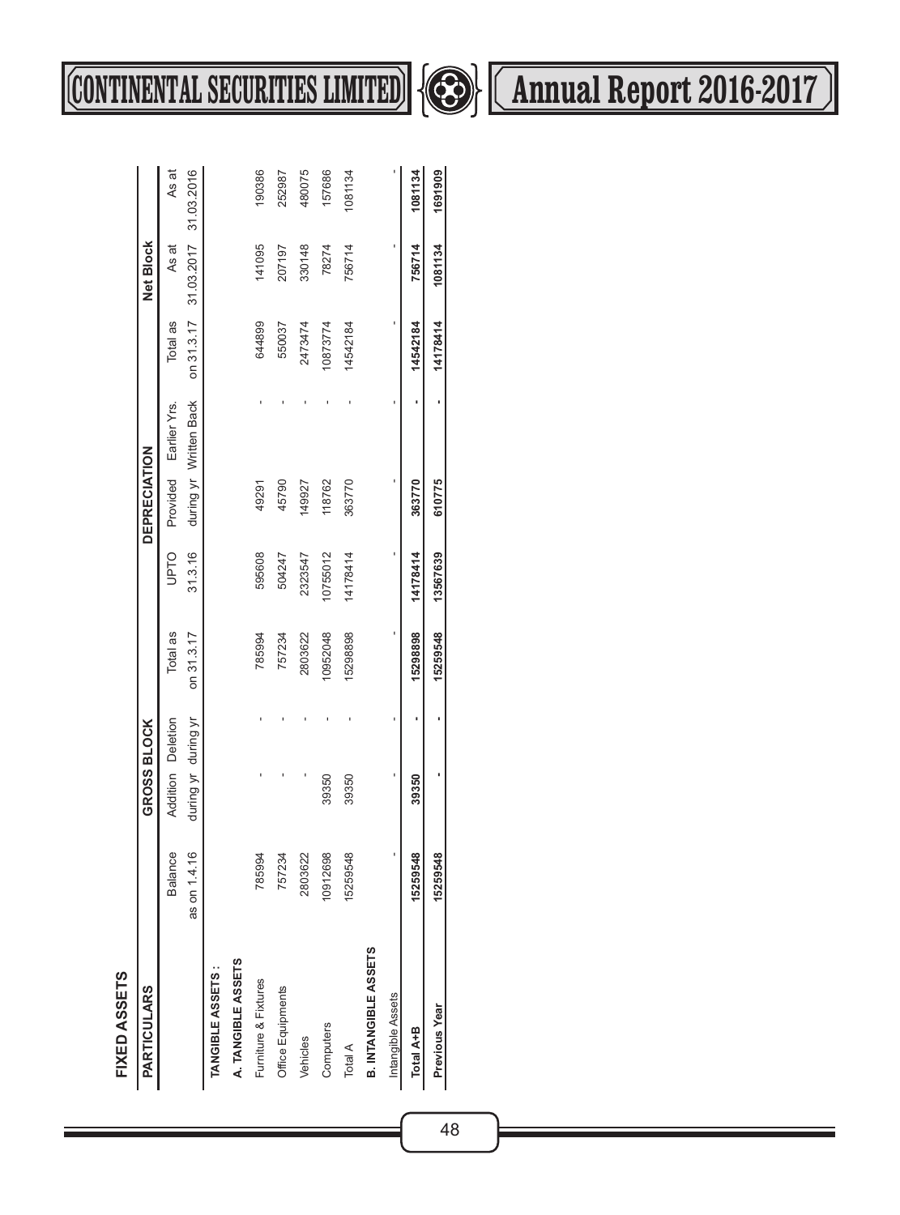## FIXED ASSETS

| PARTICULARS | GROSS BLOCK | | | | DEPRECIATION | | | | Net Block | |
|---|---|---|---|---|---|---|---|---|---|---|
| | Balance as on 1.4.16 | Addition during yr | Deletion during yr | Total as on 31.3.17 | UPTO 31.3.16 | Provided during yr | Earlier Yrs. Written Back | Total as on 31.3.17 | As at 31.03.2017 | As at 31.03.2016 |
| **TANGIBLE ASSETS :** | | | | | | | | | | |
| **A. TANGIBLE ASSETS** | | | | | | | | | | |
| Furniture & Fixtures | 785994 | - | - | 785994 | 595608 | 49291 | - | 644899 | 141095 | 190386 |
| Office Equipments | 757234 | - | - | 757234 | 504247 | 45790 | - | 550037 | 207197 | 252987 |
| Vehicles | 2803622 | - | - | 2803622 | 2323547 | 149927 | - | 2473474 | 330148 | 480075 |
| Computers | 10912698 | 39350 | - | 10952048 | 10755012 | 118762 | - | 10873774 | 78274 | 157686 |
| Total A | 15259548 | 39350 | - | 15298898 | 14178414 | 363770 | - | 14542184 | 756714 | 1081134 |
| **B. INTANGIBLE ASSETS** | | | | | | | | | | |
| Intangible Assets | - | - | - | - | - | - | - | - | - | - |
| **Total A+B** | **15259548** | **39350** | **-** | **15298898** | **14178414** | **363770** | **-** | **14542184** | **756714** | **1081134** |
| **Previous Year** | **15259548** | **-** | **-** | **15259548** | **13567639** | **610775** | **-** | **14178414** | **1081134** | **1691909** |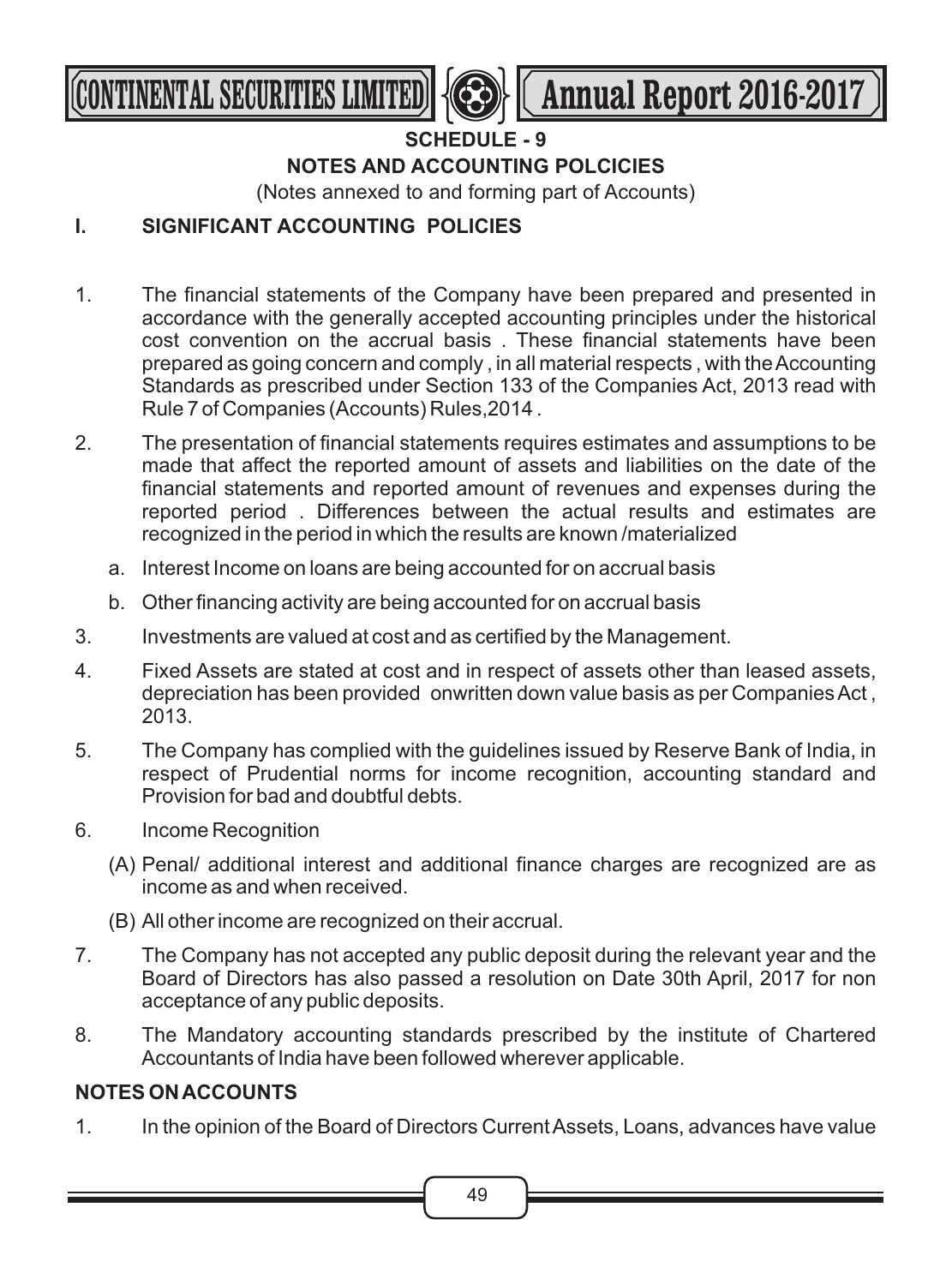## SCHEDULE - 9

## NOTES AND ACCOUNTING POLCICIES

(Notes annexed to and forming part of Accounts)

### I. SIGNIFICANT ACCOUNTING POLICIES

1. The financial statements of the Company have been prepared and presented in accordance with the generally accepted accounting principles under the historical cost convention on the accrual basis . These financial statements have been prepared as going concern and comply , in all material respects , with the Accounting Standards as prescribed under Section 133 of the Companies Act, 2013 read with Rule 7 of Companies (Accounts) Rules,2014 .

2. The presentation of financial statements requires estimates and assumptions to be made that affect the reported amount of assets and liabilities on the date of the financial statements and reported amount of revenues and expenses during the reported period . Differences between the actual results and estimates are recognized in the period in which the results are known /materialized

   a. Interest Income on loans are being accounted for on accrual basis

   b. Other financing activity are being accounted for on accrual basis

3. Investments are valued at cost and as certified by the Management.

4. Fixed Assets are stated at cost and in respect of assets other than leased assets, depreciation has been provided onwritten down value basis as per Companies Act , 2013.

5. The Company has complied with the guidelines issued by Reserve Bank of India, in respect of Prudential norms for income recognition, accounting standard and Provision for bad and doubtful debts.

6. Income Recognition

   (A) Penal/ additional interest and additional finance charges are recognized are as income as and when received.

   (B) All other income are recognized on their accrual.

7. The Company has not accepted any public deposit during the relevant year and the Board of Directors has also passed a resolution on Date 30th April, 2017 for non acceptance of any public deposits.

8. The Mandatory accounting standards prescribed by the institute of Chartered Accountants of India have been followed wherever applicable.

### NOTES ON ACCOUNTS

1. In the opinion of the Board of Directors Current Assets, Loans, advances have value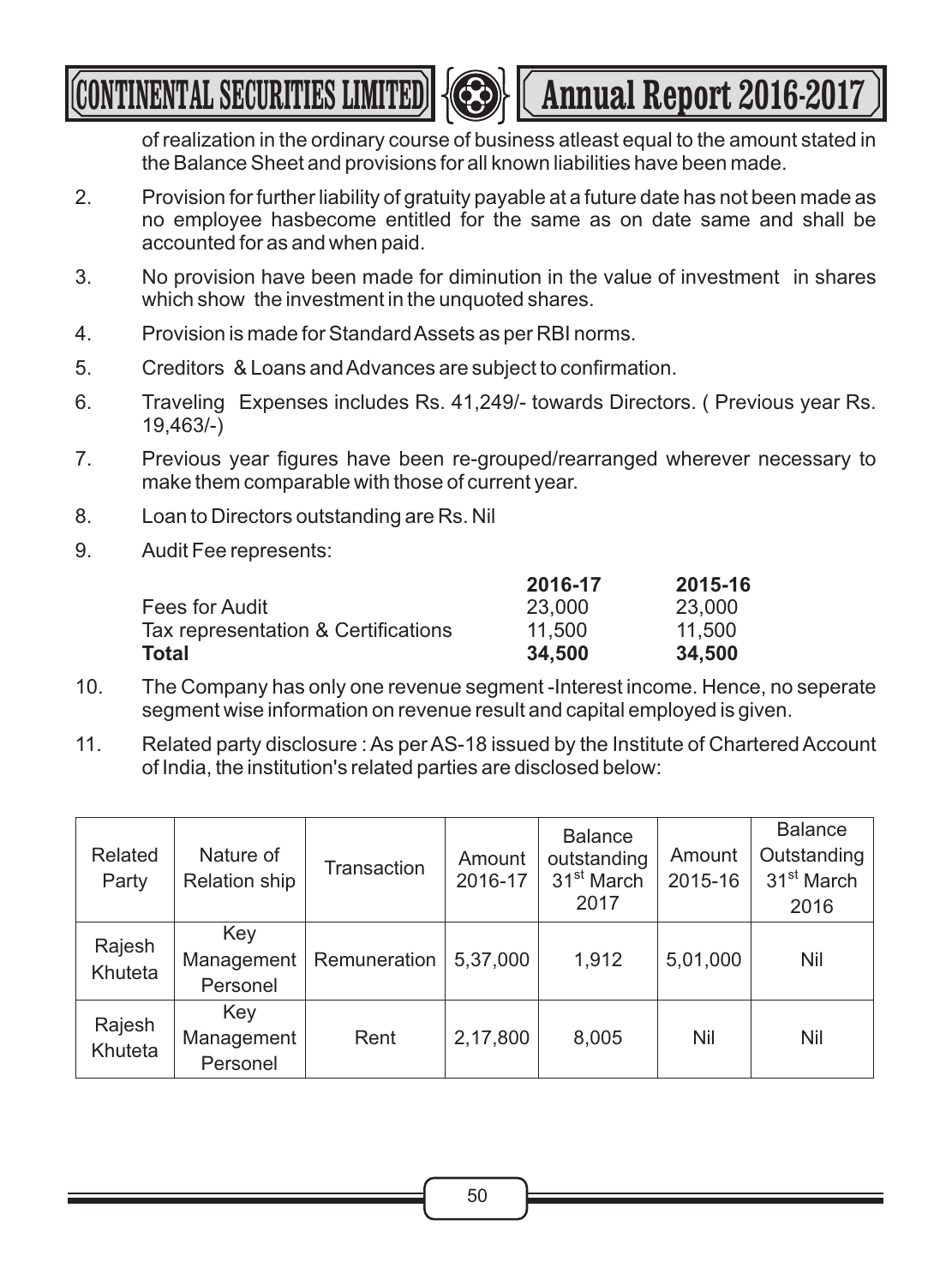of realization in the ordinary course of business atleast equal to the amount stated in the Balance Sheet and provisions for all known liabilities have been made.

2. Provision for further liability of gratuity payable at a future date has not been made as no employee hasbecome entitled for the same as on date same and shall be accounted for as and when paid.

3. No provision have been made for diminution in the value of investment in shares which show the investment in the unquoted shares.

4. Provision is made for Standard Assets as per RBI norms.

5. Creditors & Loans and Advances are subject to confirmation.

6. Traveling Expenses includes Rs. 41,249/- towards Directors. ( Previous year Rs. 19,463/-)

7. Previous year figures have been re-grouped/rearranged wherever necessary to make them comparable with those of current year.

8. Loan to Directors outstanding are Rs. Nil

9. Audit Fee represents:

| | **2016-17** | **2015-16** |
|---|---|---|
| Fees for Audit | 23,000 | 23,000 |
| Tax representation & Certifications | 11,500 | 11,500 |
| **Total** | **34,500** | **34,500** |

10. The Company has only one revenue segment -Interest income. Hence, no seperate segment wise information on revenue result and capital employed is given.

11. Related party disclosure : As per AS-18 issued by the Institute of Chartered Account of India, the institution's related parties are disclosed below:

| Related Party | Nature of Relation ship | Transaction | Amount 2016-17 | Balance outstanding 31st March 2017 | Amount 2015-16 | Balance Outstanding 31st March 2016 |
|---|---|---|---|---|---|---|
| Rajesh Khuteta | Key Management Personel | Remuneration | 5,37,000 | 1,912 | 5,01,000 | Nil |
| Rajesh Khuteta | Key Management Personel | Rent | 2,17,800 | 8,005 | Nil | Nil |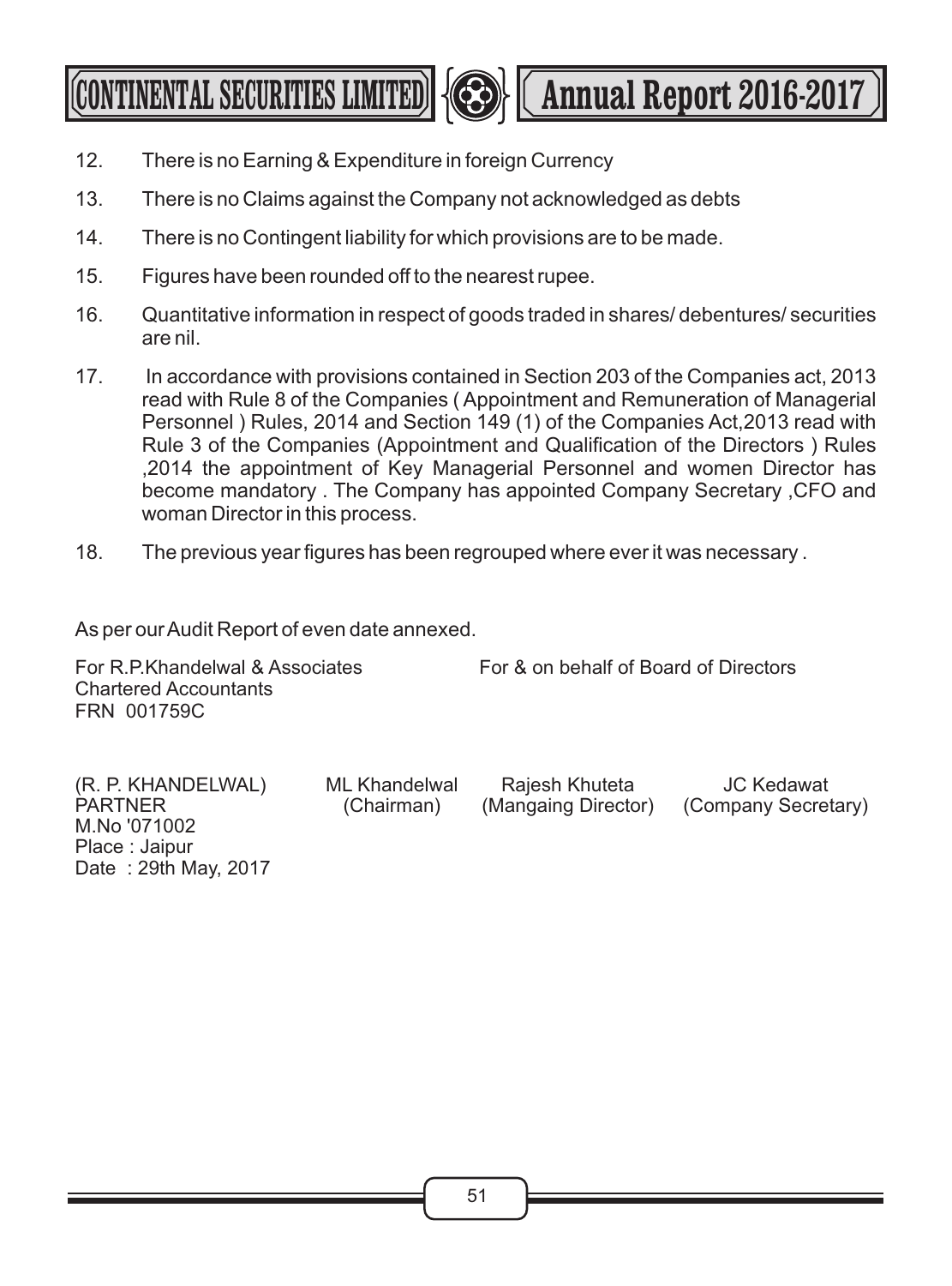12. There is no Earning & Expenditure in foreign Currency

13. There is no Claims against the Company not acknowledged as debts

14. There is no Contingent liability for which provisions are to be made.

15. Figures have been rounded off to the nearest rupee.

16. Quantitative information in respect of goods traded in shares/ debentures/ securities are nil.

17. In accordance with provisions contained in Section 203 of the Companies act, 2013 read with Rule 8 of the Companies ( Appointment and Remuneration of Managerial Personnel ) Rules, 2014 and Section 149 (1) of the Companies Act,2013 read with Rule 3 of the Companies (Appointment and Qualification of the Directors ) Rules ,2014 the appointment of Key Managerial Personnel and women Director has become mandatory . The Company has appointed Company Secretary ,CFO and woman Director in this process.

18. The previous year figures has been regrouped where ever it was necessary .

As per our Audit Report of even date annexed.

For R.P.Khandelwal & Associates
Chartered Accountants
FRN 001759C

For & on behalf of Board of Directors

(R. P. KHANDELWAL)
PARTNER
M.No '071002
Place : Jaipur
Date : 29th May, 2017

ML Khandelwal
(Chairman)

Rajesh Khuteta
(Mangaing Director)

JC Kedawat
(Company Secretary)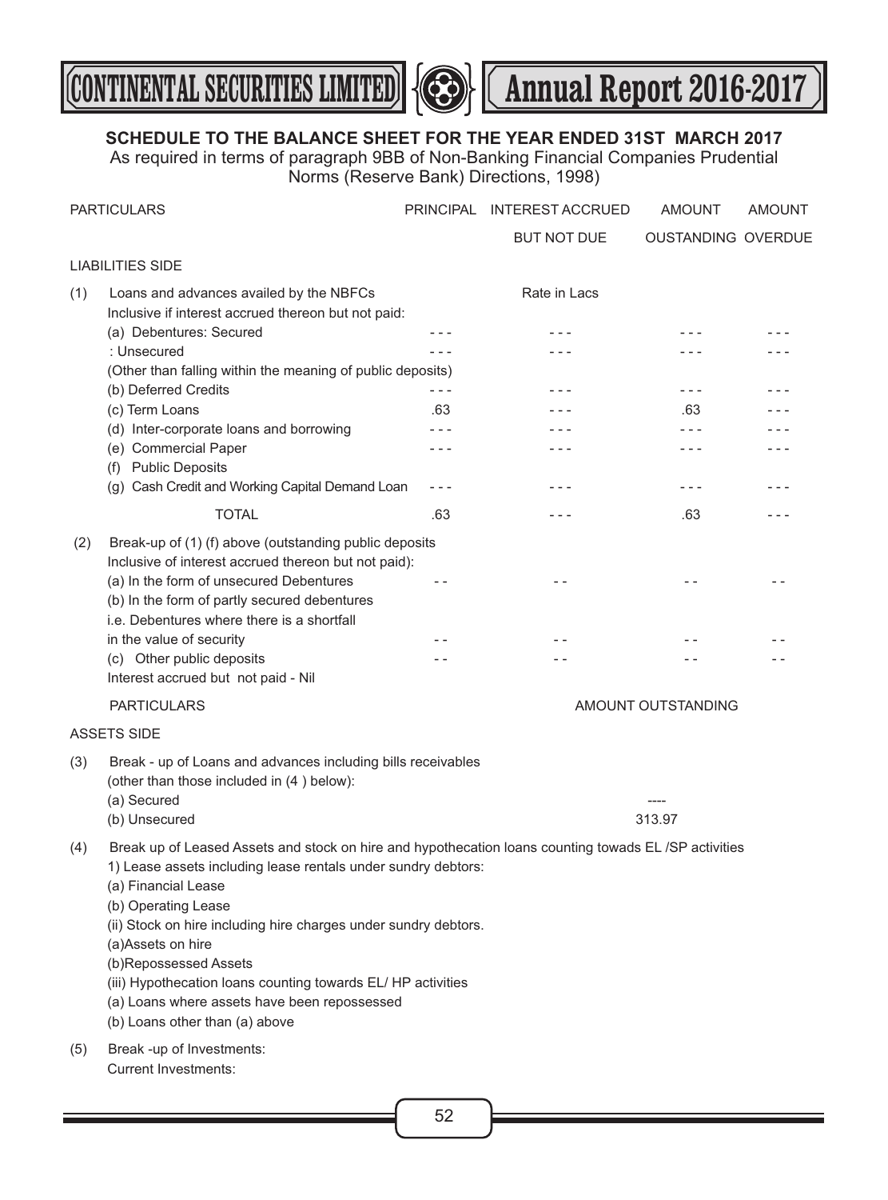## SCHEDULE TO THE BALANCE SHEET FOR THE YEAR ENDED 31ST MARCH 2017

As required in terms of paragraph 9BB of Non-Banking Financial Companies Prudential Norms (Reserve Bank) Directions, 1998)

| PARTICULARS | PRINCIPAL | INTEREST ACCRUED BUT NOT DUE | AMOUNT OUSTANDING | AMOUNT OVERDUE |
|---|---|---|---|---|
| **LIABILITIES SIDE** | | | | |
| (1) Loans and advances availed by the NBFCs Inclusive if interest accrued thereon but not paid: | | Rate in Lacs | | |
| (a) Debentures: Secured | - - - | - - - | - - - | - - - |
| : Unsecured | - - - | - - - | - - - | - - - |
| (Other than falling within the meaning of public deposits) | | | | |
| (b) Deferred Credits | - - - | - - - | - - - | - - - |
| (c) Term Loans | .63 | - - - | .63 | - - - |
| (d) Inter-corporate loans and borrowing | - - - | - - - | - - - | - - - |
| (e) Commercial Paper | - - - | - - - | - - - | - - - |
| (f) Public Deposits | | | | |
| (g) Cash Credit and Working Capital Demand Loan | - - - | - - - | - - - | - - - |
| TOTAL | .63 | - - - | .63 | - - - |
| (2) Break-up of (1) (f) above (outstanding public deposits Inclusive of interest accrued thereon but not paid): | | | | |
| (a) In the form of unsecured Debentures | - - | - - | - - | - - |
| (b) In the form of partly secured debentures i.e. Debentures where there is a shortfall in the value of security | - - | - - | - - | - - |
| (c) Other public deposits | - - | - - | - - | - - |
| Interest accrued but not paid - Nil | | | | |

| PARTICULARS | AMOUNT OUTSTANDING |
|---|---|
| **ASSETS SIDE** | |
| (3) Break - up of Loans and advances including bills receivables (other than those included in (4 ) below): | |
| (a) Secured | ---- |
| (b) Unsecured | 313.97 |
| (4) Break up of Leased Assets and stock on hire and hypothecation loans counting towads EL /SP activities | |
| 1) Lease assets including lease rentals under sundry debtors: | |
| (a) Financial Lease | |
| (b) Operating Lease | |
| (ii) Stock on hire including hire charges under sundry debtors. | |
| (a)Assets on hire | |
| (b)Repossessed Assets | |
| (iii) Hypothecation loans counting towards EL/ HP activities | |
| (a) Loans where assets have been repossessed | |
| (b) Loans other than (a) above | |
| (5) Break -up of Investments: | |
| Current Investments: | |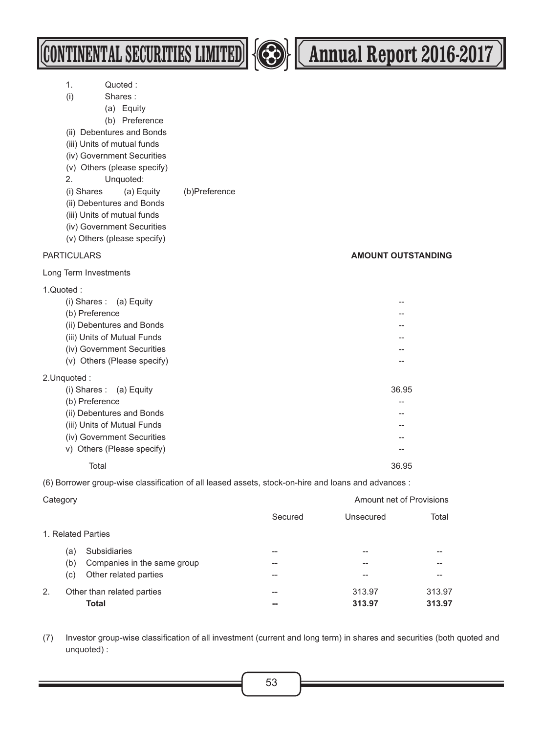1. Quoted :
(i) Shares :
    (a) Equity
    (b) Preference
(ii) Debentures and Bonds
(iii) Units of mutual funds
(iv) Government Securities
(v) Others (please specify)
2. Unquoted:
(i) Shares (a) Equity (b)Preference
(ii) Debentures and Bonds
(iii) Units of mutual funds
(iv) Government Securities
(v) Others (please specify)

| PARTICULARS | AMOUNT OUTSTANDING |
|---|---|
| Long Term Investments | |
| 1.Quoted : | |
| (i) Shares : (a) Equity | -- |
| (b) Preference | -- |
| (ii) Debentures and Bonds | -- |
| (iii) Units of Mutual Funds | -- |
| (iv) Government Securities | -- |
| (v) Others (Please specify) | -- |
| 2.Unquoted : | |
| (i) Shares : (a) Equity | 36.95 |
| (b) Preference | -- |
| (ii) Debentures and Bonds | -- |
| (iii) Units of Mutual Funds | -- |
| (iv) Government Securities | -- |
| v) Others (Please specify) | -- |
| Total | 36.95 |

(6) Borrower group-wise classification of all leased assets, stock-on-hire and loans and advances :

| Category | Amount net of Provisions | | |
|---|---|---|---|
| | Secured | Unsecured | Total |
| 1. Related Parties | | | |
| (a) Subsidiaries | -- | -- | -- |
| (b) Companies in the same group | -- | -- | -- |
| (c) Other related parties | -- | -- | -- |
| 2. Other than related parties | -- | 313.97 | 313.97 |
| **Total** | **--** | **313.97** | **313.97** |

(7) Investor group-wise classification of all investment (current and long term) in shares and securities (both quoted and unquoted) :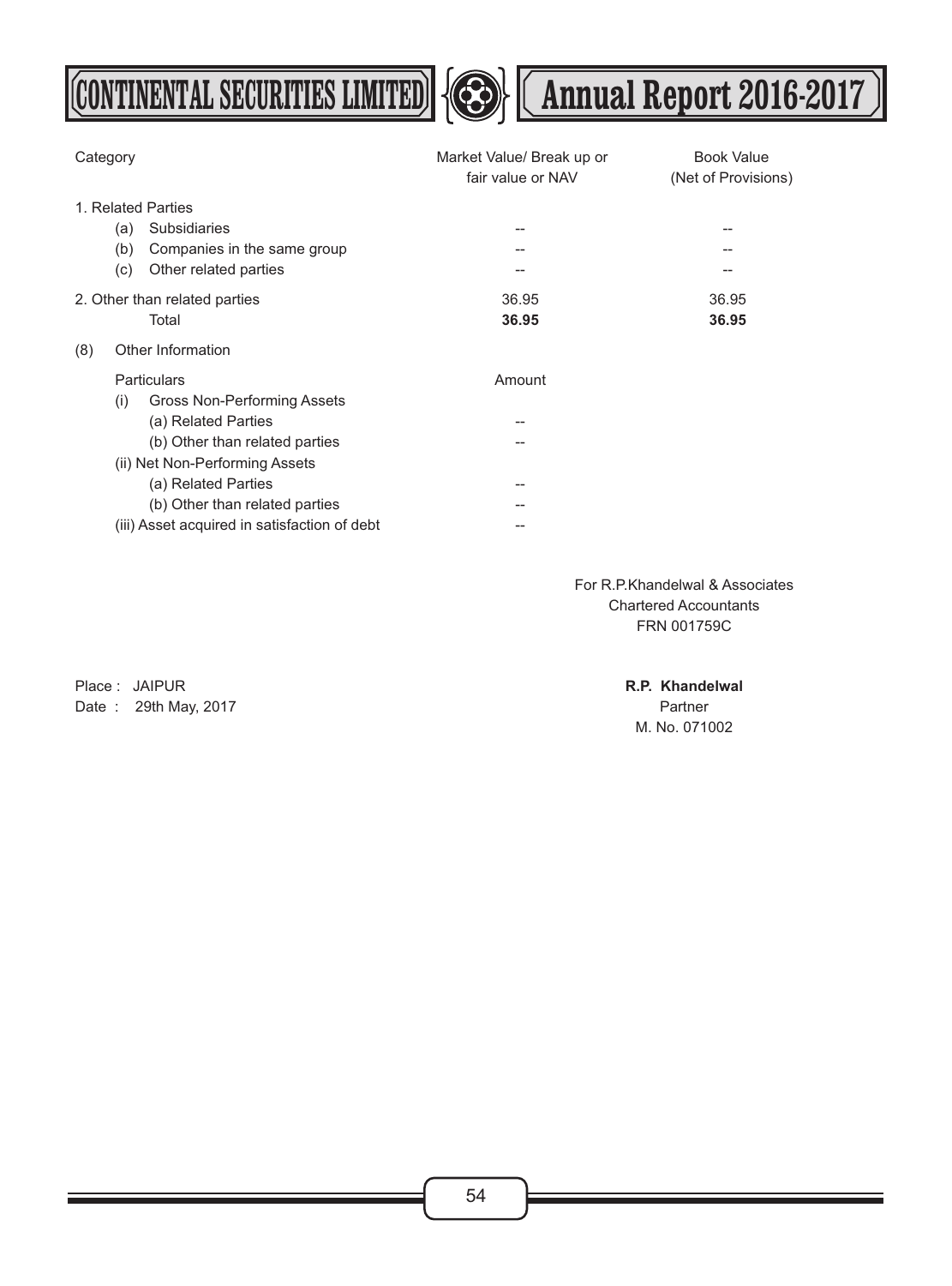| Category | Market Value/ Break up or fair value or NAV | Book Value (Net of Provisions) |
|---|---|---|
| 1. Related Parties | | |
| (a) Subsidiaries | -- | -- |
| (b) Companies in the same group | -- | -- |
| (c) Other related parties | -- | -- |
| 2. Other than related parties | 36.95 | 36.95 |
| Total | **36.95** | **36.95** |

(8) Other Information

| Particulars | Amount |
|---|---|
| (i) Gross Non-Performing Assets | |
| (a) Related Parties | -- |
| (b) Other than related parties | -- |
| (ii) Net Non-Performing Assets | |
| (a) Related Parties | -- |
| (b) Other than related parties | -- |
| (iii) Asset acquired in satisfaction of debt | -- |

For R.P.Khandelwal & Associates
Chartered Accountants
FRN 001759C

Place : JAIPUR
Date : 29th May, 2017

**R.P. Khandelwal**
Partner
M. No. 071002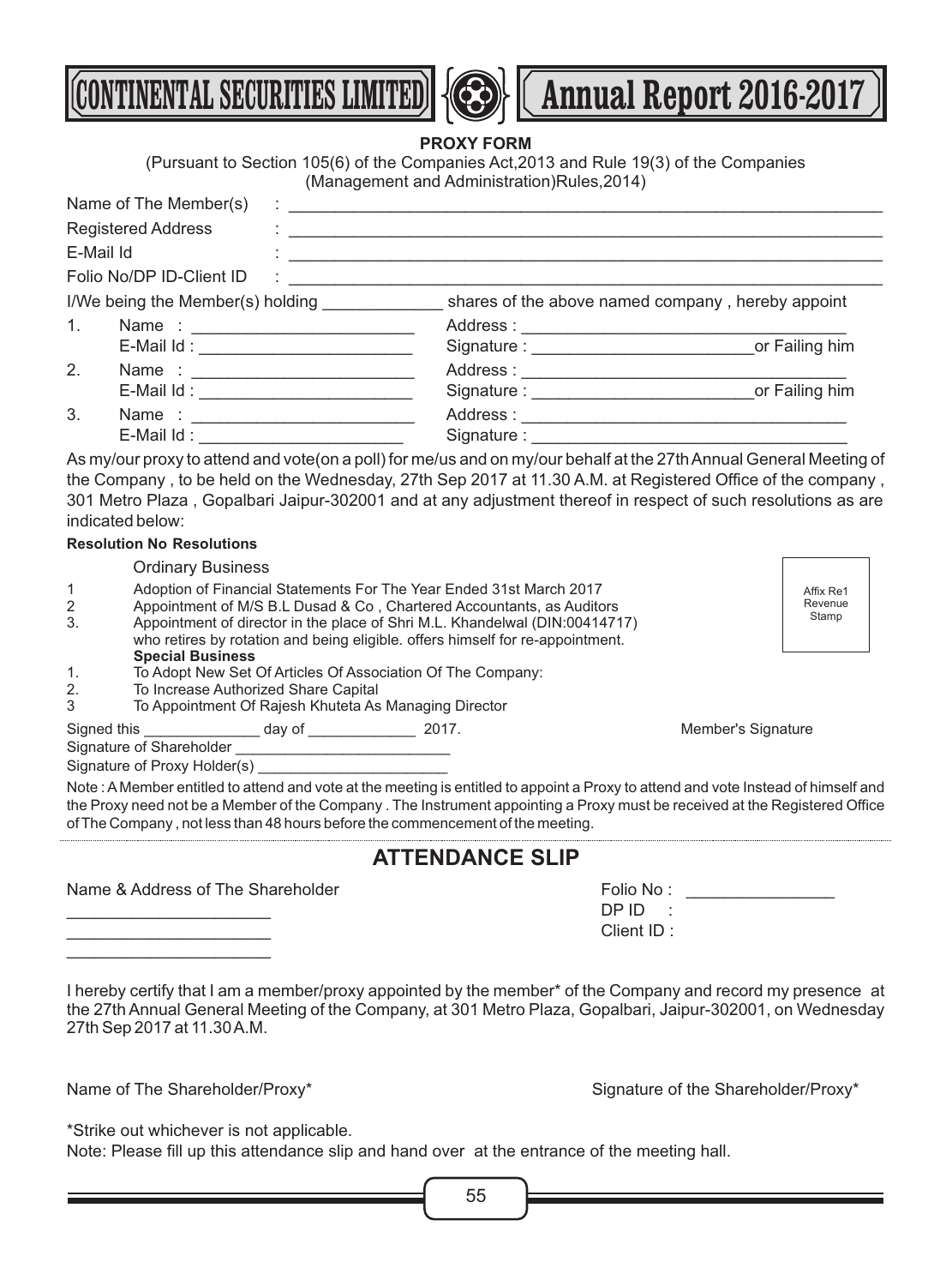## PROXY FORM

(Pursuant to Section 105(6) of the Companies Act,2013 and Rule 19(3) of the Companies (Management and Administration)Rules,2014)

Name of The Member(s) : ________________________________________________

Registered Address : ________________________________________________

E-Mail Id : ________________________________________________

Folio No/DP ID-Client ID : ________________________________________________

I/We being the Member(s) holding ____________ shares of the above named company , hereby appoint

1. Name : ______________________ Address : ________________________________
   E-Mail Id : ______________________ Signature : ______________________or Failing him
2. Name : ______________________ Address : ________________________________
   E-Mail Id : ______________________ Signature : ______________________or Failing him
3. Name : ______________________ Address : ________________________________
   E-Mail Id : ______________________ Signature : ________________________________

As my/our proxy to attend and vote(on a poll) for me/us and on my/our behalf at the 27th Annual General Meeting of the Company , to be held on the Wednesday, 27th Sep 2017 at 11.30 A.M. at Registered Office of the company , 301 Metro Plaza , Gopalbari Jaipur-302001 and at any adjustment thereof in respect of such resolutions as are indicated below:

**Resolution No Resolutions**

Ordinary Business

1 Adoption of Financial Statements For The Year Ended 31st March 2017
2 Appointment of M/S B.L Dusad & Co , Chartered Accountants, as Auditors
3. Appointment of director in the place of Shri M.L. Khandelwal (DIN:00414717) who retires by rotation and being eligible. offers himself for re-appointment.

**Special Business**

1. To Adopt New Set Of Articles Of Association Of The Company:
2. To Increase Authorized Share Capital
3 To Appointment Of Rajesh Khuteta As Managing Director

Affix Re1 Revenue Stamp

Signed this ____________ day of ____________ 2017.

Member's Signature

Signature of Shareholder ______________________

Signature of Proxy Holder(s) ______________________

Note : A Member entitled to attend and vote at the meeting is entitled to appoint a Proxy to attend and vote Instead of himself and the Proxy need not be a Member of the Company . The Instrument appointing a Proxy must be received at the Registered Office of The Company , not less than 48 hours before the commencement of the meeting.

## ATTENDANCE SLIP

Name & Address of The Shareholder

______________________
______________________
______________________

Folio No : ______________
DP ID :
Client ID :

I hereby certify that I am a member/proxy appointed by the member* of the Company and record my presence at the 27th Annual General Meeting of the Company, at 301 Metro Plaza, Gopalbari, Jaipur-302001, on Wednesday 27th Sep 2017 at 11.30 A.M.

Name of The Shareholder/Proxy*

Signature of the Shareholder/Proxy*

*Strike out whichever is not applicable.

Note: Please fill up this attendance slip and hand over at the entrance of the meeting hall.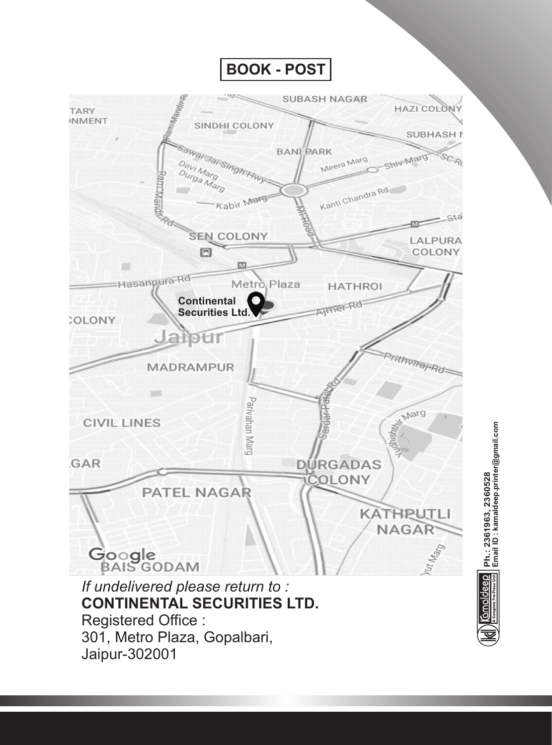**BOOK - POST**

Continental Securities Ltd.

*If undelivered please return to :*

**CONTINENTAL SECURITIES LTD.**

Registered Office :

301, Metro Plaza, Gopalbari,

Jaipur-302001